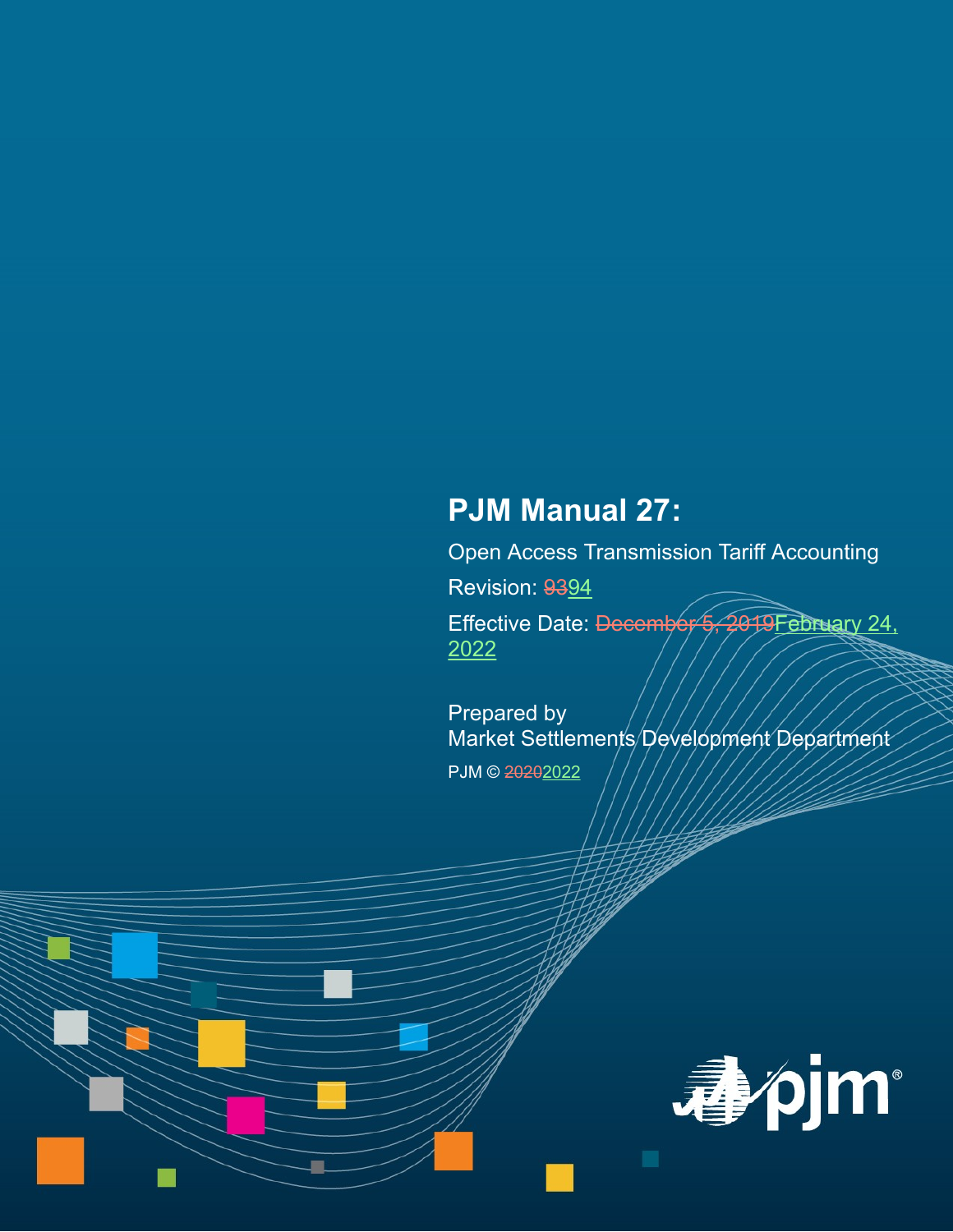# PJM Manual 27:

Open Access Transmission Tariff Accounting

Revision: ~~93~~94

Effective Date: ~~December 5, 2019~~February 24, 2022

Prepared by
Market Settlements Development Department

PJM © ~~2020~~2022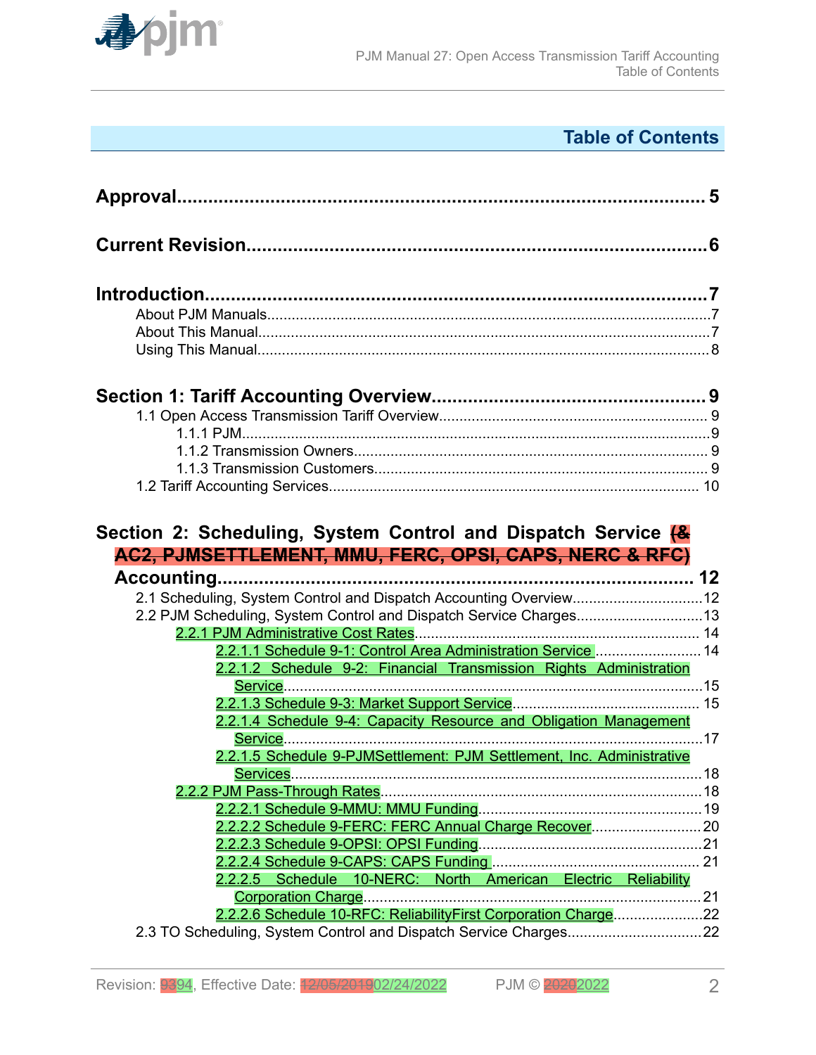# Table of Contents

**Approval....................................................................................................5**

**Current Revision.......................................................................................6**

**Introduction...............................................................................................7**

- About PJM Manuals..............................................................................7
- About This Manual................................................................................7
- Using This Manual.................................................................................8

**Section 1: Tariff Accounting Overview......................................................9**

- 1.1 Open Access Transmission Tariff Overview.....................................9
  - 1.1.1 PJM.........................................................................................9
  - 1.1.2 Transmission Owners..............................................................9
  - 1.1.3 Transmission Customers.........................................................9
- 1.2 Tariff Accounting Services..............................................................10

**Section 2: Scheduling, System Control and Dispatch Service (& AC2, PJMSETTLEMENT, MMU, FERC, OPSI, CAPS, NERC & RFC) Accounting.......................................................................................12**

- 2.1 Scheduling, System Control and Dispatch Accounting Overview.......12
- 2.2 PJM Scheduling, System Control and Dispatch Service Charges.......13
  - 2.2.1 PJM Administrative Cost Rates...............................................14
    - 2.2.1.1 Schedule 9-1: Control Area Administration Service..........14
    - 2.2.1.2 Schedule 9-2: Financial Transmission Rights Administration Service...........................................................................15
    - 2.2.1.3 Schedule 9-3: Market Support Service...............................15
    - 2.2.1.4 Schedule 9-4: Capacity Resource and Obligation Management Service...........................................................................17
    - 2.2.1.5 Schedule 9-PJMSettlement: PJM Settlement, Inc. Administrative Services.........................................................................18
  - 2.2.2 PJM Pass-Through Rates.........................................................18
    - 2.2.2.1 Schedule 9-MMU: MMU Funding.......................................19
    - 2.2.2.2 Schedule 9-FERC: FERC Annual Charge Recover...............20
    - 2.2.2.3 Schedule 9-OPSI: OPSI Funding.......................................21
    - 2.2.2.4 Schedule 9-CAPS: CAPS Funding.....................................21
    - 2.2.2.5 Schedule 10-NERC: North American Electric Reliability Corporation Charge...........................................................21
    - 2.2.2.6 Schedule 10-RFC: ReliabilityFirst Corporation Charge.......22
- 2.3 TO Scheduling, System Control and Dispatch Service Charges..........22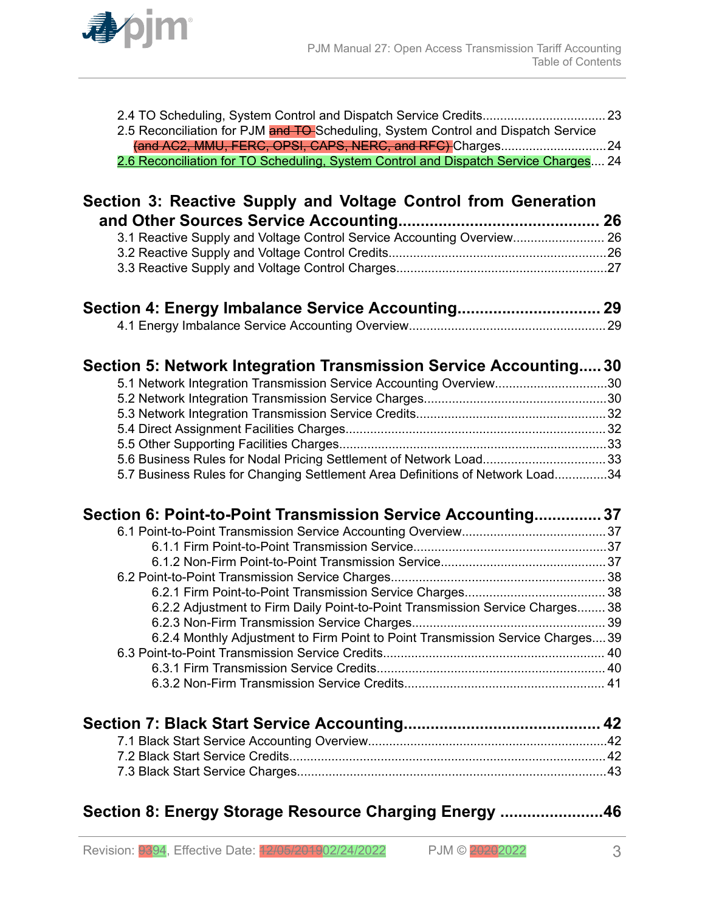2.4 TO Scheduling, System Control and Dispatch Service Credits....................................23

2.5 Reconciliation for PJM ~~and TO~~ Scheduling, System Control and Dispatch Service ~~(and AC2, MMU, FERC, OPSI, CAPS, NERC, and RFC)~~ Charges..............................24

2.6 Reconciliation for TO Scheduling, System Control and Dispatch Service Charges.... 24

## Section 3: Reactive Supply and Voltage Control from Generation and Other Sources Service Accounting............................................ 26

3.1 Reactive Supply and Voltage Control Service Accounting Overview.......................... 26

3.2 Reactive Supply and Voltage Control Credits.............................................................26

3.3 Reactive Supply and Voltage Control Charges...........................................................27

## Section 4: Energy Imbalance Service Accounting................................ 29

4.1 Energy Imbalance Service Accounting Overview........................................................29

## Section 5: Network Integration Transmission Service Accounting..... 30

5.1 Network Integration Transmission Service Accounting Overview................................30

5.2 Network Integration Transmission Service Charges....................................................30

5.3 Network Integration Transmission Service Credits......................................................32

5.4 Direct Assignment Facilities Charges..........................................................................32

5.5 Other Supporting Facilities Charges............................................................................33

5.6 Business Rules for Nodal Pricing Settlement of Network Load...................................33

5.7 Business Rules for Changing Settlement Area Definitions of Network Load...............34

## Section 6: Point-to-Point Transmission Service Accounting............... 37

6.1 Point-to-Point Transmission Service Accounting Overview.........................................37

- 6.1.1 Firm Point-to-Point Transmission Service.......................................................37
- 6.1.2 Non-Firm Point-to-Point Transmission Service...............................................37

6.2 Point-to-Point Transmission Service Charges............................................................. 38

- 6.2.1 Firm Point-to-Point Transmission Service Charges........................................ 38
- 6.2.2 Adjustment to Firm Daily Point-to-Point Transmission Service Charges......... 38
- 6.2.3 Non-Firm Transmission Service Charges....................................................... 39
- 6.2.4 Monthly Adjustment to Firm Point to Point Transmission Service Charges.... 39

6.3 Point-to-Point Transmission Service Credits............................................................... 40

- 6.3.1 Firm Transmission Service Credits................................................................. 40
- 6.3.2 Non-Firm Transmission Service Credits......................................................... 41

## Section 7: Black Start Service Accounting........................................... 42

7.1 Black Start Service Accounting Overview....................................................................42

7.2 Black Start Service Credits..........................................................................................42

7.3 Black Start Service Charges........................................................................................43

## Section 8: Energy Storage Resource Charging Energy .......................46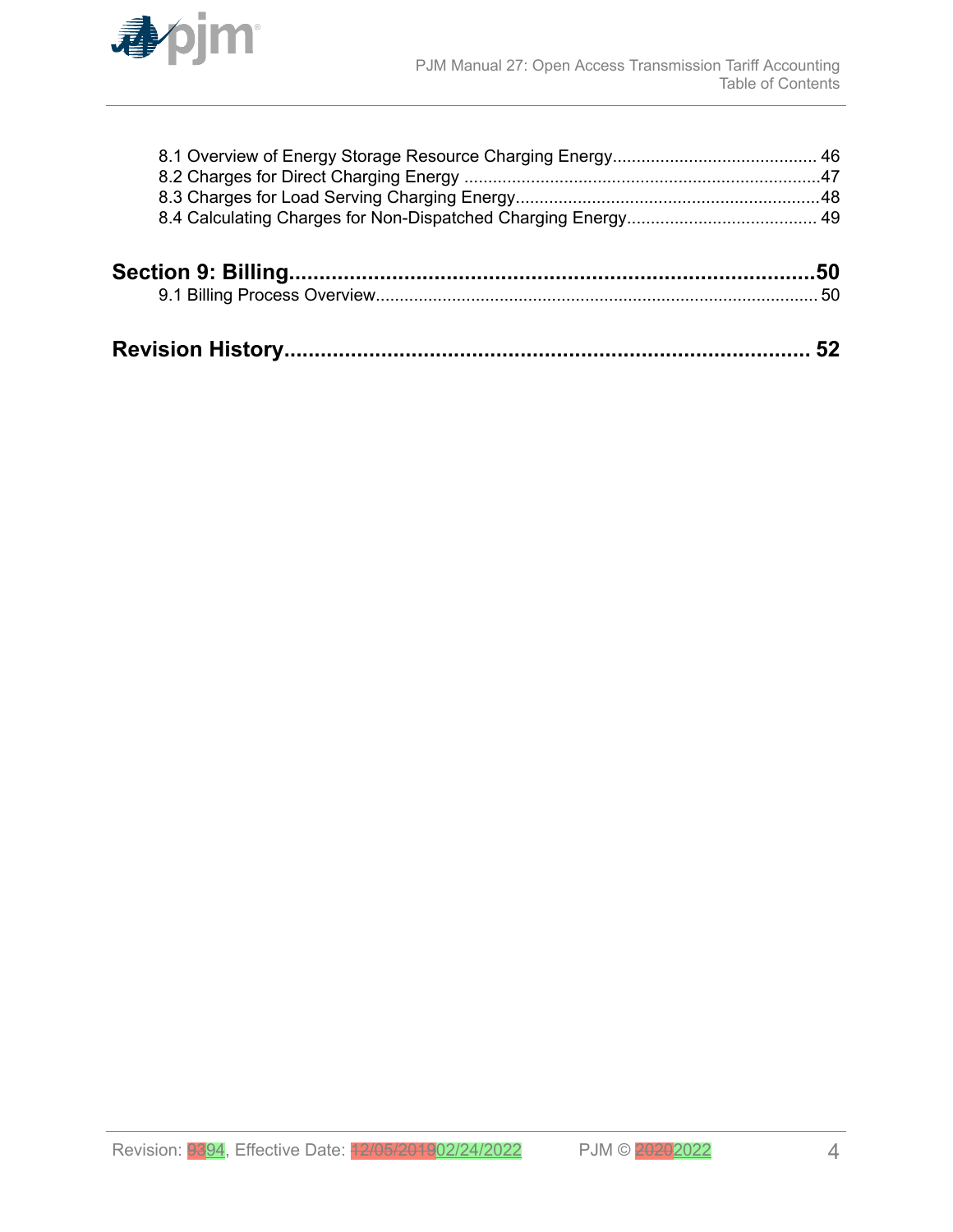8.1 Overview of Energy Storage Resource Charging Energy........................................... 46
8.2 Charges for Direct Charging Energy ..........................................................................47
8.3 Charges for Load Serving Charging Energy................................................................48
8.4 Calculating Charges for Non-Dispatched Charging Energy........................................ 49

**Section 9: Billing........................................................................................50**

9.1 Billing Process Overview............................................................................................ 50

**Revision History........................................................................................ 52**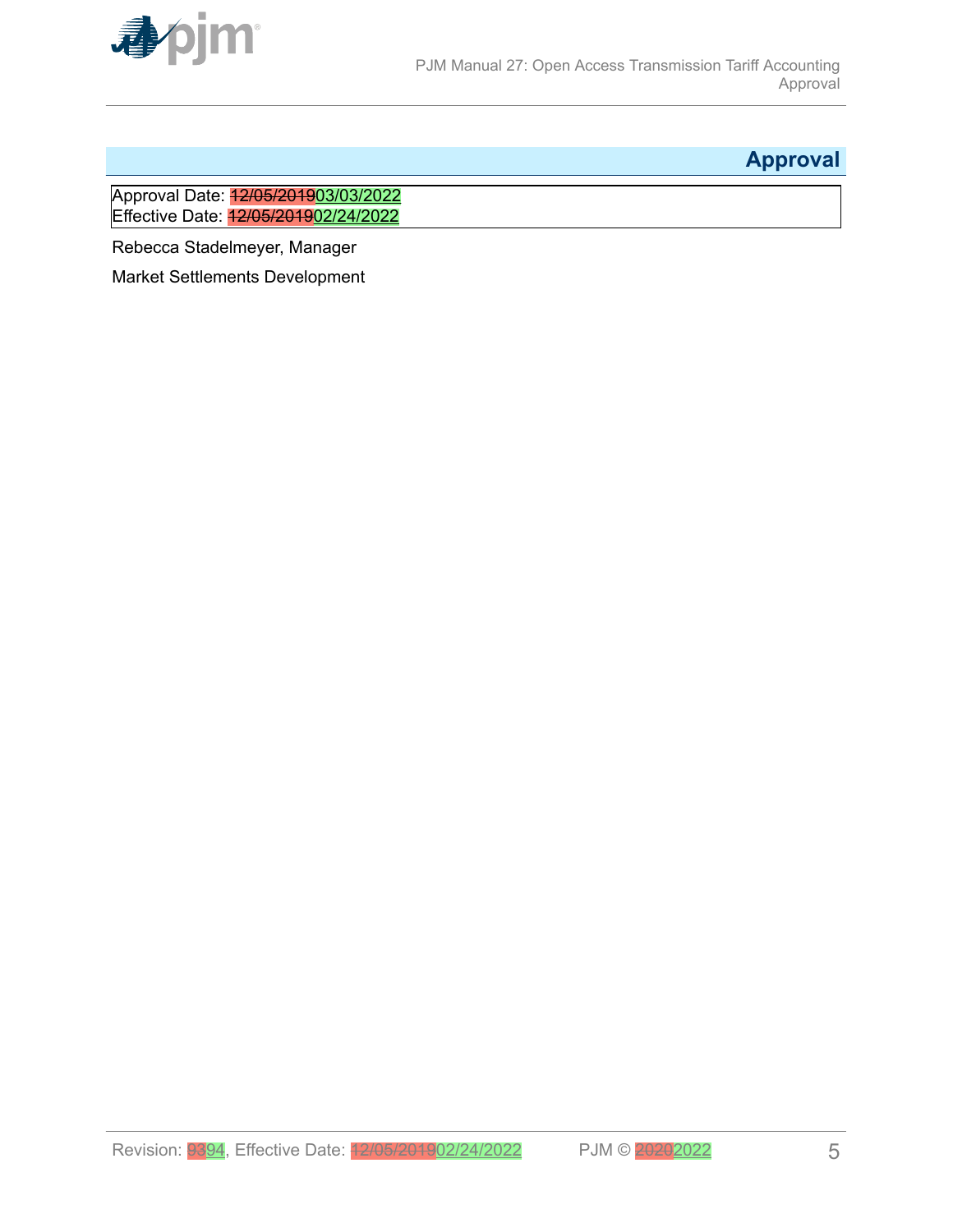## Approval

Approval Date: ~~12/05/2019~~03/03/2022
Effective Date: ~~12/05/2019~~02/24/2022

Rebecca Stadelmeyer, Manager

Market Settlements Development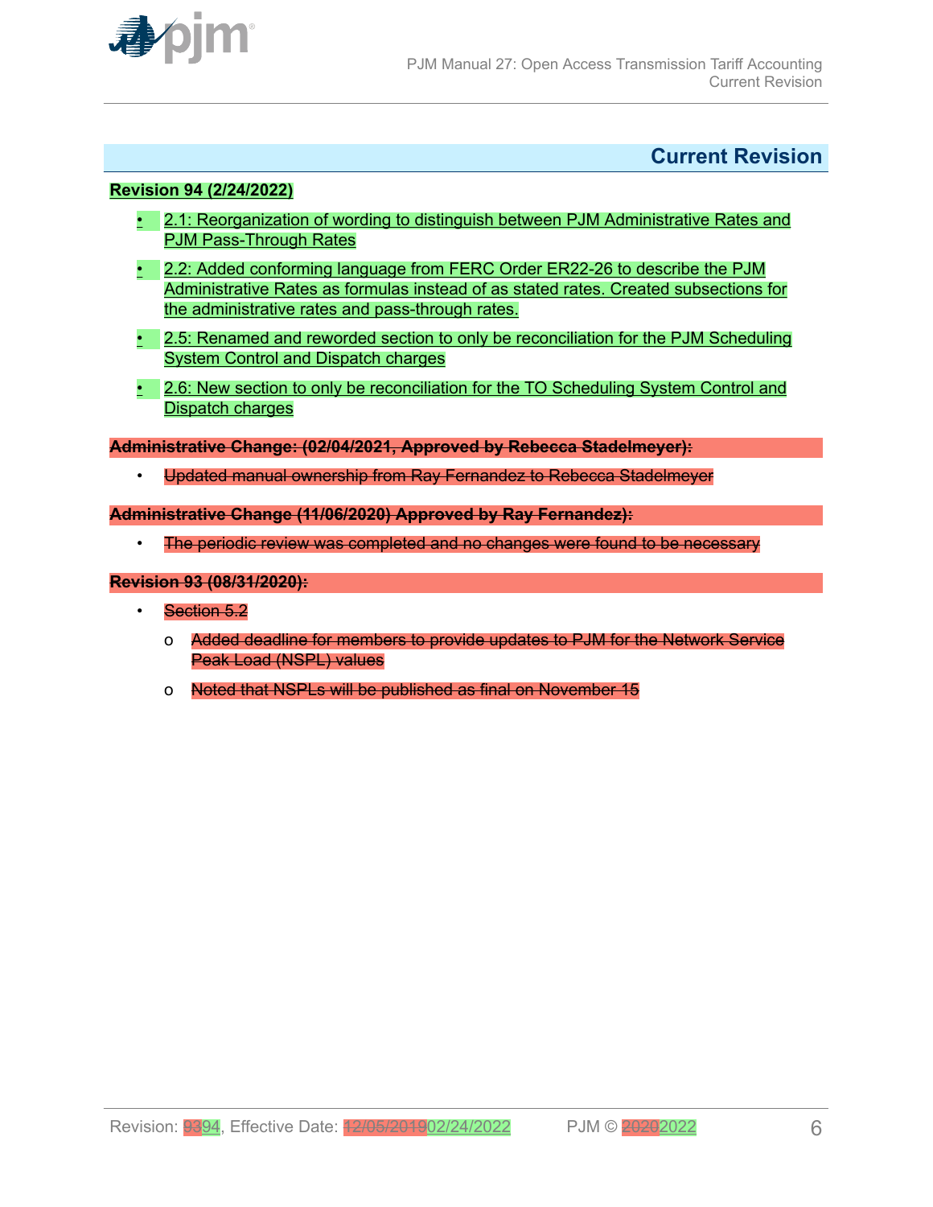## Current Revision

**Revision 94 (2/24/2022)**

- 2.1: Reorganization of wording to distinguish between PJM Administrative Rates and PJM Pass-Through Rates
- 2.2: Added conforming language from FERC Order ER22-26 to describe the PJM Administrative Rates as formulas instead of as stated rates. Created subsections for the administrative rates and pass-through rates.
- 2.5: Renamed and reworded section to only be reconciliation for the PJM Scheduling System Control and Dispatch charges
- 2.6: New section to only be reconciliation for the TO Scheduling System Control and Dispatch charges

~~**Administrative Change: (02/04/2021, Approved by Rebecca Stadelmeyer):**~~

- ~~Updated manual ownership from Ray Fernandez to Rebecca Stadelmeyer~~

~~**Administrative Change (11/06/2020) Approved by Ray Fernandez):**~~

- ~~The periodic review was completed and no changes were found to be necessary~~

~~**Revision 93 (08/31/2020):**~~

- ~~Section 5.2~~
  - ~~Added deadline for members to provide updates to PJM for the Network Service Peak Load (NSPL) values~~
  - ~~Noted that NSPLs will be published as final on November 15~~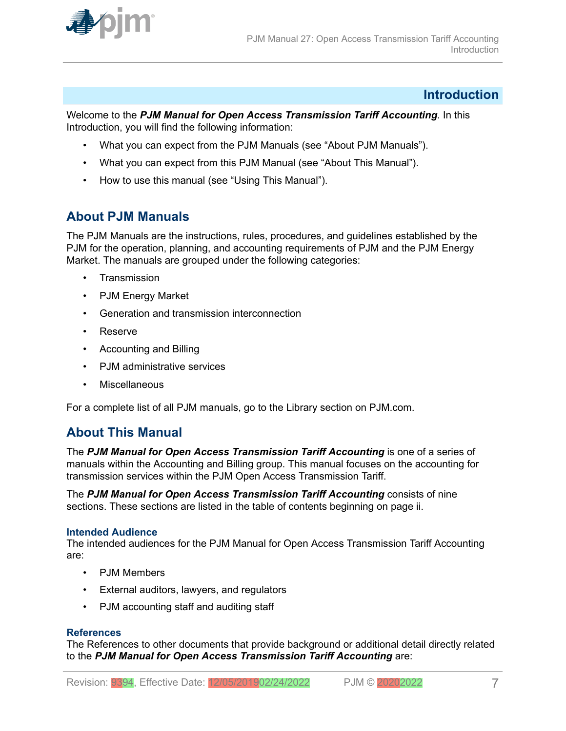# Introduction

Welcome to the ***PJM Manual for Open Access Transmission Tariff Accounting***. In this Introduction, you will find the following information:

- What you can expect from the PJM Manuals (see "About PJM Manuals").
- What you can expect from this PJM Manual (see "About This Manual").
- How to use this manual (see "Using This Manual").

## About PJM Manuals

The PJM Manuals are the instructions, rules, procedures, and guidelines established by the PJM for the operation, planning, and accounting requirements of PJM and the PJM Energy Market. The manuals are grouped under the following categories:

- Transmission
- PJM Energy Market
- Generation and transmission interconnection
- Reserve
- Accounting and Billing
- PJM administrative services
- Miscellaneous

For a complete list of all PJM manuals, go to the Library section on PJM.com.

## About This Manual

The ***PJM Manual for Open Access Transmission Tariff Accounting*** is one of a series of manuals within the Accounting and Billing group. This manual focuses on the accounting for transmission services within the PJM Open Access Transmission Tariff.

The ***PJM Manual for Open Access Transmission Tariff Accounting*** consists of nine sections. These sections are listed in the table of contents beginning on page ii.

### Intended Audience

The intended audiences for the PJM Manual for Open Access Transmission Tariff Accounting are:

- PJM Members
- External auditors, lawyers, and regulators
- PJM accounting staff and auditing staff

### References

The References to other documents that provide background or additional detail directly related to the ***PJM Manual for Open Access Transmission Tariff Accounting*** are: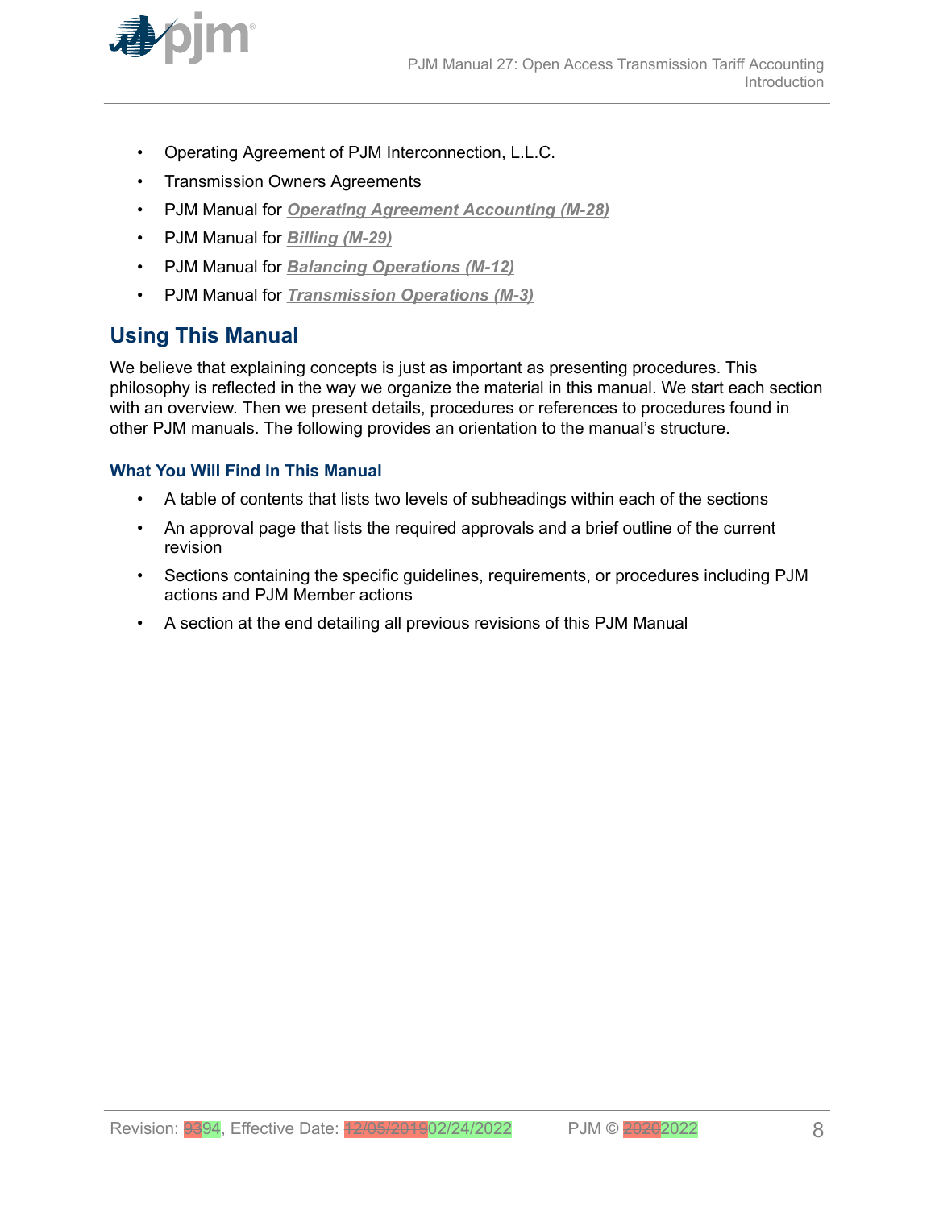- Operating Agreement of PJM Interconnection, L.L.C.
- Transmission Owners Agreements
- PJM Manual for ***Operating Agreement Accounting (M-28)***
- PJM Manual for ***Billing (M-29)***
- PJM Manual for ***Balancing Operations (M-12)***
- PJM Manual for ***Transmission Operations (M-3)***

## Using This Manual

We believe that explaining concepts is just as important as presenting procedures. This philosophy is reflected in the way we organize the material in this manual. We start each section with an overview. Then we present details, procedures or references to procedures found in other PJM manuals. The following provides an orientation to the manual's structure.

### What You Will Find In This Manual

- A table of contents that lists two levels of subheadings within each of the sections
- An approval page that lists the required approvals and a brief outline of the current revision
- Sections containing the specific guidelines, requirements, or procedures including PJM actions and PJM Member actions
- A section at the end detailing all previous revisions of this PJM Manual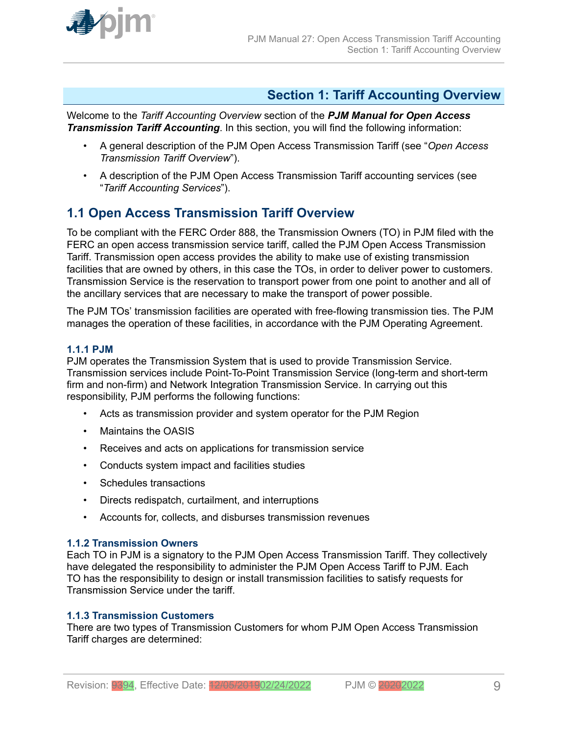## Section 1: Tariff Accounting Overview

Welcome to the *Tariff Accounting Overview* section of the ***PJM Manual for Open Access Transmission Tariff Accounting***. In this section, you will find the following information:

- A general description of the PJM Open Access Transmission Tariff (see "*Open Access Transmission Tariff Overview*").
- A description of the PJM Open Access Transmission Tariff accounting services (see "*Tariff Accounting Services*").

## 1.1 Open Access Transmission Tariff Overview

To be compliant with the FERC Order 888, the Transmission Owners (TO) in PJM filed with the FERC an open access transmission service tariff, called the PJM Open Access Transmission Tariff. Transmission open access provides the ability to make use of existing transmission facilities that are owned by others, in this case the TOs, in order to deliver power to customers. Transmission Service is the reservation to transport power from one point to another and all of the ancillary services that are necessary to make the transport of power possible.

The PJM TOs' transmission facilities are operated with free-flowing transmission ties. The PJM manages the operation of these facilities, in accordance with the PJM Operating Agreement.

### 1.1.1 PJM

PJM operates the Transmission System that is used to provide Transmission Service. Transmission services include Point-To-Point Transmission Service (long-term and short-term firm and non-firm) and Network Integration Transmission Service. In carrying out this responsibility, PJM performs the following functions:

- Acts as transmission provider and system operator for the PJM Region
- Maintains the OASIS
- Receives and acts on applications for transmission service
- Conducts system impact and facilities studies
- Schedules transactions
- Directs redispatch, curtailment, and interruptions
- Accounts for, collects, and disburses transmission revenues

### 1.1.2 Transmission Owners

Each TO in PJM is a signatory to the PJM Open Access Transmission Tariff. They collectively have delegated the responsibility to administer the PJM Open Access Tariff to PJM. Each TO has the responsibility to design or install transmission facilities to satisfy requests for Transmission Service under the tariff.

### 1.1.3 Transmission Customers

There are two types of Transmission Customers for whom PJM Open Access Transmission Tariff charges are determined: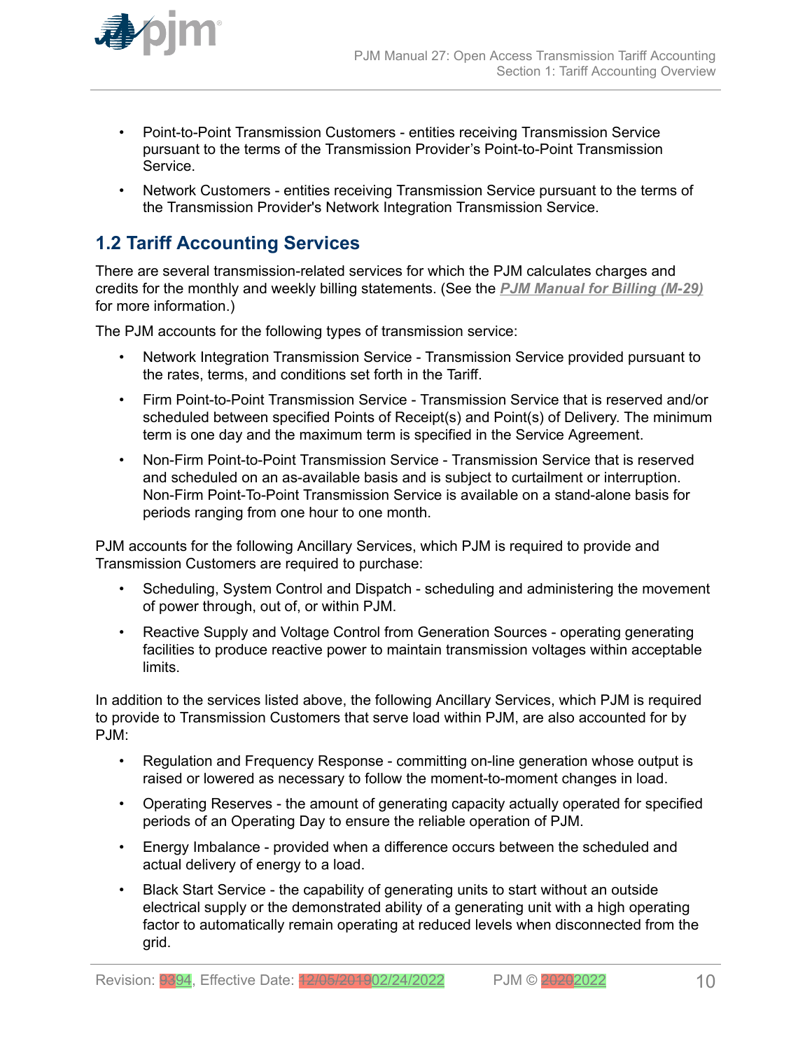- Point-to-Point Transmission Customers - entities receiving Transmission Service pursuant to the terms of the Transmission Provider's Point-to-Point Transmission Service.
- Network Customers - entities receiving Transmission Service pursuant to the terms of the Transmission Provider's Network Integration Transmission Service.

## 1.2 Tariff Accounting Services

There are several transmission-related services for which the PJM calculates charges and credits for the monthly and weekly billing statements. (See the ***PJM Manual for Billing (M-29)*** for more information.)

The PJM accounts for the following types of transmission service:

- Network Integration Transmission Service - Transmission Service provided pursuant to the rates, terms, and conditions set forth in the Tariff.
- Firm Point-to-Point Transmission Service - Transmission Service that is reserved and/or scheduled between specified Points of Receipt(s) and Point(s) of Delivery. The minimum term is one day and the maximum term is specified in the Service Agreement.
- Non-Firm Point-to-Point Transmission Service - Transmission Service that is reserved and scheduled on an as-available basis and is subject to curtailment or interruption. Non-Firm Point-To-Point Transmission Service is available on a stand-alone basis for periods ranging from one hour to one month.

PJM accounts for the following Ancillary Services, which PJM is required to provide and Transmission Customers are required to purchase:

- Scheduling, System Control and Dispatch - scheduling and administering the movement of power through, out of, or within PJM.
- Reactive Supply and Voltage Control from Generation Sources - operating generating facilities to produce reactive power to maintain transmission voltages within acceptable limits.

In addition to the services listed above, the following Ancillary Services, which PJM is required to provide to Transmission Customers that serve load within PJM, are also accounted for by PJM:

- Regulation and Frequency Response - committing on-line generation whose output is raised or lowered as necessary to follow the moment-to-moment changes in load.
- Operating Reserves - the amount of generating capacity actually operated for specified periods of an Operating Day to ensure the reliable operation of PJM.
- Energy Imbalance - provided when a difference occurs between the scheduled and actual delivery of energy to a load.
- Black Start Service - the capability of generating units to start without an outside electrical supply or the demonstrated ability of a generating unit with a high operating factor to automatically remain operating at reduced levels when disconnected from the grid.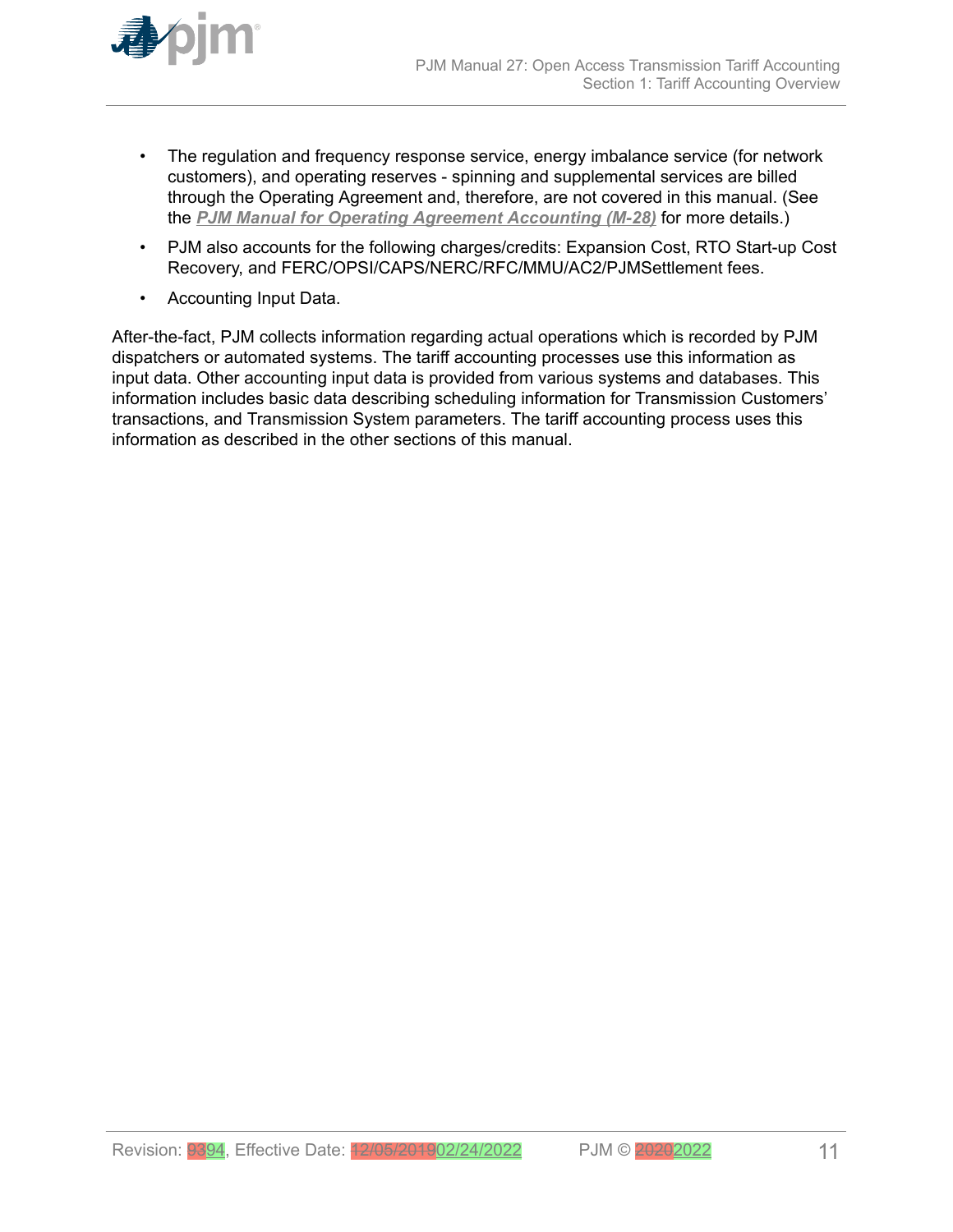- The regulation and frequency response service, energy imbalance service (for network customers), and operating reserves - spinning and supplemental services are billed through the Operating Agreement and, therefore, are not covered in this manual. (See the ***PJM Manual for Operating Agreement Accounting (M-28)*** for more details.)
- PJM also accounts for the following charges/credits: Expansion Cost, RTO Start-up Cost Recovery, and FERC/OPSI/CAPS/NERC/RFC/MMU/AC2/PJMSettlement fees.
- Accounting Input Data.

After-the-fact, PJM collects information regarding actual operations which is recorded by PJM dispatchers or automated systems. The tariff accounting processes use this information as input data. Other accounting input data is provided from various systems and databases. This information includes basic data describing scheduling information for Transmission Customers' transactions, and Transmission System parameters. The tariff accounting process uses this information as described in the other sections of this manual.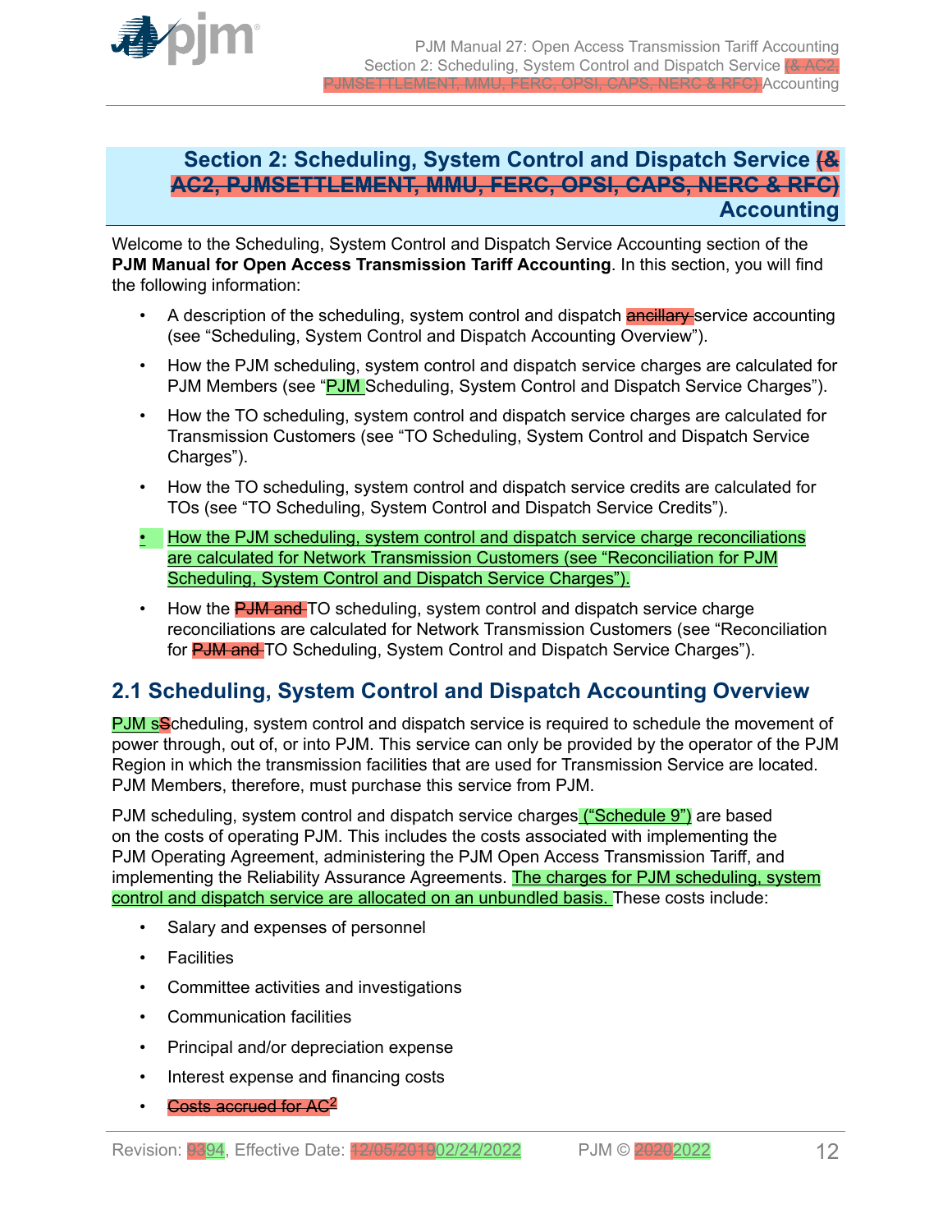## Section 2: Scheduling, System Control and Dispatch Service (& AC2, PJMSETTLEMENT, MMU, FERC, OPSI, CAPS, NERC & RFC) Accounting

Welcome to the Scheduling, System Control and Dispatch Service Accounting section of the **PJM Manual for Open Access Transmission Tariff Accounting**. In this section, you will find the following information:

- A description of the scheduling, system control and dispatch ancillary service accounting (see "Scheduling, System Control and Dispatch Accounting Overview").
- How the PJM scheduling, system control and dispatch service charges are calculated for PJM Members (see "PJM Scheduling, System Control and Dispatch Service Charges").
- How the TO scheduling, system control and dispatch service charges are calculated for Transmission Customers (see "TO Scheduling, System Control and Dispatch Service Charges").
- How the TO scheduling, system control and dispatch service credits are calculated for TOs (see "TO Scheduling, System Control and Dispatch Service Credits").
- How the PJM scheduling, system control and dispatch service charge reconciliations are calculated for Network Transmission Customers (see "Reconciliation for PJM Scheduling, System Control and Dispatch Service Charges").
- How the PJM and TO scheduling, system control and dispatch service charge reconciliations are calculated for Network Transmission Customers (see "Reconciliation for PJM and TO Scheduling, System Control and Dispatch Service Charges").

### 2.1 Scheduling, System Control and Dispatch Accounting Overview

PJM sScheduling, system control and dispatch service is required to schedule the movement of power through, out of, or into PJM. This service can only be provided by the operator of the PJM Region in which the transmission facilities that are used for Transmission Service are located. PJM Members, therefore, must purchase this service from PJM.

PJM scheduling, system control and dispatch service charges ("Schedule 9") are based on the costs of operating PJM. This includes the costs associated with implementing the PJM Operating Agreement, administering the PJM Open Access Transmission Tariff, and implementing the Reliability Assurance Agreements. The charges for PJM scheduling, system control and dispatch service are allocated on an unbundled basis. These costs include:

- Salary and expenses of personnel
- Facilities
- Committee activities and investigations
- Communication facilities
- Principal and/or depreciation expense
- Interest expense and financing costs
- Costs accrued for AC2[2]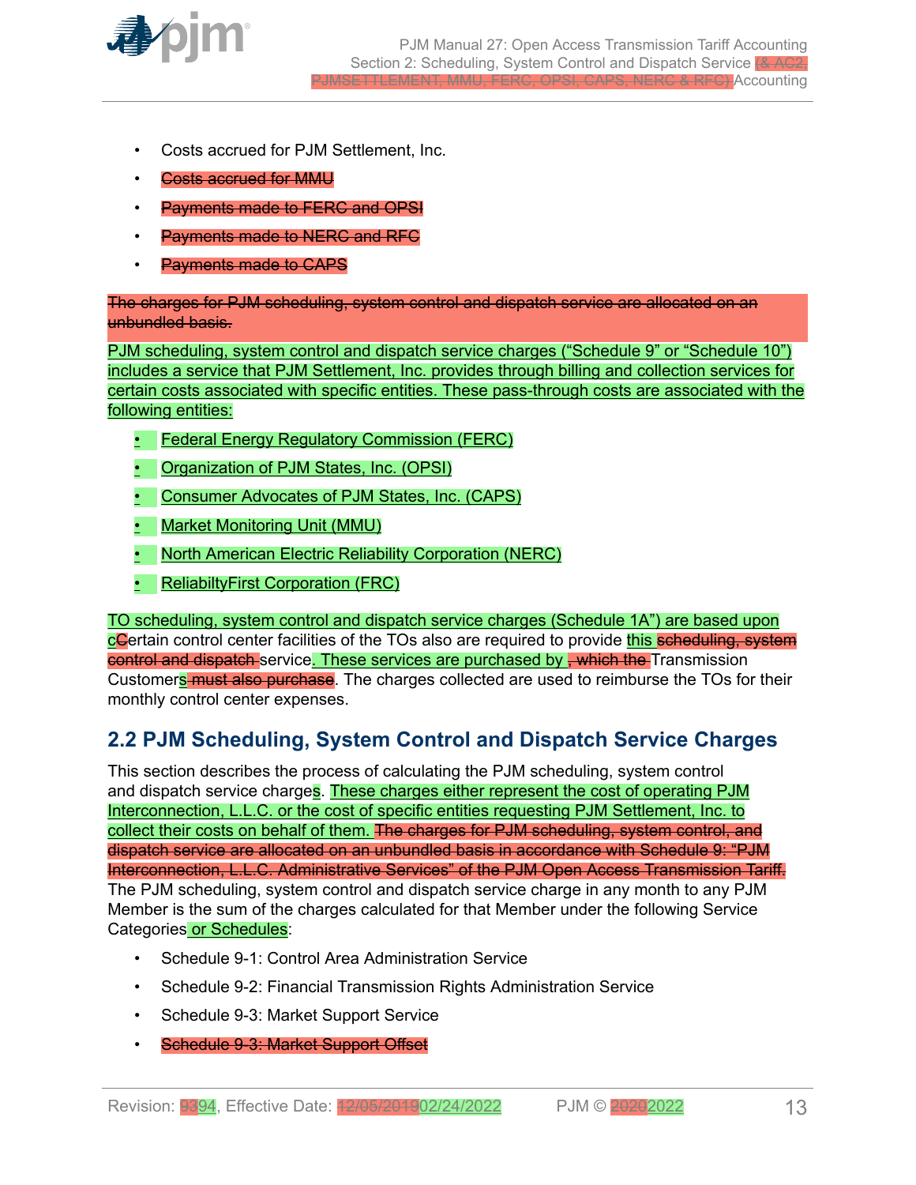- Costs accrued for PJM Settlement, Inc.
- ~~Costs accrued for MMU~~
- ~~Payments made to FERC and OPSI~~
- ~~Payments made to NERC and RFC~~
- ~~Payments made to CAPS~~

~~The charges for PJM scheduling, system control and dispatch service are allocated on an unbundled basis.~~

PJM scheduling, system control and dispatch service charges (“Schedule 9” or “Schedule 10”) includes a service that PJM Settlement, Inc. provides through billing and collection services for certain costs associated with specific entities. These pass-through costs are associated with the following entities:

- Federal Energy Regulatory Commission (FERC)
- Organization of PJM States, Inc. (OPSI)
- Consumer Advocates of PJM States, Inc. (CAPS)
- Market Monitoring Unit (MMU)
- North American Electric Reliability Corporation (NERC)
- ReliabiltyFirst Corporation (FRC)

TO scheduling, system control and dispatch service charges (Schedule 1A”) are based upon c~~C~~ertain control center facilities of the TOs also are required to provide this ~~scheduling, system control and dispatch~~ service. These services are purchased by ~~, which the~~ Transmission Customers ~~must also purchase~~. The charges collected are used to reimburse the TOs for their monthly control center expenses.

## 2.2 PJM Scheduling, System Control and Dispatch Service Charges

This section describes the process of calculating the PJM scheduling, system control and dispatch service charges. These charges either represent the cost of operating PJM Interconnection, L.L.C. or the cost of specific entities requesting PJM Settlement, Inc. to collect their costs on behalf of them. ~~The charges for PJM scheduling, system control, and dispatch service are allocated on an unbundled basis in accordance with Schedule 9: “PJM Interconnection, L.L.C. Administrative Services” of the PJM Open Access Transmission Tariff.~~ The PJM scheduling, system control and dispatch service charge in any month to any PJM Member is the sum of the charges calculated for that Member under the following Service Categories or Schedules:

- Schedule 9-1: Control Area Administration Service
- Schedule 9-2: Financial Transmission Rights Administration Service
- Schedule 9-3: Market Support Service
- ~~Schedule 9-3: Market Support Offset~~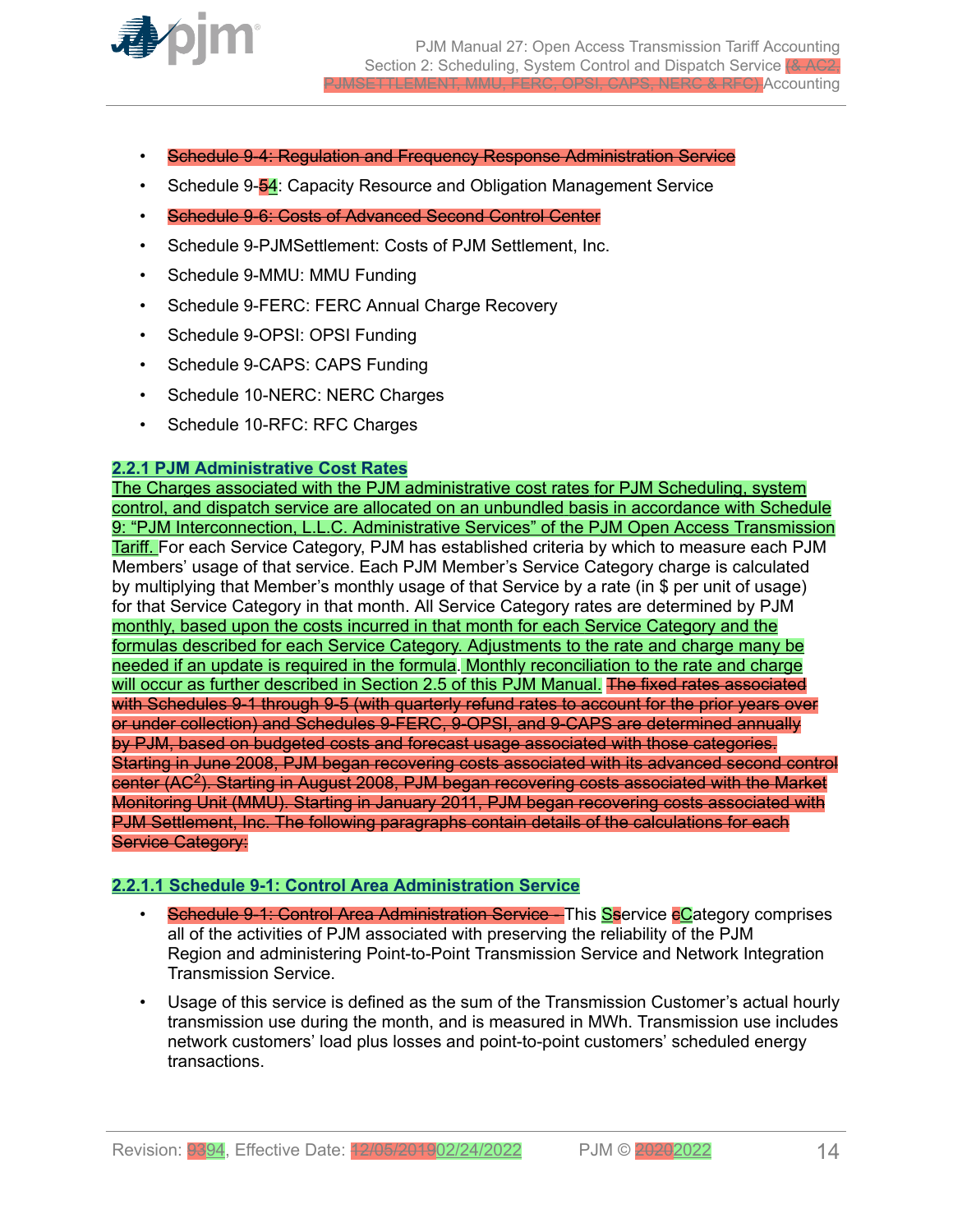- ~~Schedule 9-4: Regulation and Frequency Response Administration Service~~
- Schedule 9-54: Capacity Resource and Obligation Management Service
- ~~Schedule 9-6: Costs of Advanced Second Control Center~~
- Schedule 9-PJMSettlement: Costs of PJM Settlement, Inc.
- Schedule 9-MMU: MMU Funding
- Schedule 9-FERC: FERC Annual Charge Recovery
- Schedule 9-OPSI: OPSI Funding
- Schedule 9-CAPS: CAPS Funding
- Schedule 10-NERC: NERC Charges
- Schedule 10-RFC: RFC Charges

### 2.2.1 PJM Administrative Cost Rates

The Charges associated with the PJM administrative cost rates for PJM Scheduling, system control, and dispatch service are allocated on an unbundled basis in accordance with Schedule 9: "PJM Interconnection, L.L.C. Administrative Services" of the PJM Open Access Transmission Tariff. For each Service Category, PJM has established criteria by which to measure each PJM Members' usage of that service. Each PJM Member's Service Category charge is calculated by multiplying that Member's monthly usage of that Service by a rate (in $ per unit of usage) for that Service Category in that month. All Service Category rates are determined by PJM monthly, based upon the costs incurred in that month for each Service Category and the formulas described for each Service Category. Adjustments to the rate and charge many be needed if an update is required in the formula. Monthly reconciliation to the rate and charge will occur as further described in Section 2.5 of this PJM Manual. ~~The fixed rates associated with Schedules 9-1 through 9-5 (with quarterly refund rates to account for the prior years over or under collection) and Schedules 9-FERC, 9-OPSI, and 9-CAPS are determined annually by PJM, based on budgeted costs and forecast usage associated with those categories. Starting in June 2008, PJM began recovering costs associated with its advanced second control center ($AC^2$). Starting in August 2008, PJM began recovering costs associated with the Market Monitoring Unit (MMU). Starting in January 2011, PJM began recovering costs associated with PJM Settlement, Inc. The following paragraphs contain details of the calculations for each Service Category:~~

#### 2.2.1.1 Schedule 9-1: Control Area Administration Service

- ~~Schedule 9-1: Control Area Administration Service –~~ This Sservice cCategory comprises all of the activities of PJM associated with preserving the reliability of the PJM Region and administering Point-to-Point Transmission Service and Network Integration Transmission Service.
- Usage of this service is defined as the sum of the Transmission Customer's actual hourly transmission use during the month, and is measured in MWh. Transmission use includes network customers' load plus losses and point-to-point customers' scheduled energy transactions.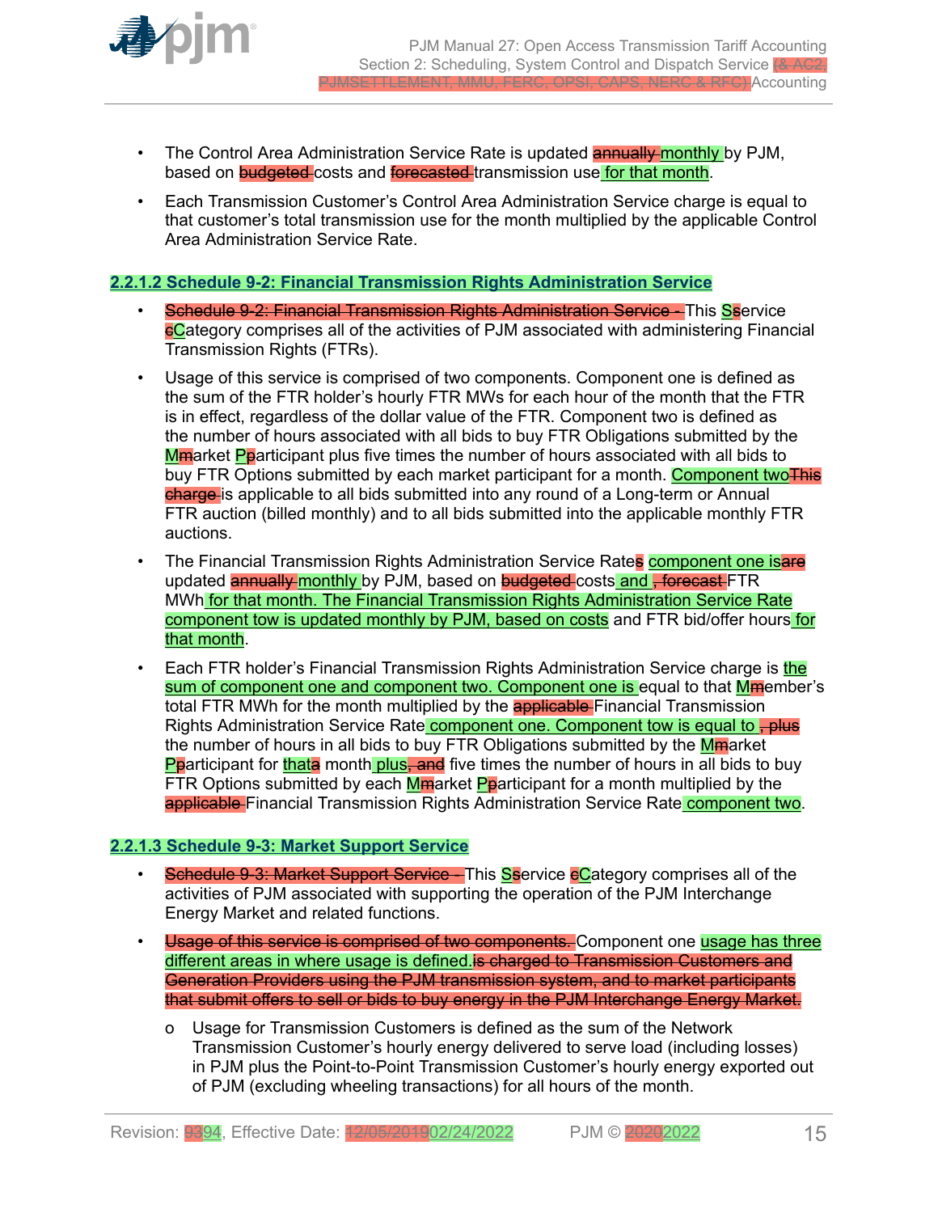- The Control Area Administration Service Rate is updated ~~annually~~ monthly by PJM, based on ~~budgeted~~ costs and ~~forecasted~~ transmission use for that month.
- Each Transmission Customer's Control Area Administration Service charge is equal to that customer's total transmission use for the month multiplied by the applicable Control Area Administration Service Rate.

#### 2.2.1.2 Schedule 9-2: Financial Transmission Rights Administration Service

- ~~Schedule 9-2: Financial Transmission Rights Administration Service -~~ This S~~s~~ervice ~~c~~Category comprises all of the activities of PJM associated with administering Financial Transmission Rights (FTRs).
- Usage of this service is comprised of two components. Component one is defined as the sum of the FTR holder's hourly FTR MWs for each hour of the month that the FTR is in effect, regardless of the dollar value of the FTR. Component two is defined as the number of hours associated with all bids to buy FTR Obligations submitted by the M~~m~~arket P~~p~~articipant plus five times the number of hours associated with all bids to buy FTR Options submitted by each market participant for a month. Component two~~This charge~~ is applicable to all bids submitted into any round of a Long-term or Annual FTR auction (billed monthly) and to all bids submitted into the applicable monthly FTR auctions.
- The Financial Transmission Rights Administration Service Rate~~s~~ component one is~~are~~ updated ~~annually~~ monthly by PJM, based on ~~budgeted~~ costs and ~~, forecast~~ FTR MWh for that month. The Financial Transmission Rights Administration Service Rate component tow is updated monthly by PJM, based on costs and FTR bid/offer hours for that month.
- Each FTR holder's Financial Transmission Rights Administration Service charge is the sum of component one and component two. Component one is equal to that M~~m~~ember's total FTR MWh for the month multiplied by the ~~applicable~~ Financial Transmission Rights Administration Service Rate component one. Component tow is equal to ~~, plus~~ the number of hours in all bids to buy FTR Obligations submitted by the M~~m~~arket P~~p~~articipant for that~~a~~ month plus~~, and~~ five times the number of hours in all bids to buy FTR Options submitted by each M~~m~~arket P~~p~~articipant for a month multiplied by the ~~applicable~~ Financial Transmission Rights Administration Service Rate component two.

#### 2.2.1.3 Schedule 9-3: Market Support Service

- ~~Schedule 9-3: Market Support Service -~~ This S~~s~~ervice ~~c~~Category comprises all of the activities of PJM associated with supporting the operation of the PJM Interchange Energy Market and related functions.
- ~~Usage of this service is comprised of two components.~~ Component one usage has three different areas in where usage is defined.~~is charged to Transmission Customers and Generation Providers using the PJM transmission system, and to market participants that submit offers to sell or bids to buy energy in the PJM Interchange Energy Market.~~
  - o Usage for Transmission Customers is defined as the sum of the Network Transmission Customer's hourly energy delivered to serve load (including losses) in PJM plus the Point-to-Point Transmission Customer's hourly energy exported out of PJM (excluding wheeling transactions) for all hours of the month.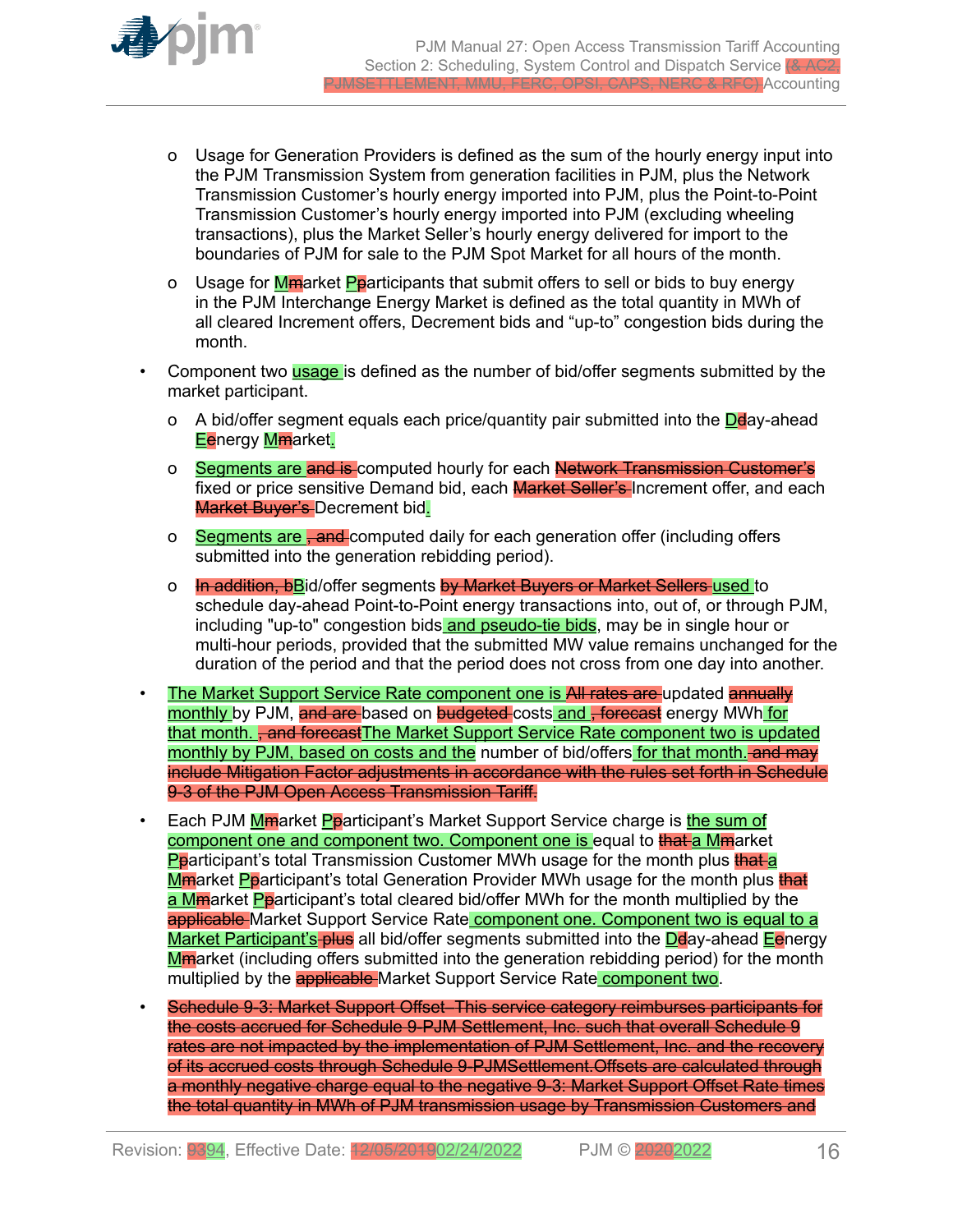- o Usage for Generation Providers is defined as the sum of the hourly energy input into the PJM Transmission System from generation facilities in PJM, plus the Network Transmission Customer's hourly energy imported into PJM, plus the Point-to-Point Transmission Customer's hourly energy imported into PJM (excluding wheeling transactions), plus the Market Seller's hourly energy delivered for import to the boundaries of PJM for sale to the PJM Spot Market for all hours of the month.
- o Usage for M~~m~~arket P~~p~~articipants that submit offers to sell or bids to buy energy in the PJM Interchange Energy Market is defined as the total quantity in MWh of all cleared Increment offers, Decrement bids and "up-to" congestion bids during the month.

- Component two usage is defined as the number of bid/offer segments submitted by the market participant.
  - o A bid/offer segment equals each price/quantity pair submitted into the D~~d~~ay-ahead E~~e~~nergy M~~m~~arket.
  - o Segments are ~~and is~~ computed hourly for each ~~Network Transmission Customer's~~ fixed or price sensitive Demand bid, each ~~Market Seller's~~ Increment offer, and each ~~Market Buyer's~~ Decrement bid.
  - o Segments are ~~, and~~ computed daily for each generation offer (including offers submitted into the generation rebidding period).
  - o ~~In addition, b~~Bid/offer segments ~~by Market Buyers or Market Sellers~~ used to schedule day-ahead Point-to-Point energy transactions into, out of, or through PJM, including "up-to" congestion bids and pseudo-tie bids, may be in single hour or multi-hour periods, provided that the submitted MW value remains unchanged for the duration of the period and that the period does not cross from one day into another.

- The Market Support Service Rate component one is ~~All rates are~~ updated ~~annually~~ monthly by PJM, ~~and are~~ based on ~~budgeted~~ costs and ~~, forecast~~ energy MWh for that month. ~~, and forecast~~The Market Support Service Rate component two is updated monthly by PJM, based on costs and the number of bid/offers for that month. ~~and may include Mitigation Factor adjustments in accordance with the rules set forth in Schedule 9-3 of the PJM Open Access Transmission Tariff.~~

- Each PJM M~~m~~arket P~~p~~articipant's Market Support Service charge is the sum of component one and component two. Component one is equal to ~~that~~ a M~~m~~arket P~~p~~articipant's total Transmission Customer MWh usage for the month plus ~~that~~ a M~~m~~arket P~~p~~articipant's total Generation Provider MWh usage for the month plus ~~that~~ a M~~m~~arket P~~p~~articipant's total cleared bid/offer MWh for the month multiplied by the ~~applicable~~ Market Support Service Rate component one. Component two is equal to a Market Participant's ~~plus~~ all bid/offer segments submitted into the D~~d~~ay-ahead E~~e~~nergy M~~m~~arket (including offers submitted into the generation rebidding period) for the month multiplied by the ~~applicable~~ Market Support Service Rate component two.

- ~~Schedule 9-3: Market Support Offset- This service category reimburses participants for the costs accrued for Schedule 9-PJM Settlement, Inc. such that overall Schedule 9 rates are not impacted by the implementation of PJM Settlement, Inc. and the recovery of its accrued costs through Schedule 9-PJMSettlement.Offsets are calculated through a monthly negative charge equal to the negative 9-3: Market Support Offset Rate times the total quantity in MWh of PJM transmission usage by Transmission Customers and~~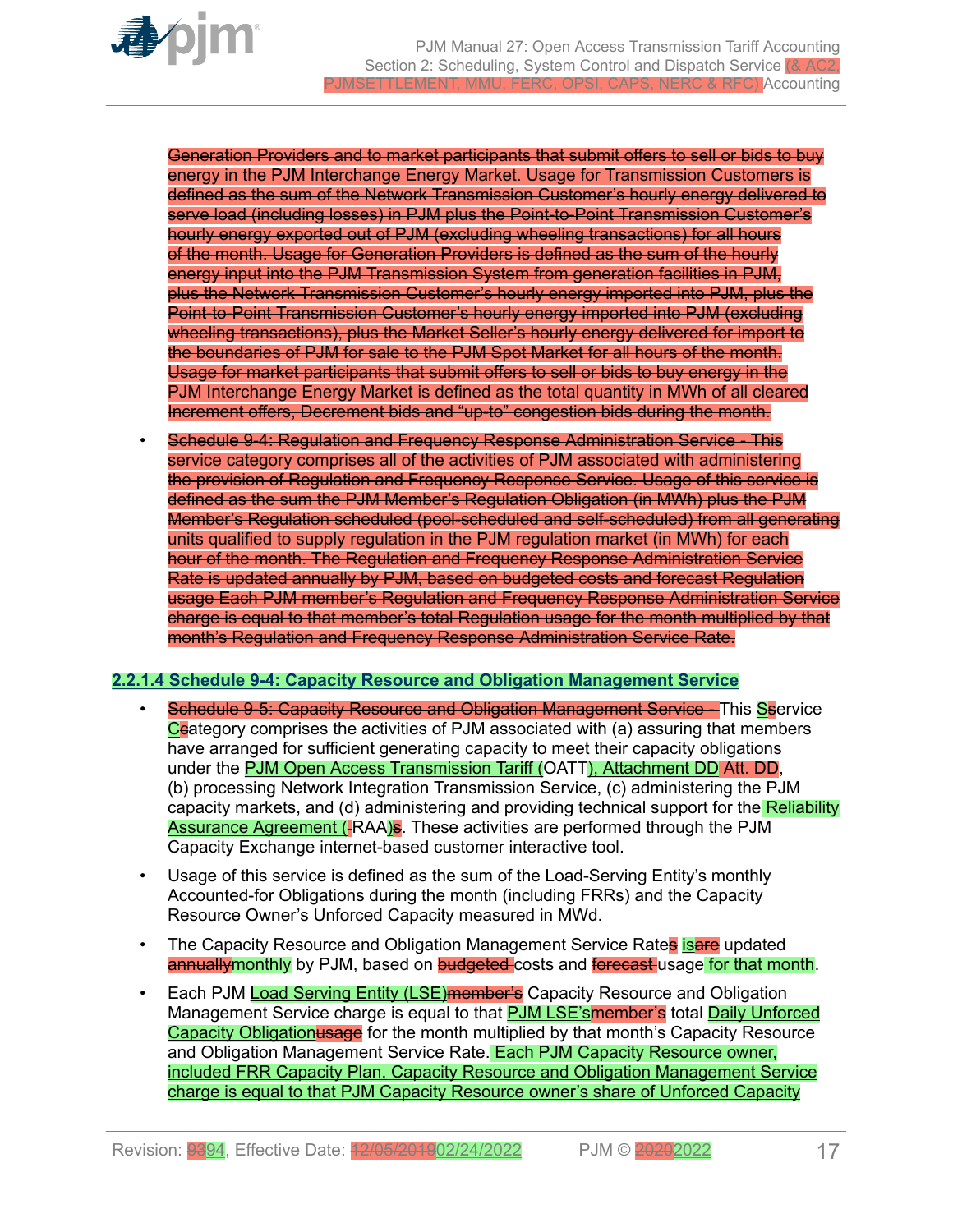Generation Providers and to market participants that submit offers to sell or bids to buy energy in the PJM Interchange Energy Market. Usage for Transmission Customers is defined as the sum of the Network Transmission Customer's hourly energy delivered to serve load (including losses) in PJM plus the Point-to-Point Transmission Customer's hourly energy exported out of PJM (excluding wheeling transactions) for all hours of the month. Usage for Generation Providers is defined as the sum of the hourly energy input into the PJM Transmission System from generation facilities in PJM, plus the Network Transmission Customer's hourly energy imported into PJM, plus the Point-to-Point Transmission Customer's hourly energy imported into PJM (excluding wheeling transactions), plus the Market Seller's hourly energy delivered for import to the boundaries of PJM for sale to the PJM Spot Market for all hours of the month. Usage for market participants that submit offers to sell or bids to buy energy in the PJM Interchange Energy Market is defined as the total quantity in MWh of all cleared Increment offers, Decrement bids and "up-to" congestion bids during the month.

- Schedule 9-4: Regulation and Frequency Response Administration Service - This service category comprises all of the activities of PJM associated with administering the provision of Regulation and Frequency Response Service. Usage of this service is defined as the sum the PJM Member's Regulation Obligation (in MWh) plus the PJM Member's Regulation scheduled (pool-scheduled and self-scheduled) from all generating units qualified to supply regulation in the PJM regulation market (in MWh) for each hour of the month. The Regulation and Frequency Response Administration Service Rate is updated annually by PJM, based on budgeted costs and forecast Regulation usage Each PJM member's Regulation and Frequency Response Administration Service charge is equal to that member's total Regulation usage for the month multiplied by that month's Regulation and Frequency Response Administration Service Rate.

#### 2.2.1.4 Schedule 9-4: Capacity Resource and Obligation Management Service

- Schedule 9-5: Capacity Resource and Obligation Management Service - This Sservice Ccategory comprises the activities of PJM associated with (a) assuring that members have arranged for sufficient generating capacity to meet their capacity obligations under the PJM Open Access Transmission Tariff (OATT), Attachment DD Att. DD, (b) processing Network Integration Transmission Service, (c) administering the PJM capacity markets, and (d) administering and providing technical support for the Reliability Assurance Agreement (-RAA)s. These activities are performed through the PJM Capacity Exchange internet-based customer interactive tool.
- Usage of this service is defined as the sum of the Load-Serving Entity's monthly Accounted-for Obligations during the month (including FRRs) and the Capacity Resource Owner's Unforced Capacity measured in MWd.
- The Capacity Resource and Obligation Management Service Rates isare updated annuallymonthly by PJM, based on budgeted costs and forecast usage for that month.
- Each PJM Load Serving Entity (LSE)member's Capacity Resource and Obligation Management Service charge is equal to that PJM LSE'smember's total Daily Unforced Capacity Obligationusage for the month multiplied by that month's Capacity Resource and Obligation Management Service Rate. Each PJM Capacity Resource owner, included FRR Capacity Plan, Capacity Resource and Obligation Management Service charge is equal to that PJM Capacity Resource owner's share of Unforced Capacity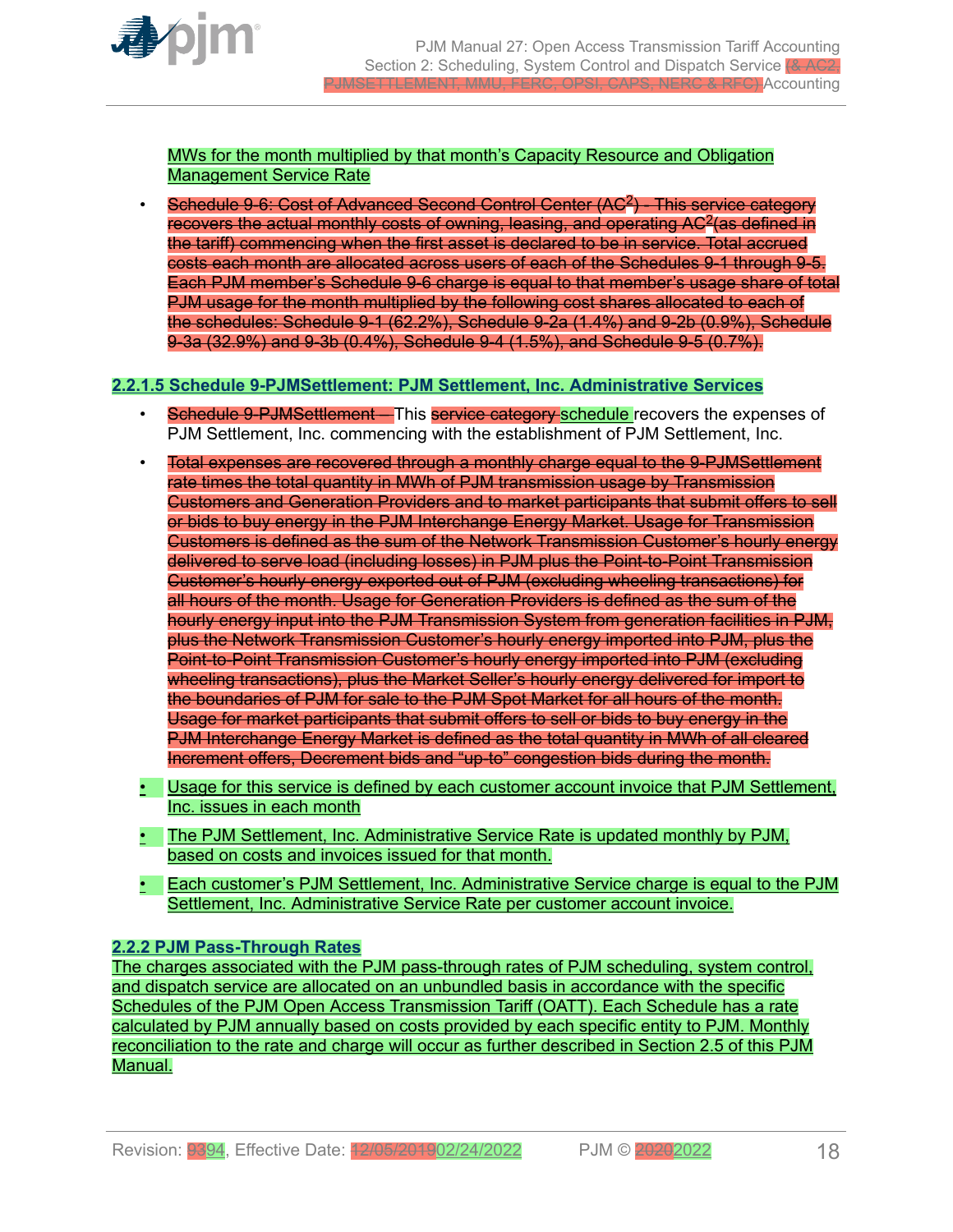MWs for the month multiplied by that month's Capacity Resource and Obligation Management Service Rate

- Schedule 9-6: Cost of Advanced Second Control Center (AC[2]) - This service category recovers the actual monthly costs of owning, leasing, and operating AC[2](as defined in the tariff) commencing when the first asset is declared to be in service. Total accrued costs each month are allocated across users of each of the Schedules 9-1 through 9-5. Each PJM member's Schedule 9-6 charge is equal to that member's usage share of total PJM usage for the month multiplied by the following cost shares allocated to each of the schedules: Schedule 9-1 (62.2%), Schedule 9-2a (1.4%) and 9-2b (0.9%), Schedule 9-3a (32.9%) and 9-3b (0.4%), Schedule 9-4 (1.5%), and Schedule 9-5 (0.7%).

### 2.2.1.5 Schedule 9-PJMSettlement: PJM Settlement, Inc. Administrative Services

- Schedule 9-PJMSettlement – This service category schedule recovers the expenses of PJM Settlement, Inc. commencing with the establishment of PJM Settlement, Inc.
- Total expenses are recovered through a monthly charge equal to the 9-PJMSettlement rate times the total quantity in MWh of PJM transmission usage by Transmission Customers and Generation Providers and to market participants that submit offers to sell or bids to buy energy in the PJM Interchange Energy Market. Usage for Transmission Customers is defined as the sum of the Network Transmission Customer's hourly energy delivered to serve load (including losses) in PJM plus the Point-to-Point Transmission Customer's hourly energy exported out of PJM (excluding wheeling transactions) for all hours of the month. Usage for Generation Providers is defined as the sum of the hourly energy input into the PJM Transmission System from generation facilities in PJM, plus the Network Transmission Customer's hourly energy imported into PJM, plus the Point-to-Point Transmission Customer's hourly energy imported into PJM (excluding wheeling transactions), plus the Market Seller's hourly energy delivered for import to the boundaries of PJM for sale to the PJM Spot Market for all hours of the month. Usage for market participants that submit offers to sell or bids to buy energy in the PJM Interchange Energy Market is defined as the total quantity in MWh of all cleared Increment offers, Decrement bids and "up-to" congestion bids during the month.
- Usage for this service is defined by each customer account invoice that PJM Settlement, Inc. issues in each month
- The PJM Settlement, Inc. Administrative Service Rate is updated monthly by PJM, based on costs and invoices issued for that month.
- Each customer's PJM Settlement, Inc. Administrative Service charge is equal to the PJM Settlement, Inc. Administrative Service Rate per customer account invoice.

## 2.2.2 PJM Pass-Through Rates

The charges associated with the PJM pass-through rates of PJM scheduling, system control, and dispatch service are allocated on an unbundled basis in accordance with the specific Schedules of the PJM Open Access Transmission Tariff (OATT). Each Schedule has a rate calculated by PJM annually based on costs provided by each specific entity to PJM. Monthly reconciliation to the rate and charge will occur as further described in Section 2.5 of this PJM Manual.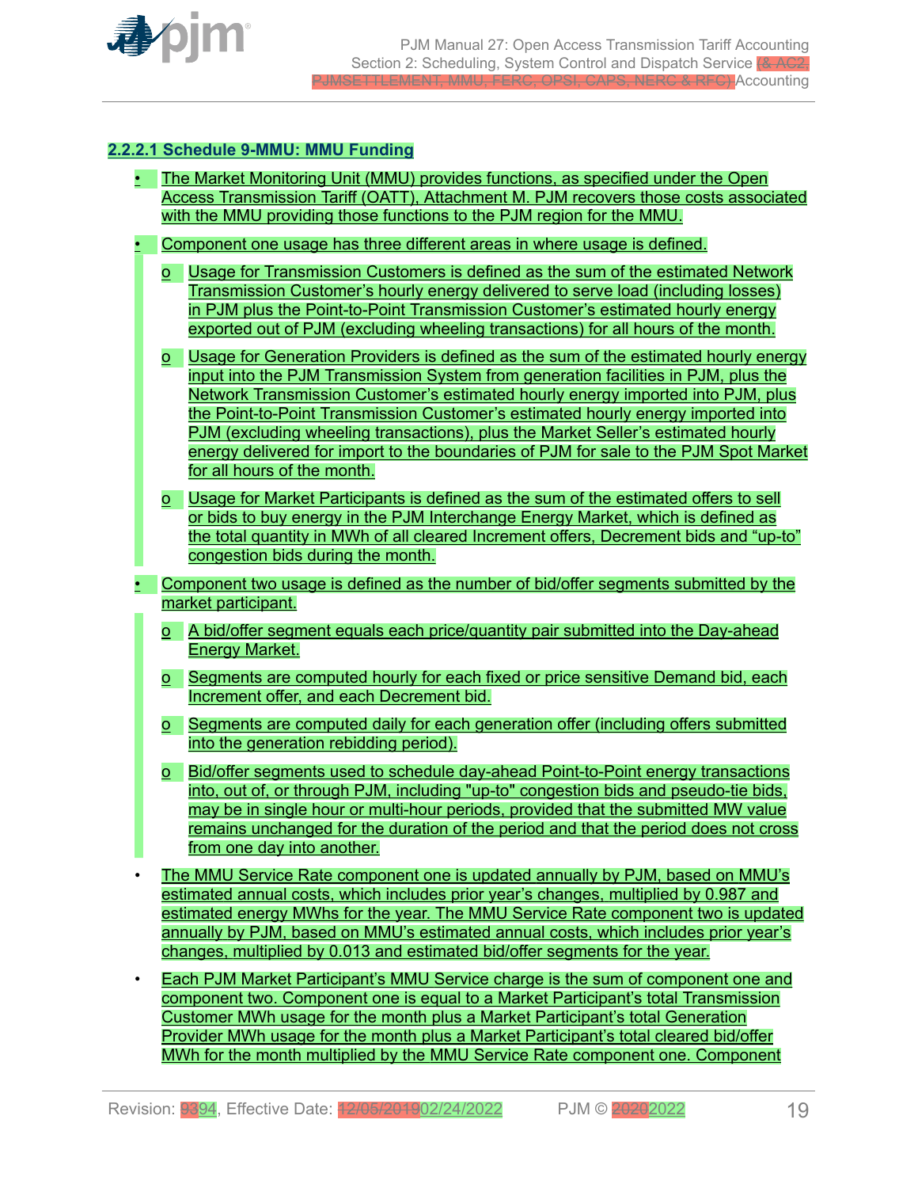#### 2.2.2.1 Schedule 9-MMU: MMU Funding

- The Market Monitoring Unit (MMU) provides functions, as specified under the Open Access Transmission Tariff (OATT), Attachment M. PJM recovers those costs associated with the MMU providing those functions to the PJM region for the MMU.
- Component one usage has three different areas in where usage is defined.
    - Usage for Transmission Customers is defined as the sum of the estimated Network Transmission Customer's hourly energy delivered to serve load (including losses) in PJM plus the Point-to-Point Transmission Customer's estimated hourly energy exported out of PJM (excluding wheeling transactions) for all hours of the month.
    - Usage for Generation Providers is defined as the sum of the estimated hourly energy input into the PJM Transmission System from generation facilities in PJM, plus the Network Transmission Customer's estimated hourly energy imported into PJM, plus the Point-to-Point Transmission Customer's estimated hourly energy imported into PJM (excluding wheeling transactions), plus the Market Seller's estimated hourly energy delivered for import to the boundaries of PJM for sale to the PJM Spot Market for all hours of the month.
    - Usage for Market Participants is defined as the sum of the estimated offers to sell or bids to buy energy in the PJM Interchange Energy Market, which is defined as the total quantity in MWh of all cleared Increment offers, Decrement bids and "up-to" congestion bids during the month.
- Component two usage is defined as the number of bid/offer segments submitted by the market participant.
    - A bid/offer segment equals each price/quantity pair submitted into the Day-ahead Energy Market.
    - Segments are computed hourly for each fixed or price sensitive Demand bid, each Increment offer, and each Decrement bid.
    - Segments are computed daily for each generation offer (including offers submitted into the generation rebidding period).
    - Bid/offer segments used to schedule day-ahead Point-to-Point energy transactions into, out of, or through PJM, including "up-to" congestion bids and pseudo-tie bids, may be in single hour or multi-hour periods, provided that the submitted MW value remains unchanged for the duration of the period and that the period does not cross from one day into another.
- The MMU Service Rate component one is updated annually by PJM, based on MMU's estimated annual costs, which includes prior year's changes, multiplied by 0.987 and estimated energy MWhs for the year. The MMU Service Rate component two is updated annually by PJM, based on MMU's estimated annual costs, which includes prior year's changes, multiplied by 0.013 and estimated bid/offer segments for the year.
- Each PJM Market Participant's MMU Service charge is the sum of component one and component two. Component one is equal to a Market Participant's total Transmission Customer MWh usage for the month plus a Market Participant's total Generation Provider MWh usage for the month plus a Market Participant's total cleared bid/offer MWh for the month multiplied by the MMU Service Rate component one. Component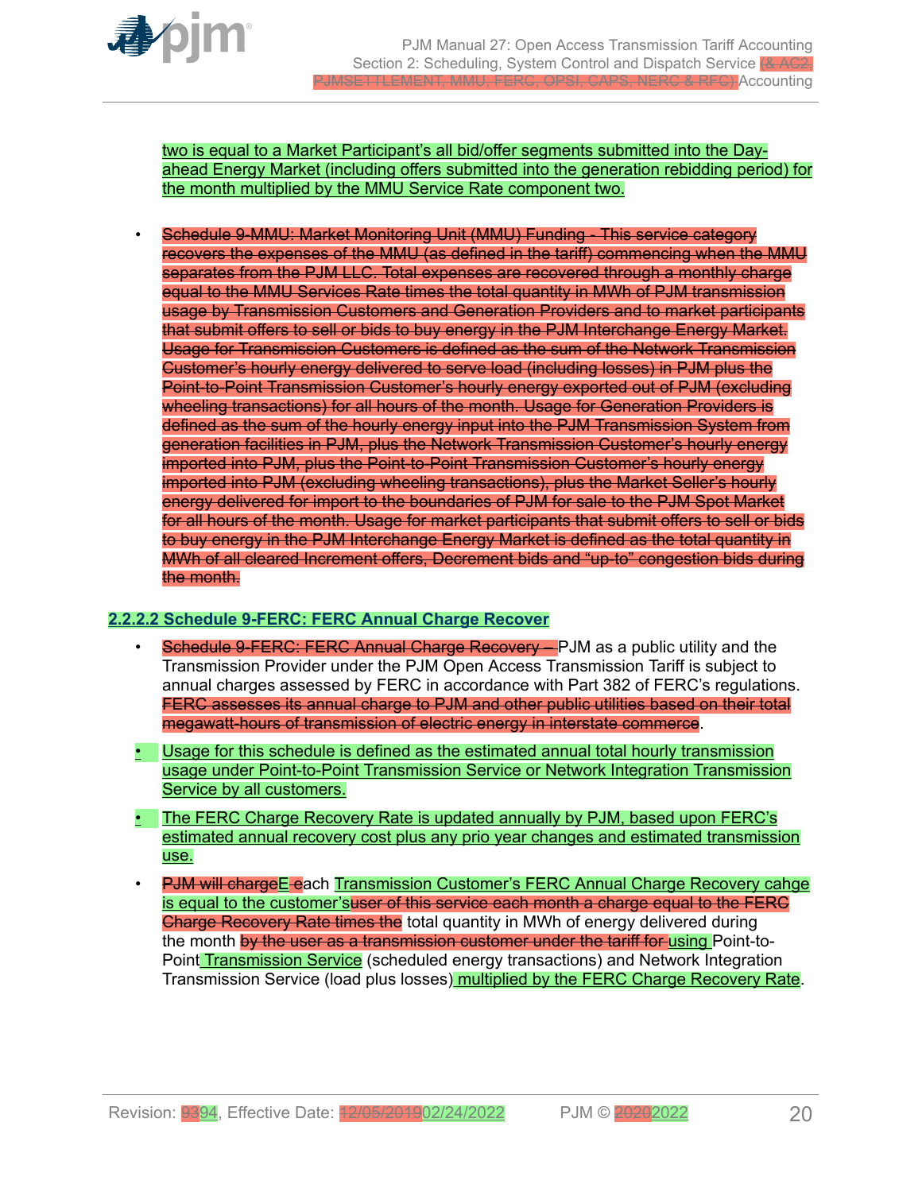two is equal to a Market Participant's all bid/offer segments submitted into the Day-ahead Energy Market (including offers submitted into the generation rebidding period) for the month multiplied by the MMU Service Rate component two.

- ~~Schedule 9-MMU: Market Monitoring Unit (MMU) Funding - This service category recovers the expenses of the MMU (as defined in the tariff) commencing when the MMU separates from the PJM LLC. Total expenses are recovered through a monthly charge equal to the MMU Services Rate times the total quantity in MWh of PJM transmission usage by Transmission Customers and Generation Providers and to market participants that submit offers to sell or bids to buy energy in the PJM Interchange Energy Market. Usage for Transmission Customers is defined as the sum of the Network Transmission Customer's hourly energy delivered to serve load (including losses) in PJM plus the Point-to-Point Transmission Customer's hourly energy exported out of PJM (excluding wheeling transactions) for all hours of the month. Usage for Generation Providers is defined as the sum of the hourly energy input into the PJM Transmission System from generation facilities in PJM, plus the Network Transmission Customer's hourly energy imported into PJM, plus the Point-to-Point Transmission Customer's hourly energy imported into PJM (excluding wheeling transactions), plus the Market Seller's hourly energy delivered for import to the boundaries of PJM for sale to the PJM Spot Market for all hours of the month. Usage for market participants that submit offers to sell or bids to buy energy in the PJM Interchange Energy Market is defined as the total quantity in MWh of all cleared Increment offers, Decrement bids and "up-to" congestion bids during the month.~~

#### 2.2.2.2 Schedule 9-FERC: FERC Annual Charge Recover

- ~~Schedule 9-FERC: FERC Annual Charge Recovery –~~ PJM as a public utility and the Transmission Provider under the PJM Open Access Transmission Tariff is subject to annual charges assessed by FERC in accordance with Part 382 of FERC's regulations. ~~FERC assesses its annual charge to PJM and other public utilities based on their total megawatt-hours of transmission of electric energy in interstate commerce~~.
- Usage for this schedule is defined as the estimated annual total hourly transmission usage under Point-to-Point Transmission Service or Network Integration Transmission Service by all customers.
- The FERC Charge Recovery Rate is updated annually by PJM, based upon FERC's estimated annual recovery cost plus any prio year changes and estimated transmission use.
- ~~PJM will charge~~E ~~e~~ach Transmission Customer's FERC Annual Charge Recovery cahge is equal to the customer's ~~user of this service each month a charge equal to the FERC Charge Recovery Rate times the~~ total quantity in MWh of energy delivered during the month ~~by the user as a transmission customer under the tariff for~~ using Point-to-Point Transmission Service (scheduled energy transactions) and Network Integration Transmission Service (load plus losses) multiplied by the FERC Charge Recovery Rate.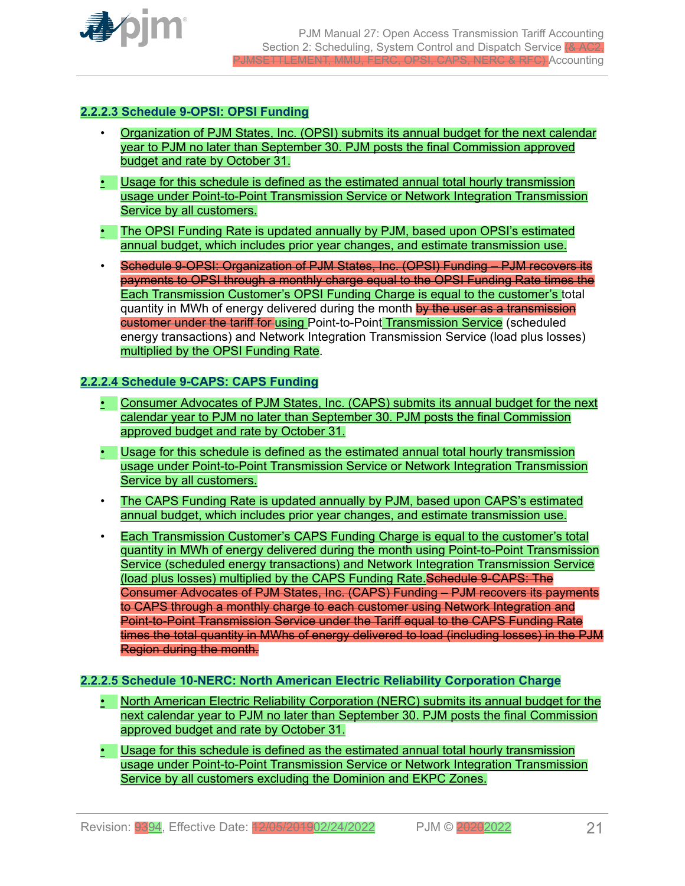#### 2.2.2.3 Schedule 9-OPSI: OPSI Funding

- Organization of PJM States, Inc. (OPSI) submits its annual budget for the next calendar year to PJM no later than September 30. PJM posts the final Commission approved budget and rate by October 31.
- Usage for this schedule is defined as the estimated annual total hourly transmission usage under Point-to-Point Transmission Service or Network Integration Transmission Service by all customers.
- The OPSI Funding Rate is updated annually by PJM, based upon OPSI's estimated annual budget, which includes prior year changes, and estimate transmission use.
- ~~Schedule 9-OPSI: Organization of PJM States, Inc. (OPSI) Funding – PJM recovers its payments to OPSI through a monthly charge equal to the OPSI Funding Rate times the~~ Each Transmission Customer's OPSI Funding Charge is equal to the customer's total quantity in MWh of energy delivered during the month ~~by the user as a transmission customer under the tariff for~~ using Point-to-Point Transmission Service (scheduled energy transactions) and Network Integration Transmission Service (load plus losses) multiplied by the OPSI Funding Rate.

#### 2.2.2.4 Schedule 9-CAPS: CAPS Funding

- Consumer Advocates of PJM States, Inc. (CAPS) submits its annual budget for the next calendar year to PJM no later than September 30. PJM posts the final Commission approved budget and rate by October 31.
- Usage for this schedule is defined as the estimated annual total hourly transmission usage under Point-to-Point Transmission Service or Network Integration Transmission Service by all customers.
- The CAPS Funding Rate is updated annually by PJM, based upon CAPS's estimated annual budget, which includes prior year changes, and estimate transmission use.
- Each Transmission Customer's CAPS Funding Charge is equal to the customer's total quantity in MWh of energy delivered during the month using Point-to-Point Transmission Service (scheduled energy transactions) and Network Integration Transmission Service (load plus losses) multiplied by the CAPS Funding Rate.~~Schedule 9-CAPS: The Consumer Advocates of PJM States, Inc. (CAPS) Funding – PJM recovers its payments to CAPS through a monthly charge to each customer using Network Integration and Point-to-Point Transmission Service under the Tariff equal to the CAPS Funding Rate times the total quantity in MWhs of energy delivered to load (including losses) in the PJM Region during the month.~~

#### 2.2.2.5 Schedule 10-NERC: North American Electric Reliability Corporation Charge

- North American Electric Reliability Corporation (NERC) submits its annual budget for the next calendar year to PJM no later than September 30. PJM posts the final Commission approved budget and rate by October 31.
- Usage for this schedule is defined as the estimated annual total hourly transmission usage under Point-to-Point Transmission Service or Network Integration Transmission Service by all customers excluding the Dominion and EKPC Zones.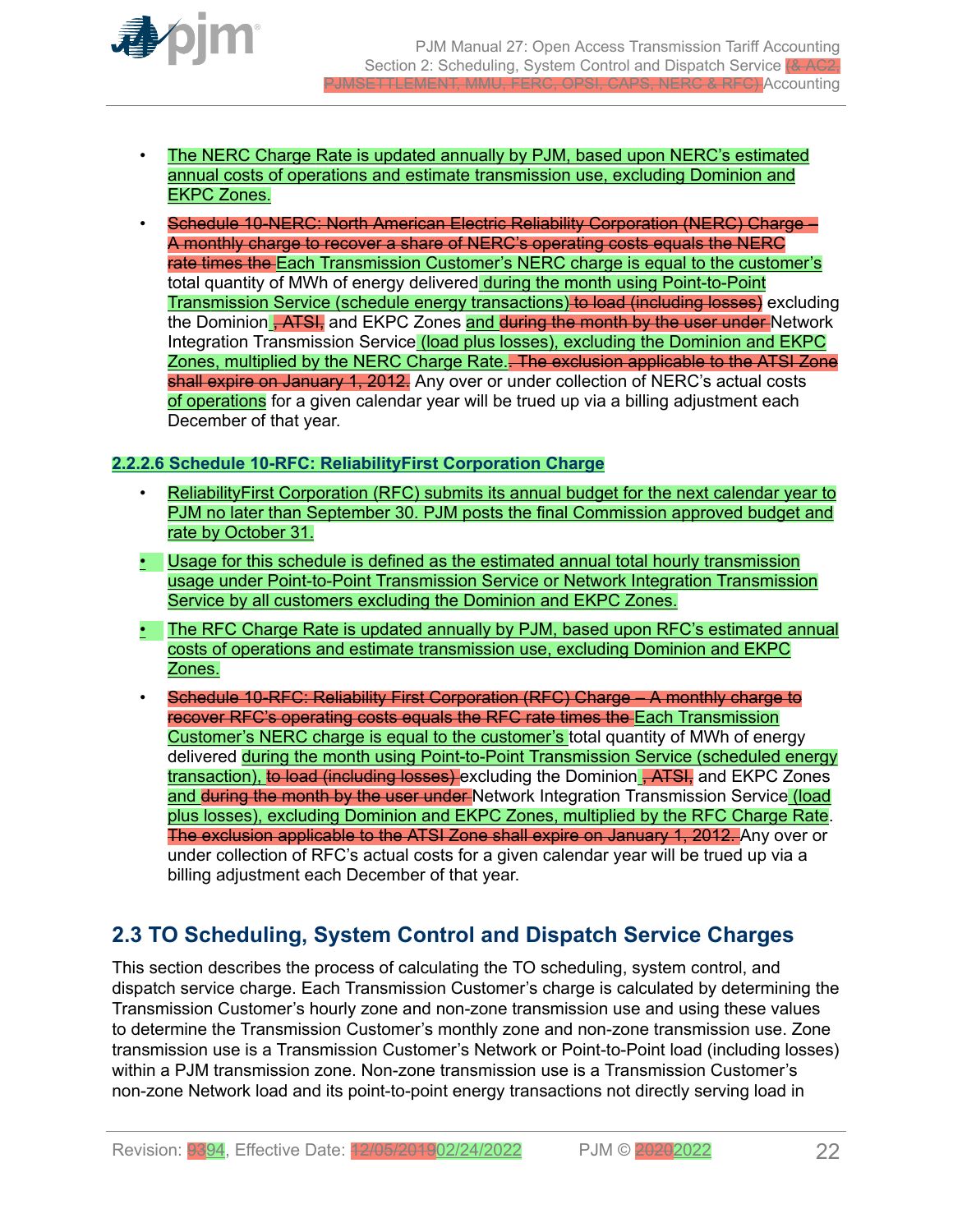- The NERC Charge Rate is updated annually by PJM, based upon NERC's estimated annual costs of operations and estimate transmission use, excluding Dominion and EKPC Zones.
- ~~Schedule 10-NERC: North American Electric Reliability Corporation (NERC) Charge – A monthly charge to recover a share of NERC's operating costs equals the NERC rate times the~~ Each Transmission Customer's NERC charge is equal to the customer's total quantity of MWh of energy delivered during the month using Point-to-Point Transmission Service (schedule energy transactions) ~~to load (including losses)~~ excluding the Dominion ~~, ATSI,~~ and EKPC Zones and ~~during the month by the user under~~ Network Integration Transmission Service (load plus losses), excluding the Dominion and EKPC Zones, multiplied by the NERC Charge Rate. ~~The exclusion applicable to the ATSI Zone shall expire on January 1, 2012.~~ Any over or under collection of NERC's actual costs of operations for a given calendar year will be trued up via a billing adjustment each December of that year.

#### 2.2.2.6 Schedule 10-RFC: ReliabilityFirst Corporation Charge

- ReliabilityFirst Corporation (RFC) submits its annual budget for the next calendar year to PJM no later than September 30. PJM posts the final Commission approved budget and rate by October 31.
- Usage for this schedule is defined as the estimated annual total hourly transmission usage under Point-to-Point Transmission Service or Network Integration Transmission Service by all customers excluding the Dominion and EKPC Zones.
- The RFC Charge Rate is updated annually by PJM, based upon RFC's estimated annual costs of operations and estimate transmission use, excluding Dominion and EKPC Zones.
- ~~Schedule 10-RFC: Reliability First Corporation (RFC) Charge – A monthly charge to recover RFC's operating costs equals the RFC rate times the~~ Each Transmission Customer's NERC charge is equal to the customer's total quantity of MWh of energy delivered during the month using Point-to-Point Transmission Service (scheduled energy transaction), ~~to load (including losses)~~ excluding the Dominion ~~, ATSI,~~ and EKPC Zones and ~~during the month by the user under~~ Network Integration Transmission Service (load plus losses), excluding Dominion and EKPC Zones, multiplied by the RFC Charge Rate. ~~The exclusion applicable to the ATSI Zone shall expire on January 1, 2012.~~ Any over or under collection of RFC's actual costs for a given calendar year will be trued up via a billing adjustment each December of that year.

## 2.3 TO Scheduling, System Control and Dispatch Service Charges

This section describes the process of calculating the TO scheduling, system control, and dispatch service charge. Each Transmission Customer's charge is calculated by determining the Transmission Customer's hourly zone and non-zone transmission use and using these values to determine the Transmission Customer's monthly zone and non-zone transmission use. Zone transmission use is a Transmission Customer's Network or Point-to-Point load (including losses) within a PJM transmission zone. Non-zone transmission use is a Transmission Customer's non-zone Network load and its point-to-point energy transactions not directly serving load in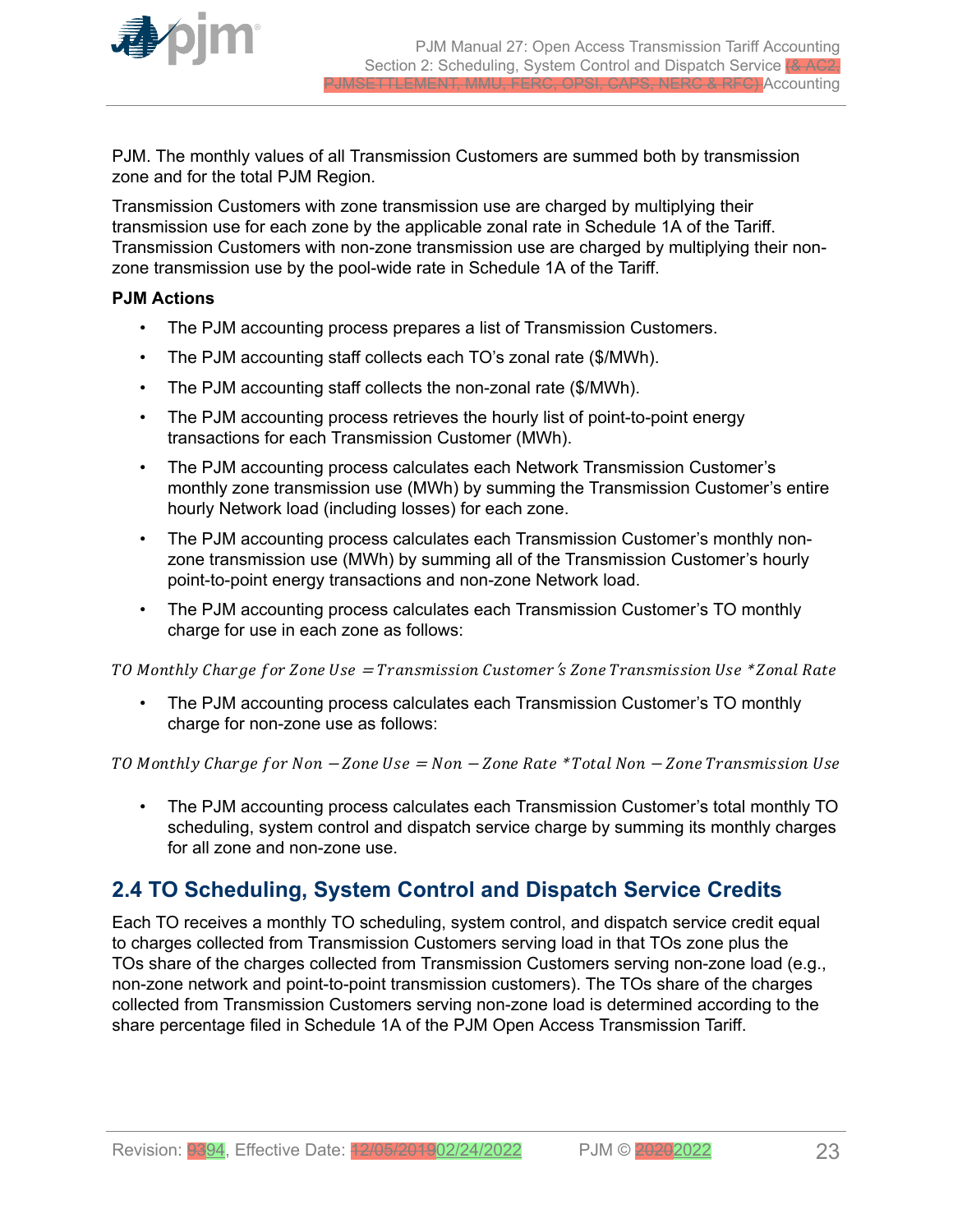PJM. The monthly values of all Transmission Customers are summed both by transmission zone and for the total PJM Region.

Transmission Customers with zone transmission use are charged by multiplying their transmission use for each zone by the applicable zonal rate in Schedule 1A of the Tariff. Transmission Customers with non-zone transmission use are charged by multiplying their non-zone transmission use by the pool-wide rate in Schedule 1A of the Tariff.

**PJM Actions**

- The PJM accounting process prepares a list of Transmission Customers.
- The PJM accounting staff collects each TO's zonal rate ($/MWh).
- The PJM accounting staff collects the non-zonal rate ($/MWh).
- The PJM accounting process retrieves the hourly list of point-to-point energy transactions for each Transmission Customer (MWh).
- The PJM accounting process calculates each Network Transmission Customer's monthly zone transmission use (MWh) by summing the Transmission Customer's entire hourly Network load (including losses) for each zone.
- The PJM accounting process calculates each Transmission Customer's monthly non-zone transmission use (MWh) by summing all of the Transmission Customer's hourly point-to-point energy transactions and non-zone Network load.
- The PJM accounting process calculates each Transmission Customer's TO monthly charge for use in each zone as follows:

$$TO\ Monthly\ Charge\ for\ Zone\ Use = Transmission\ Customer's\ Zone\ Transmission\ Use * Zonal\ Rate$$

- The PJM accounting process calculates each Transmission Customer's TO monthly charge for non-zone use as follows:

$$TO\ Monthly\ Charge\ for\ Non-Zone\ Use = Non-Zone\ Rate * Total\ Non-Zone\ Transmission\ Use$$

- The PJM accounting process calculates each Transmission Customer's total monthly TO scheduling, system control and dispatch service charge by summing its monthly charges for all zone and non-zone use.

## 2.4 TO Scheduling, System Control and Dispatch Service Credits

Each TO receives a monthly TO scheduling, system control, and dispatch service credit equal to charges collected from Transmission Customers serving load in that TOs zone plus the TOs share of the charges collected from Transmission Customers serving non-zone load (e.g., non-zone network and point-to-point transmission customers). The TOs share of the charges collected from Transmission Customers serving non-zone load is determined according to the share percentage filed in Schedule 1A of the PJM Open Access Transmission Tariff.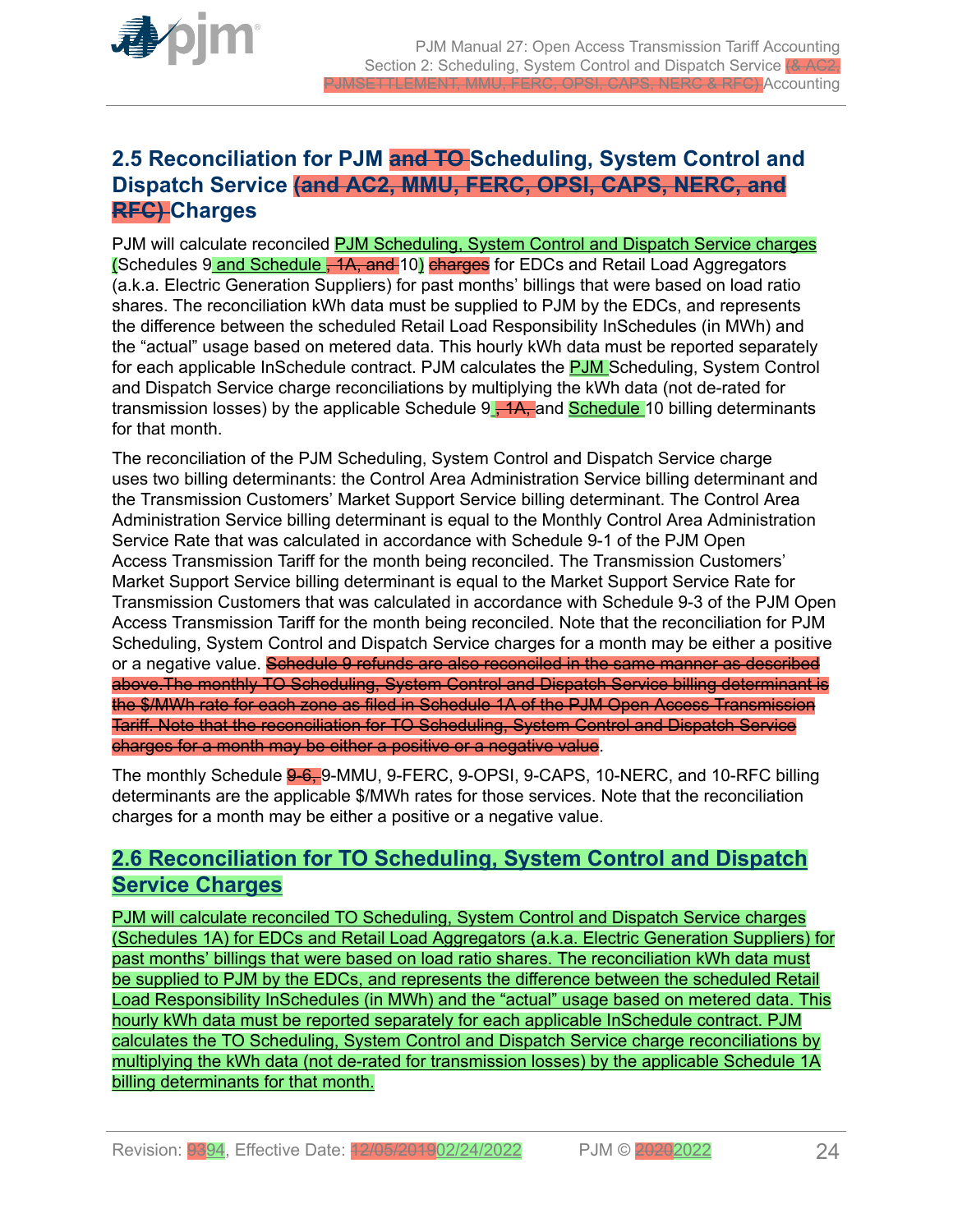## 2.5 Reconciliation for PJM and TO Scheduling, System Control and Dispatch Service (and AC2, MMU, FERC, OPSI, CAPS, NERC, and RFC) Charges

PJM will calculate reconciled PJM Scheduling, System Control and Dispatch Service charges (Schedules 9 and Schedule , 1A, and 10) charges for EDCs and Retail Load Aggregators (a.k.a. Electric Generation Suppliers) for past months' billings that were based on load ratio shares. The reconciliation kWh data must be supplied to PJM by the EDCs, and represents the difference between the scheduled Retail Load Responsibility InSchedules (in MWh) and the "actual" usage based on metered data. This hourly kWh data must be reported separately for each applicable InSchedule contract. PJM calculates the PJM Scheduling, System Control and Dispatch Service charge reconciliations by multiplying the kWh data (not de-rated for transmission losses) by the applicable Schedule 9 , 1A, and Schedule 10 billing determinants for that month.

The reconciliation of the PJM Scheduling, System Control and Dispatch Service charge uses two billing determinants: the Control Area Administration Service billing determinant and the Transmission Customers' Market Support Service billing determinant. The Control Area Administration Service billing determinant is equal to the Monthly Control Area Administration Service Rate that was calculated in accordance with Schedule 9-1 of the PJM Open Access Transmission Tariff for the month being reconciled. The Transmission Customers' Market Support Service billing determinant is equal to the Market Support Service Rate for Transmission Customers that was calculated in accordance with Schedule 9-3 of the PJM Open Access Transmission Tariff for the month being reconciled. Note that the reconciliation for PJM Scheduling, System Control and Dispatch Service charges for a month may be either a positive or a negative value. Schedule 9 refunds are also reconciled in the same manner as described above.The monthly TO Scheduling, System Control and Dispatch Service billing determinant is the $/MWh rate for each zone as filed in Schedule 1A of the PJM Open Access Transmission Tariff. Note that the reconciliation for TO Scheduling, System Control and Dispatch Service charges for a month may be either a positive or a negative value.

The monthly Schedule 9-6, 9-MMU, 9-FERC, 9-OPSI, 9-CAPS, 10-NERC, and 10-RFC billing determinants are the applicable $/MWh rates for those services. Note that the reconciliation charges for a month may be either a positive or a negative value.

## 2.6 Reconciliation for TO Scheduling, System Control and Dispatch Service Charges

PJM will calculate reconciled TO Scheduling, System Control and Dispatch Service charges (Schedules 1A) for EDCs and Retail Load Aggregators (a.k.a. Electric Generation Suppliers) for past months' billings that were based on load ratio shares. The reconciliation kWh data must be supplied to PJM by the EDCs, and represents the difference between the scheduled Retail Load Responsibility InSchedules (in MWh) and the "actual" usage based on metered data. This hourly kWh data must be reported separately for each applicable InSchedule contract. PJM calculates the TO Scheduling, System Control and Dispatch Service charge reconciliations by multiplying the kWh data (not de-rated for transmission losses) by the applicable Schedule 1A billing determinants for that month.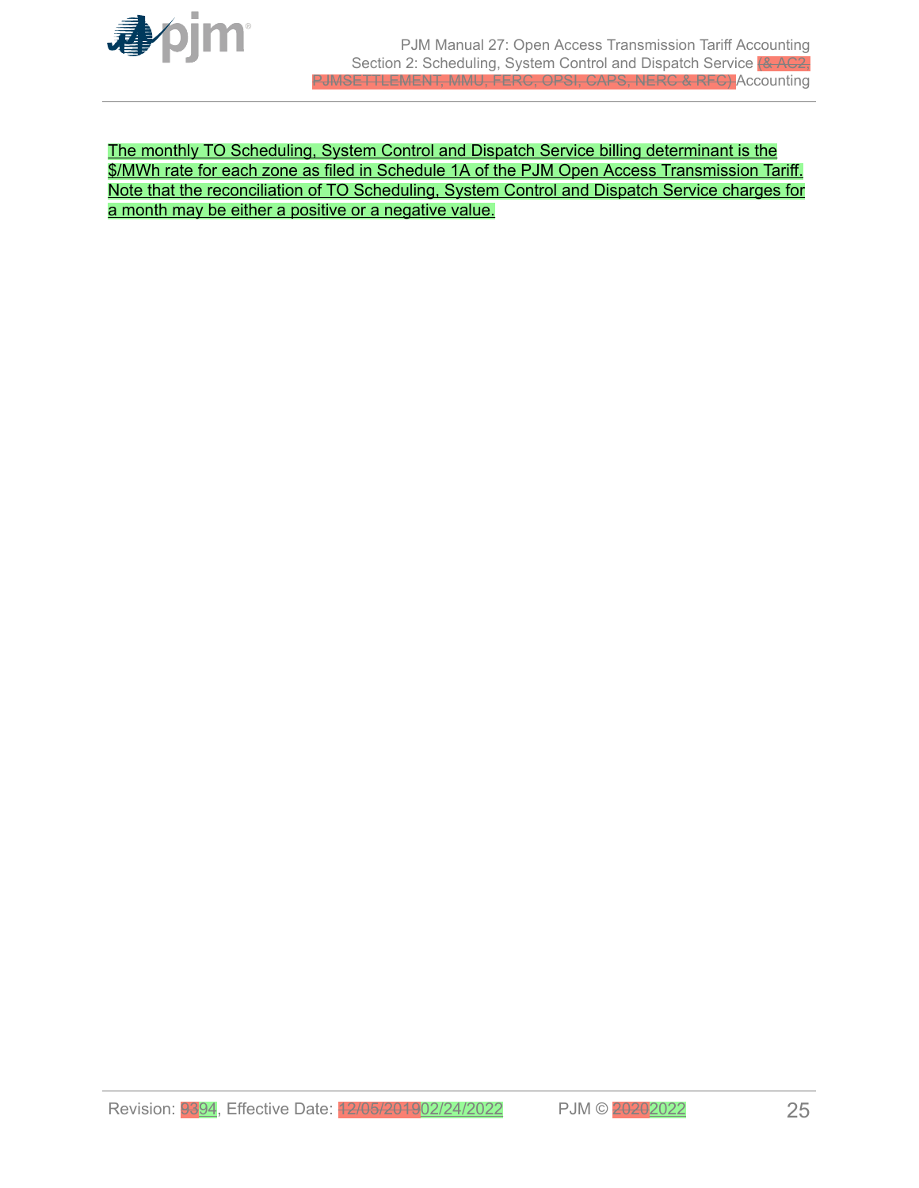The monthly TO Scheduling, System Control and Dispatch Service billing determinant is the $/MWh rate for each zone as filed in Schedule 1A of the PJM Open Access Transmission Tariff. Note that the reconciliation of TO Scheduling, System Control and Dispatch Service charges for a month may be either a positive or a negative value.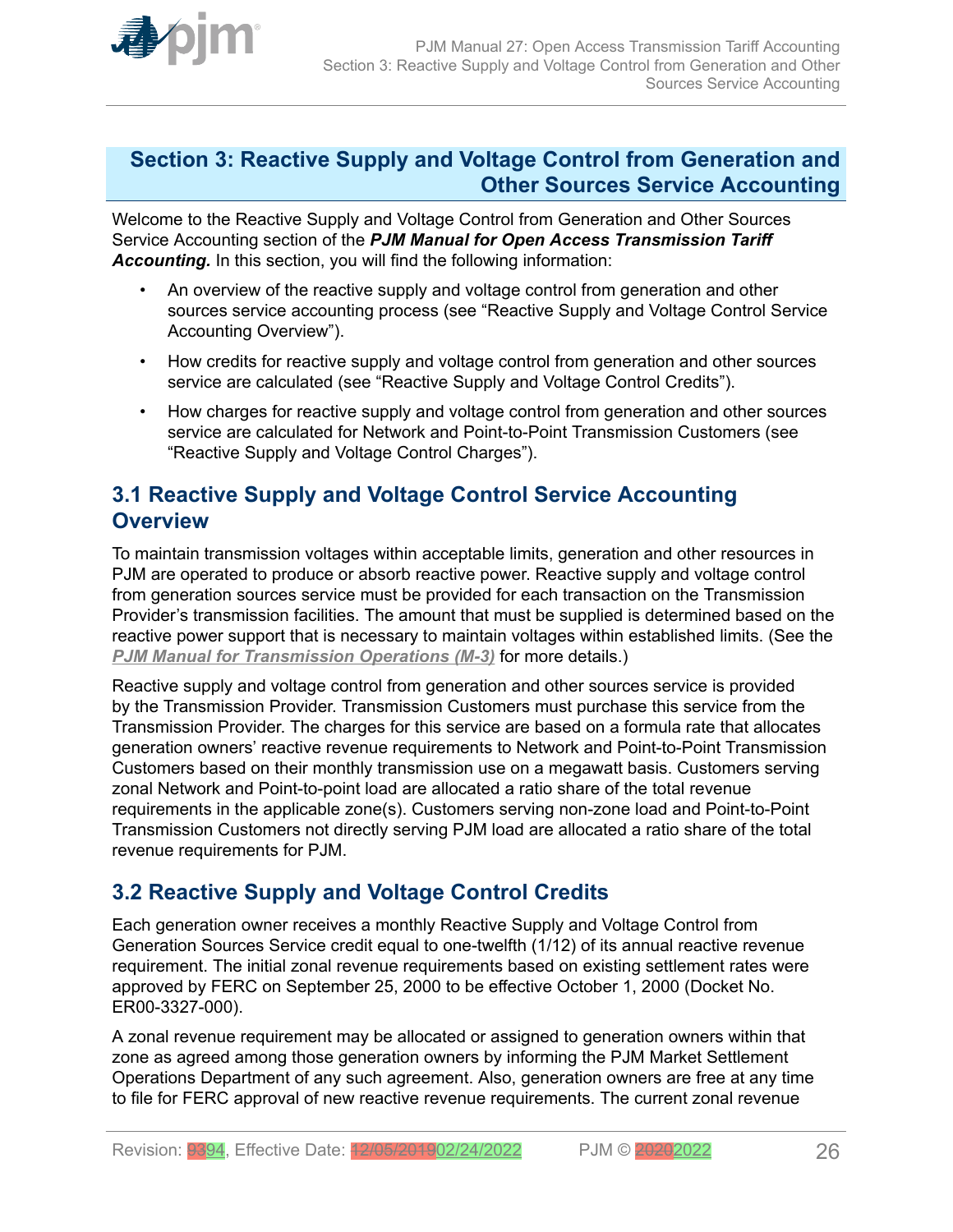# Section 3: Reactive Supply and Voltage Control from Generation and Other Sources Service Accounting

Welcome to the Reactive Supply and Voltage Control from Generation and Other Sources Service Accounting section of the ***PJM Manual for Open Access Transmission Tariff Accounting.*** In this section, you will find the following information:

- An overview of the reactive supply and voltage control from generation and other sources service accounting process (see "Reactive Supply and Voltage Control Service Accounting Overview").
- How credits for reactive supply and voltage control from generation and other sources service are calculated (see "Reactive Supply and Voltage Control Credits").
- How charges for reactive supply and voltage control from generation and other sources service are calculated for Network and Point-to-Point Transmission Customers (see "Reactive Supply and Voltage Control Charges").

## 3.1 Reactive Supply and Voltage Control Service Accounting Overview

To maintain transmission voltages within acceptable limits, generation and other resources in PJM are operated to produce or absorb reactive power. Reactive supply and voltage control from generation sources service must be provided for each transaction on the Transmission Provider's transmission facilities. The amount that must be supplied is determined based on the reactive power support that is necessary to maintain voltages within established limits. (See the ***PJM Manual for Transmission Operations (M-3)*** for more details.)

Reactive supply and voltage control from generation and other sources service is provided by the Transmission Provider. Transmission Customers must purchase this service from the Transmission Provider. The charges for this service are based on a formula rate that allocates generation owners' reactive revenue requirements to Network and Point-to-Point Transmission Customers based on their monthly transmission use on a megawatt basis. Customers serving zonal Network and Point-to-point load are allocated a ratio share of the total revenue requirements in the applicable zone(s). Customers serving non-zone load and Point-to-Point Transmission Customers not directly serving PJM load are allocated a ratio share of the total revenue requirements for PJM.

## 3.2 Reactive Supply and Voltage Control Credits

Each generation owner receives a monthly Reactive Supply and Voltage Control from Generation Sources Service credit equal to one-twelfth (1/12) of its annual reactive revenue requirement. The initial zonal revenue requirements based on existing settlement rates were approved by FERC on September 25, 2000 to be effective October 1, 2000 (Docket No. ER00-3327-000).

A zonal revenue requirement may be allocated or assigned to generation owners within that zone as agreed among those generation owners by informing the PJM Market Settlement Operations Department of any such agreement. Also, generation owners are free at any time to file for FERC approval of new reactive revenue requirements. The current zonal revenue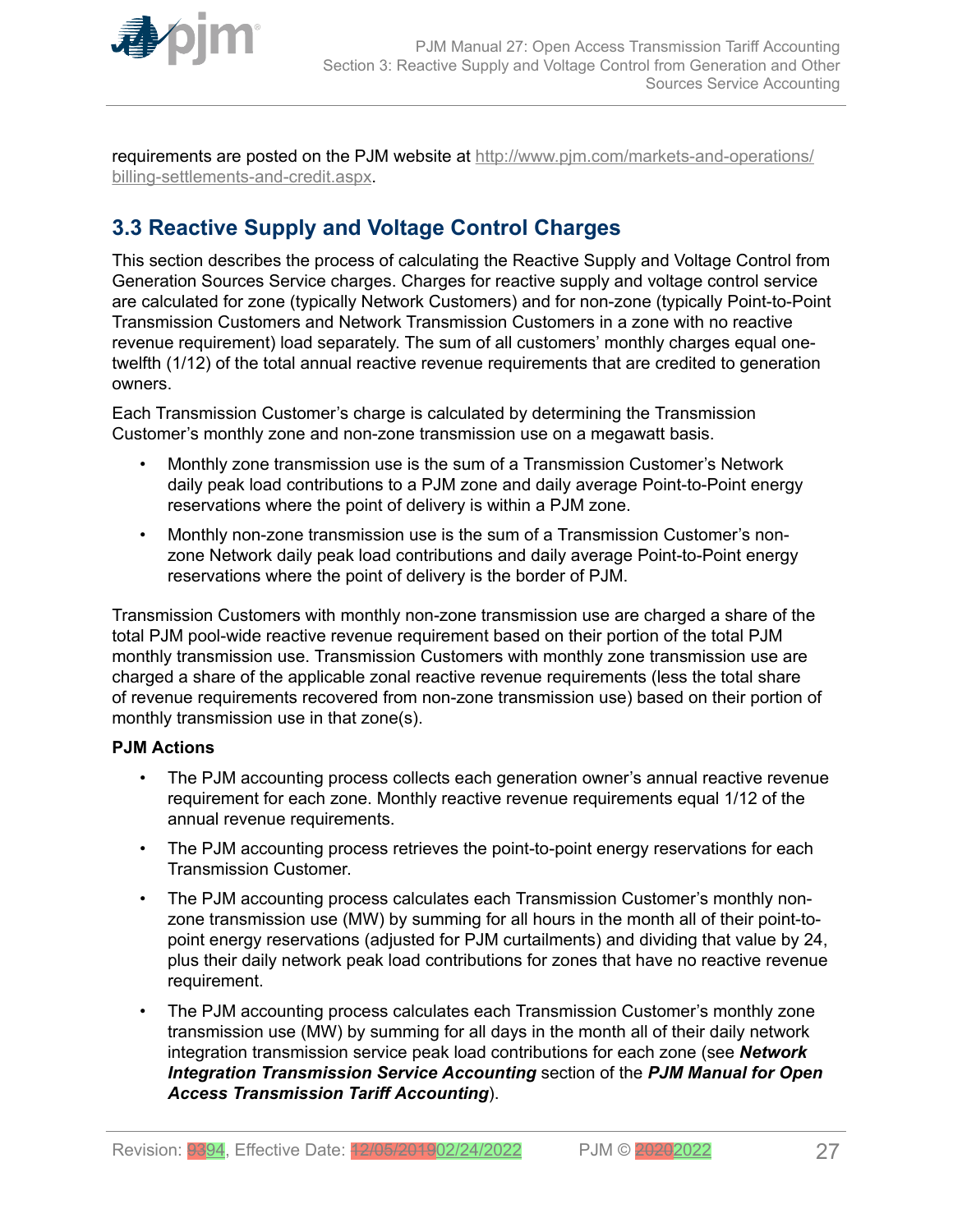requirements are posted on the PJM website at http://www.pjm.com/markets-and-operations/billing-settlements-and-credit.aspx.

## 3.3 Reactive Supply and Voltage Control Charges

This section describes the process of calculating the Reactive Supply and Voltage Control from Generation Sources Service charges. Charges for reactive supply and voltage control service are calculated for zone (typically Network Customers) and for non-zone (typically Point-to-Point Transmission Customers and Network Transmission Customers in a zone with no reactive revenue requirement) load separately. The sum of all customers' monthly charges equal one-twelfth (1/12) of the total annual reactive revenue requirements that are credited to generation owners.

Each Transmission Customer's charge is calculated by determining the Transmission Customer's monthly zone and non-zone transmission use on a megawatt basis.

- Monthly zone transmission use is the sum of a Transmission Customer's Network daily peak load contributions to a PJM zone and daily average Point-to-Point energy reservations where the point of delivery is within a PJM zone.
- Monthly non-zone transmission use is the sum of a Transmission Customer's non-zone Network daily peak load contributions and daily average Point-to-Point energy reservations where the point of delivery is the border of PJM.

Transmission Customers with monthly non-zone transmission use are charged a share of the total PJM pool-wide reactive revenue requirement based on their portion of the total PJM monthly transmission use. Transmission Customers with monthly zone transmission use are charged a share of the applicable zonal reactive revenue requirements (less the total share of revenue requirements recovered from non-zone transmission use) based on their portion of monthly transmission use in that zone(s).

**PJM Actions**

- The PJM accounting process collects each generation owner's annual reactive revenue requirement for each zone. Monthly reactive revenue requirements equal 1/12 of the annual revenue requirements.
- The PJM accounting process retrieves the point-to-point energy reservations for each Transmission Customer.
- The PJM accounting process calculates each Transmission Customer's monthly non-zone transmission use (MW) by summing for all hours in the month all of their point-to-point energy reservations (adjusted for PJM curtailments) and dividing that value by 24, plus their daily network peak load contributions for zones that have no reactive revenue requirement.
- The PJM accounting process calculates each Transmission Customer's monthly zone transmission use (MW) by summing for all days in the month all of their daily network integration transmission service peak load contributions for each zone (see ***Network Integration Transmission Service Accounting*** section of the ***PJM Manual for Open Access Transmission Tariff Accounting***).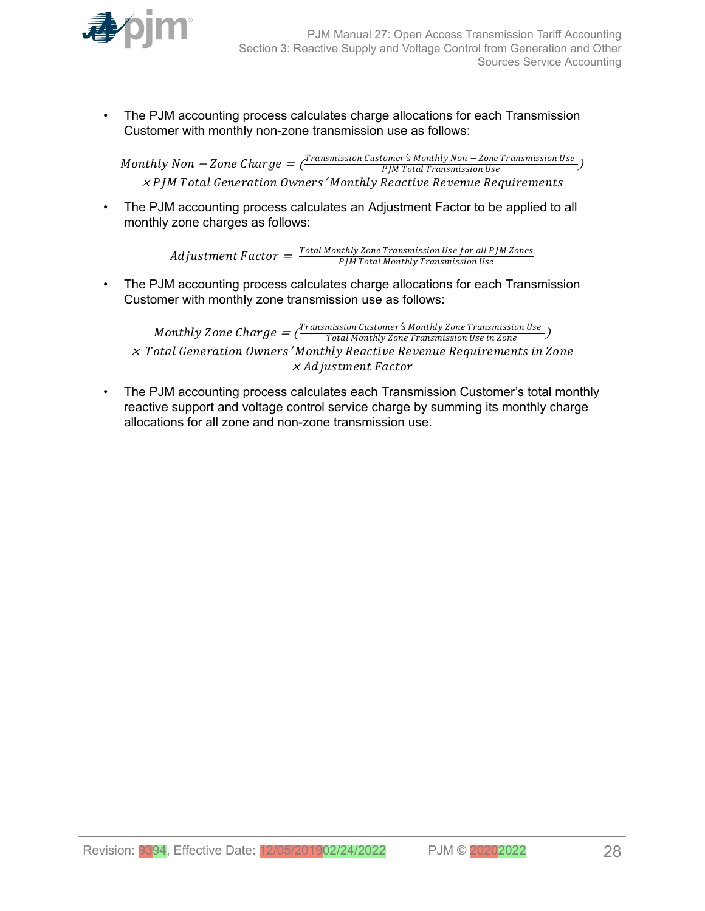- The PJM accounting process calculates charge allocations for each Transmission Customer with monthly non-zone transmission use as follows:

$$Monthly\ Non-Zone\ Charge = \left(\frac{Transmission\ Customer's\ Monthly\ Non-Zone\ Transmission\ Use}{PJM\ Total\ Transmission\ Use}\right) \times PJM\ Total\ Generation\ Owners'Monthly\ Reactive\ Revenue\ Requirements$$

- The PJM accounting process calculates an Adjustment Factor to be applied to all monthly zone charges as follows:

$$Adjustment\ Factor = \frac{Total\ Monthly\ Zone\ Transmission\ Use\ for\ all\ PJM\ Zones}{PJM\ Total\ Monthly\ Transmission\ Use}$$

- The PJM accounting process calculates charge allocations for each Transmission Customer with monthly zone transmission use as follows:

$$Monthly\ Zone\ Charge = \left(\frac{Transmission\ Customer's\ Monthly\ Zone\ Transmission\ Use}{Total\ Monthly\ Zone\ Transmission\ Use\ in\ Zone}\right) \times Total\ Generation\ Owners'Monthly\ Reactive\ Revenue\ Requirements\ in\ Zone \times Adjustment\ Factor$$

- The PJM accounting process calculates each Transmission Customer's total monthly reactive support and voltage control service charge by summing its monthly charge allocations for all zone and non-zone transmission use.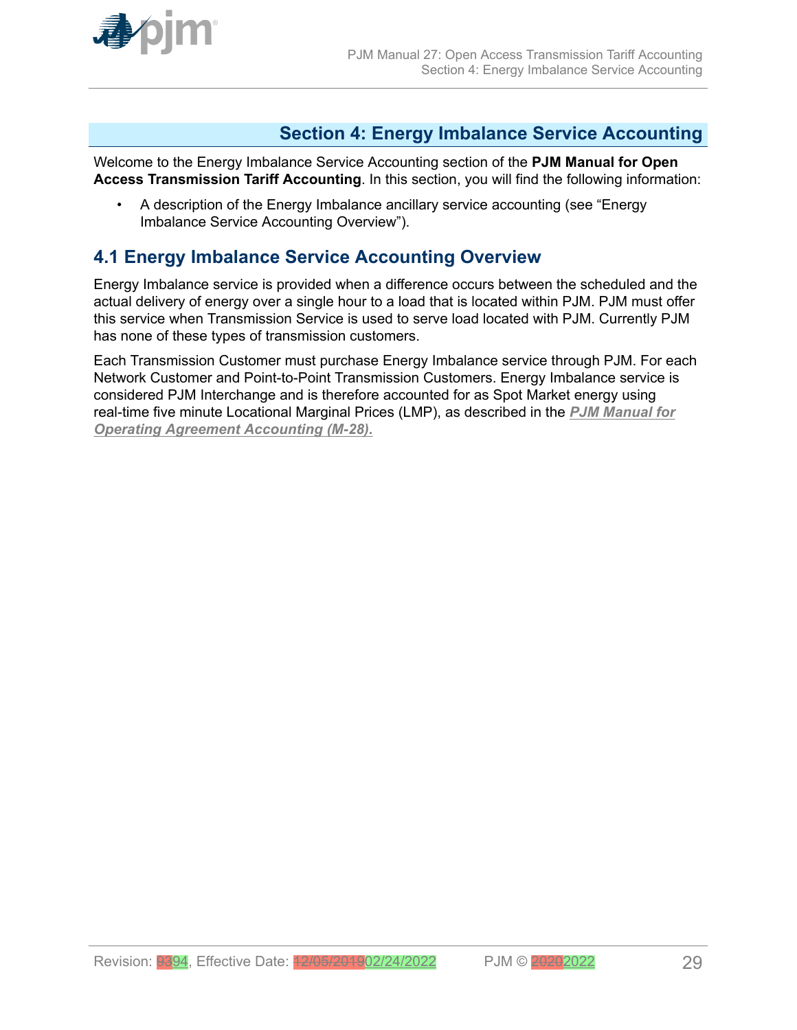# Section 4: Energy Imbalance Service Accounting

Welcome to the Energy Imbalance Service Accounting section of the **PJM Manual for Open Access Transmission Tariff Accounting**. In this section, you will find the following information:

- A description of the Energy Imbalance ancillary service accounting (see "Energy Imbalance Service Accounting Overview").

## 4.1 Energy Imbalance Service Accounting Overview

Energy Imbalance service is provided when a difference occurs between the scheduled and the actual delivery of energy over a single hour to a load that is located within PJM. PJM must offer this service when Transmission Service is used to serve load located with PJM. Currently PJM has none of these types of transmission customers.

Each Transmission Customer must purchase Energy Imbalance service through PJM. For each Network Customer and Point-to-Point Transmission Customers. Energy Imbalance service is considered PJM Interchange and is therefore accounted for as Spot Market energy using real-time five minute Locational Marginal Prices (LMP), as described in the ***PJM Manual for Operating Agreement Accounting (M-28).***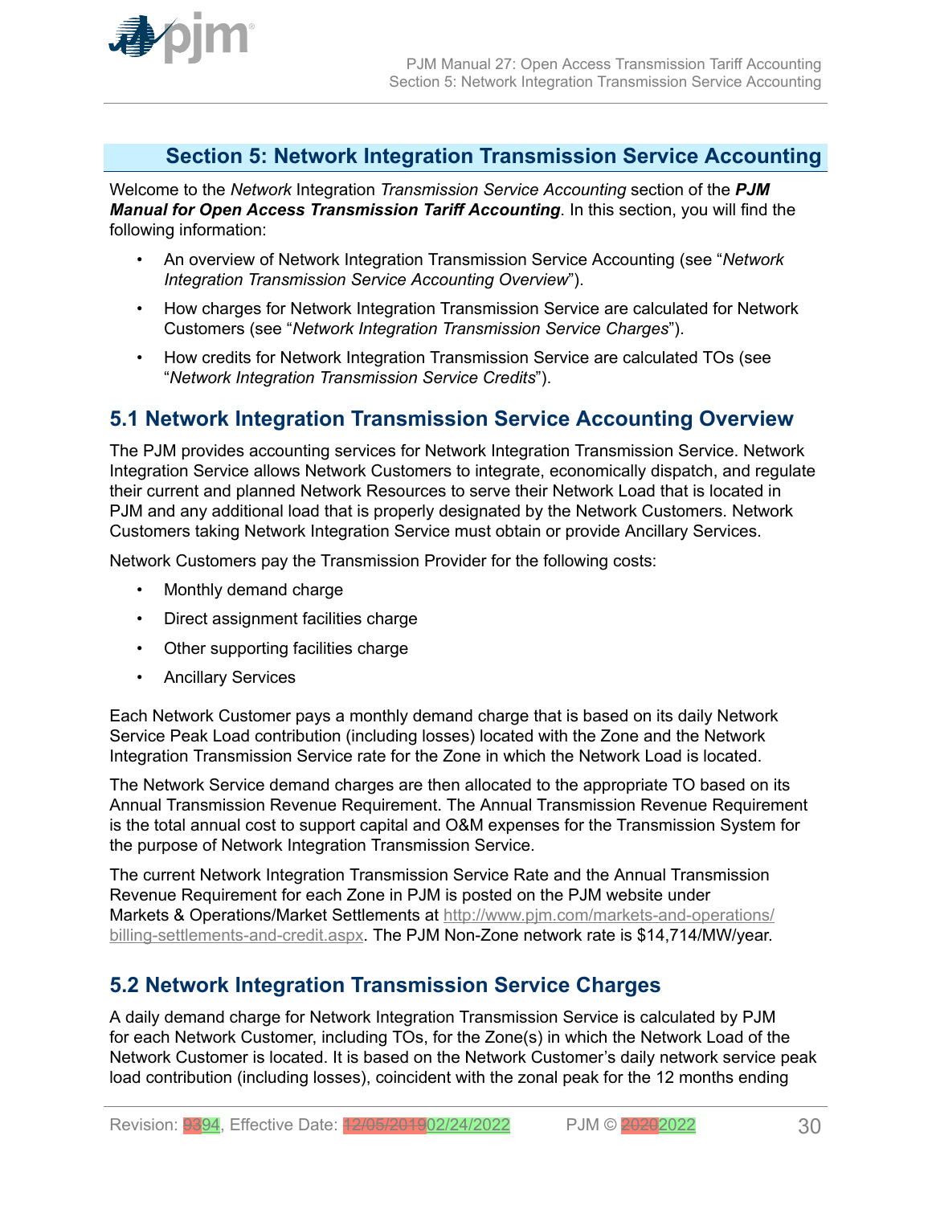## Section 5: Network Integration Transmission Service Accounting

Welcome to the *Network* Integration *Transmission Service Accounting* section of the ***PJM Manual for Open Access Transmission Tariff Accounting***. In this section, you will find the following information:

- An overview of Network Integration Transmission Service Accounting (see "*Network Integration Transmission Service Accounting Overview*").
- How charges for Network Integration Transmission Service are calculated for Network Customers (see "*Network Integration Transmission Service Charges*").
- How credits for Network Integration Transmission Service are calculated TOs (see "*Network Integration Transmission Service Credits*").

### 5.1 Network Integration Transmission Service Accounting Overview

The PJM provides accounting services for Network Integration Transmission Service. Network Integration Service allows Network Customers to integrate, economically dispatch, and regulate their current and planned Network Resources to serve their Network Load that is located in PJM and any additional load that is properly designated by the Network Customers. Network Customers taking Network Integration Service must obtain or provide Ancillary Services.

Network Customers pay the Transmission Provider for the following costs:

- Monthly demand charge
- Direct assignment facilities charge
- Other supporting facilities charge
- Ancillary Services

Each Network Customer pays a monthly demand charge that is based on its daily Network Service Peak Load contribution (including losses) located with the Zone and the Network Integration Transmission Service rate for the Zone in which the Network Load is located.

The Network Service demand charges are then allocated to the appropriate TO based on its Annual Transmission Revenue Requirement. The Annual Transmission Revenue Requirement is the total annual cost to support capital and O&M expenses for the Transmission System for the purpose of Network Integration Transmission Service.

The current Network Integration Transmission Service Rate and the Annual Transmission Revenue Requirement for each Zone in PJM is posted on the PJM website under Markets & Operations/Market Settlements at http://www.pjm.com/markets-and-operations/billing-settlements-and-credit.aspx. The PJM Non-Zone network rate is $14,714/MW/year.

### 5.2 Network Integration Transmission Service Charges

A daily demand charge for Network Integration Transmission Service is calculated by PJM for each Network Customer, including TOs, for the Zone(s) in which the Network Load of the Network Customer is located. It is based on the Network Customer's daily network service peak load contribution (including losses), coincident with the zonal peak for the 12 months ending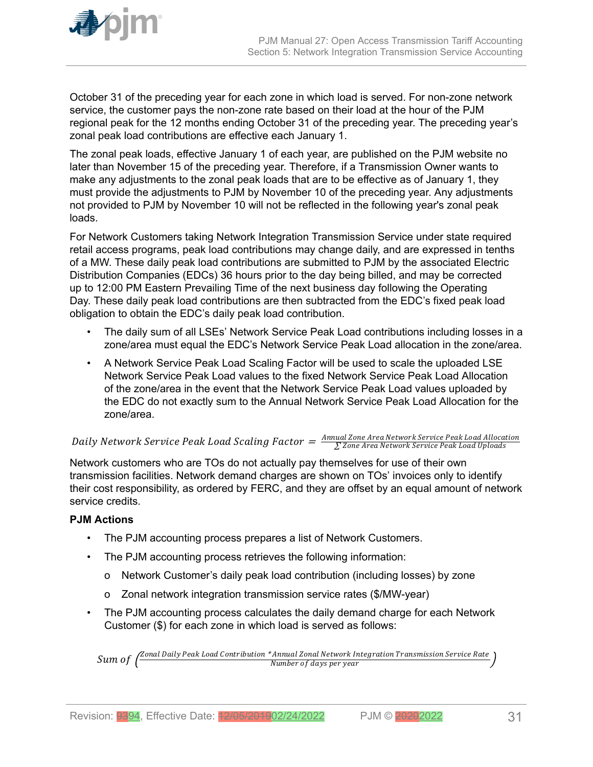October 31 of the preceding year for each zone in which load is served. For non-zone network service, the customer pays the non-zone rate based on their load at the hour of the PJM regional peak for the 12 months ending October 31 of the preceding year. The preceding year's zonal peak load contributions are effective each January 1.

The zonal peak loads, effective January 1 of each year, are published on the PJM website no later than November 15 of the preceding year. Therefore, if a Transmission Owner wants to make any adjustments to the zonal peak loads that are to be effective as of January 1, they must provide the adjustments to PJM by November 10 of the preceding year. Any adjustments not provided to PJM by November 10 will not be reflected in the following year's zonal peak loads.

For Network Customers taking Network Integration Transmission Service under state required retail access programs, peak load contributions may change daily, and are expressed in tenths of a MW. These daily peak load contributions are submitted to PJM by the associated Electric Distribution Companies (EDCs) 36 hours prior to the day being billed, and may be corrected up to 12:00 PM Eastern Prevailing Time of the next business day following the Operating Day. These daily peak load contributions are then subtracted from the EDC's fixed peak load obligation to obtain the EDC's daily peak load contribution.

- The daily sum of all LSEs' Network Service Peak Load contributions including losses in a zone/area must equal the EDC's Network Service Peak Load allocation in the zone/area.
- A Network Service Peak Load Scaling Factor will be used to scale the uploaded LSE Network Service Peak Load values to the fixed Network Service Peak Load Allocation of the zone/area in the event that the Network Service Peak Load values uploaded by the EDC do not exactly sum to the Annual Network Service Peak Load Allocation for the zone/area.

$$\text{Daily Network Service Peak Load Scaling Factor} = \frac{\text{Annual Zone Area Network Service Peak Load Allocation}}{\sum \text{Zone Area Network Service Peak Load Uploads}}$$

Network customers who are TOs do not actually pay themselves for use of their own transmission facilities. Network demand charges are shown on TOs' invoices only to identify their cost responsibility, as ordered by FERC, and they are offset by an equal amount of network service credits.

**PJM Actions**

- The PJM accounting process prepares a list of Network Customers.
- The PJM accounting process retrieves the following information:
  - Network Customer's daily peak load contribution (including losses) by zone
  - Zonal network integration transmission service rates ($/MW-year)
- The PJM accounting process calculates the daily demand charge for each Network Customer ($) for each zone in which load is served as follows:

$$\text{Sum of } \left(\frac{\text{Zonal Daily Peak Load Contribution} * \text{Annual Zonal Network Integration Transmission Service Rate}}{\text{Number of days per year}}\right)$$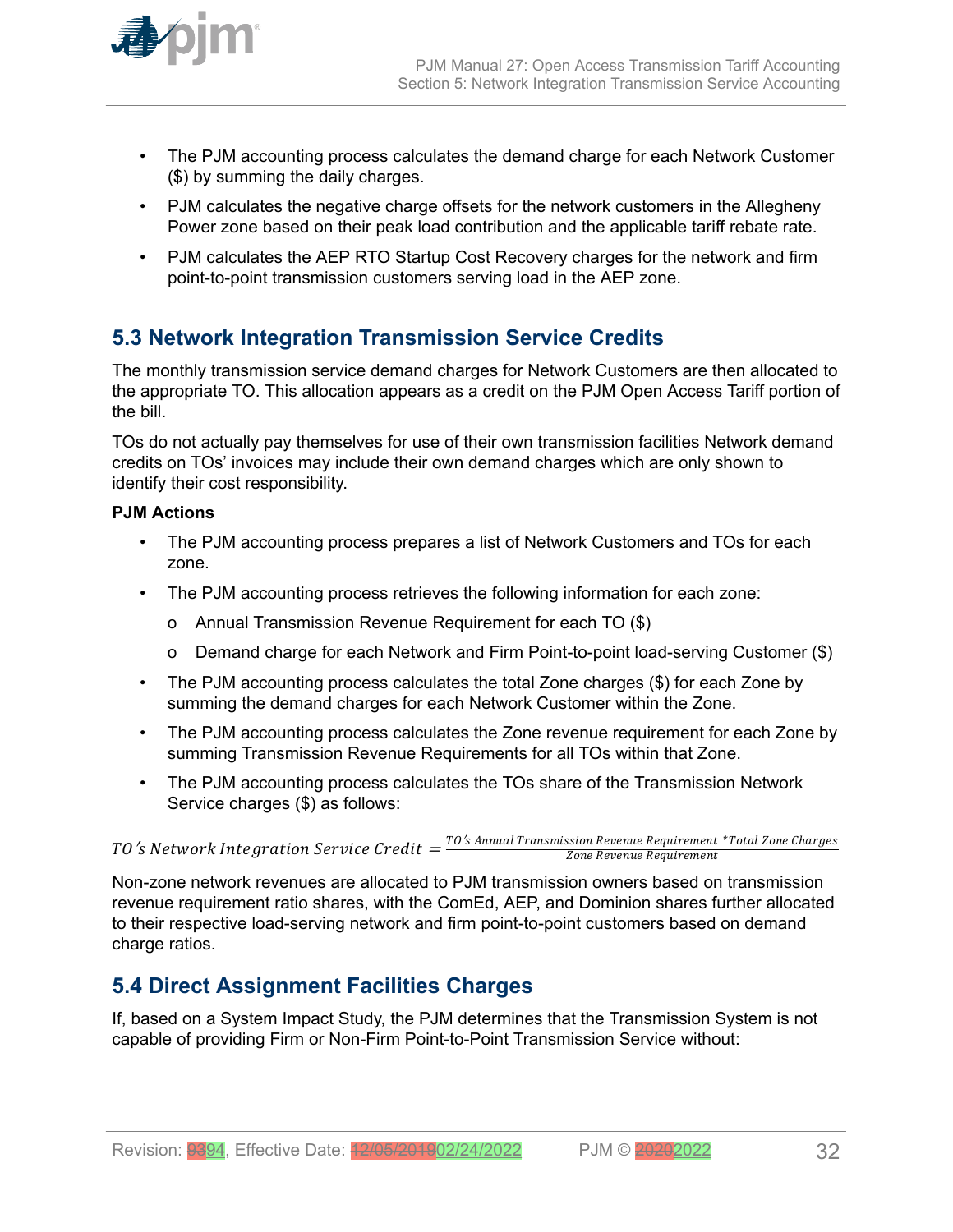- The PJM accounting process calculates the demand charge for each Network Customer ($) by summing the daily charges.
- PJM calculates the negative charge offsets for the network customers in the Allegheny Power zone based on their peak load contribution and the applicable tariff rebate rate.
- PJM calculates the AEP RTO Startup Cost Recovery charges for the network and firm point-to-point transmission customers serving load in the AEP zone.

## 5.3 Network Integration Transmission Service Credits

The monthly transmission service demand charges for Network Customers are then allocated to the appropriate TO. This allocation appears as a credit on the PJM Open Access Tariff portion of the bill.

TOs do not actually pay themselves for use of their own transmission facilities Network demand credits on TOs' invoices may include their own demand charges which are only shown to identify their cost responsibility.

**PJM Actions**

- The PJM accounting process prepares a list of Network Customers and TOs for each zone.
- The PJM accounting process retrieves the following information for each zone:
  - o Annual Transmission Revenue Requirement for each TO ($)
  - o Demand charge for each Network and Firm Point-to-point load-serving Customer ($)
- The PJM accounting process calculates the total Zone charges ($) for each Zone by summing the demand charges for each Network Customer within the Zone.
- The PJM accounting process calculates the Zone revenue requirement for each Zone by summing Transmission Revenue Requirements for all TOs within that Zone.
- The PJM accounting process calculates the TOs share of the Transmission Network Service charges ($) as follows:

$$TO's\ Network\ Integration\ Service\ Credit = \frac{TO's\ Annual\ Transmission\ Revenue\ Requirement\ *Total\ Zone\ Charges}{Zone\ Revenue\ Requirement}$$

Non-zone network revenues are allocated to PJM transmission owners based on transmission revenue requirement ratio shares, with the ComEd, AEP, and Dominion shares further allocated to their respective load-serving network and firm point-to-point customers based on demand charge ratios.

## 5.4 Direct Assignment Facilities Charges

If, based on a System Impact Study, the PJM determines that the Transmission System is not capable of providing Firm or Non-Firm Point-to-Point Transmission Service without: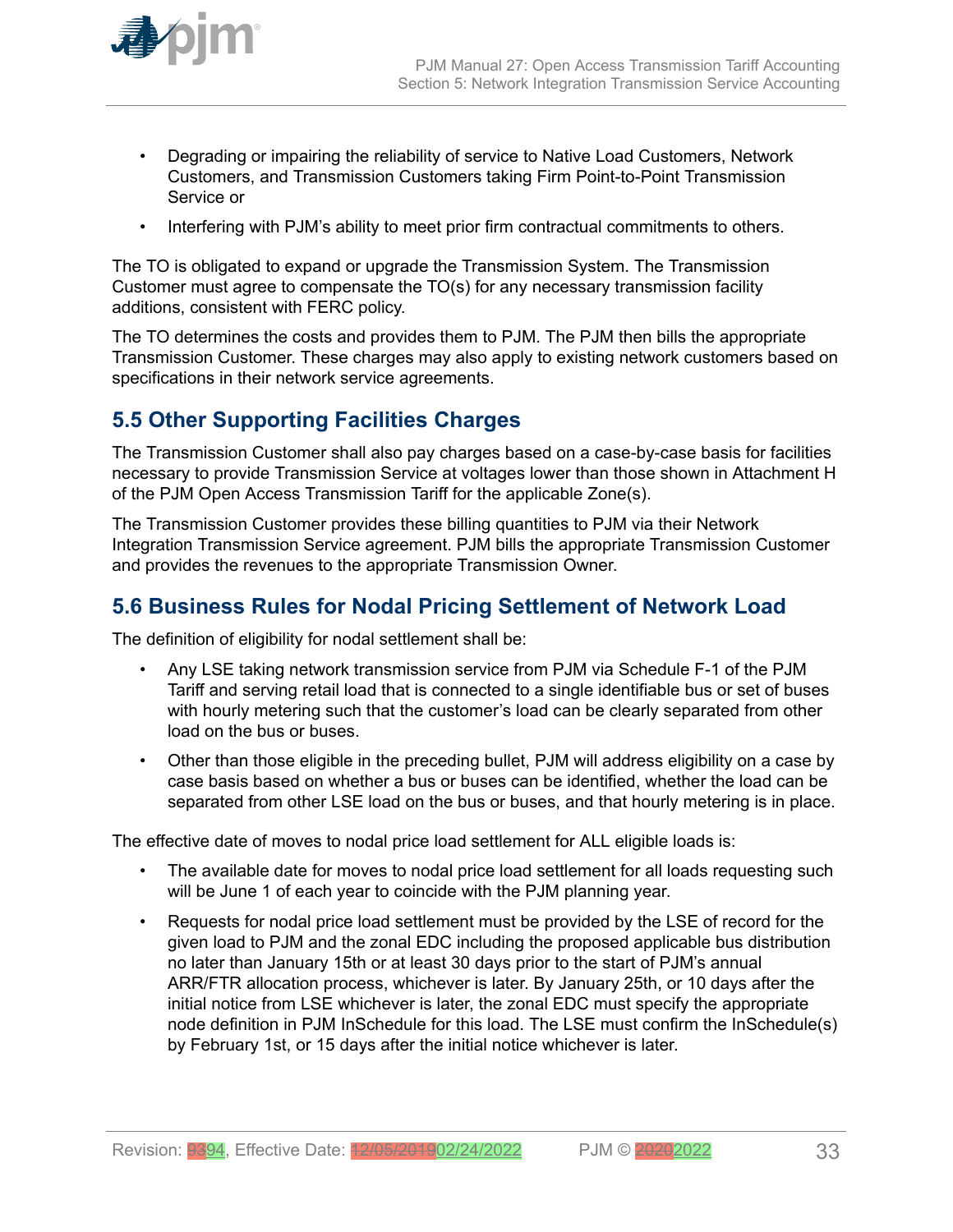- Degrading or impairing the reliability of service to Native Load Customers, Network Customers, and Transmission Customers taking Firm Point-to-Point Transmission Service or
- Interfering with PJM's ability to meet prior firm contractual commitments to others.

The TO is obligated to expand or upgrade the Transmission System. The Transmission Customer must agree to compensate the TO(s) for any necessary transmission facility additions, consistent with FERC policy.

The TO determines the costs and provides them to PJM. The PJM then bills the appropriate Transmission Customer. These charges may also apply to existing network customers based on specifications in their network service agreements.

## 5.5 Other Supporting Facilities Charges

The Transmission Customer shall also pay charges based on a case-by-case basis for facilities necessary to provide Transmission Service at voltages lower than those shown in Attachment H of the PJM Open Access Transmission Tariff for the applicable Zone(s).

The Transmission Customer provides these billing quantities to PJM via their Network Integration Transmission Service agreement. PJM bills the appropriate Transmission Customer and provides the revenues to the appropriate Transmission Owner.

## 5.6 Business Rules for Nodal Pricing Settlement of Network Load

The definition of eligibility for nodal settlement shall be:

- Any LSE taking network transmission service from PJM via Schedule F-1 of the PJM Tariff and serving retail load that is connected to a single identifiable bus or set of buses with hourly metering such that the customer's load can be clearly separated from other load on the bus or buses.
- Other than those eligible in the preceding bullet, PJM will address eligibility on a case by case basis based on whether a bus or buses can be identified, whether the load can be separated from other LSE load on the bus or buses, and that hourly metering is in place.

The effective date of moves to nodal price load settlement for ALL eligible loads is:

- The available date for moves to nodal price load settlement for all loads requesting such will be June 1 of each year to coincide with the PJM planning year.
- Requests for nodal price load settlement must be provided by the LSE of record for the given load to PJM and the zonal EDC including the proposed applicable bus distribution no later than January 15th or at least 30 days prior to the start of PJM's annual ARR/FTR allocation process, whichever is later. By January 25th, or 10 days after the initial notice from LSE whichever is later, the zonal EDC must specify the appropriate node definition in PJM InSchedule for this load. The LSE must confirm the InSchedule(s) by February 1st, or 15 days after the initial notice whichever is later.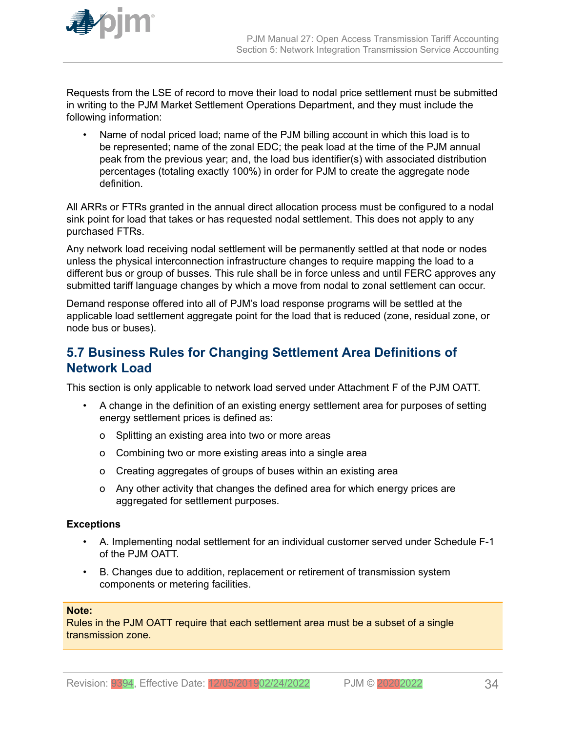Requests from the LSE of record to move their load to nodal price settlement must be submitted in writing to the PJM Market Settlement Operations Department, and they must include the following information:

- Name of nodal priced load; name of the PJM billing account in which this load is to be represented; name of the zonal EDC; the peak load at the time of the PJM annual peak from the previous year; and, the load bus identifier(s) with associated distribution percentages (totaling exactly 100%) in order for PJM to create the aggregate node definition.

All ARRs or FTRs granted in the annual direct allocation process must be configured to a nodal sink point for load that takes or has requested nodal settlement. This does not apply to any purchased FTRs.

Any network load receiving nodal settlement will be permanently settled at that node or nodes unless the physical interconnection infrastructure changes to require mapping the load to a different bus or group of busses. This rule shall be in force unless and until FERC approves any submitted tariff language changes by which a move from nodal to zonal settlement can occur.

Demand response offered into all of PJM's load response programs will be settled at the applicable load settlement aggregate point for the load that is reduced (zone, residual zone, or node bus or buses).

## 5.7 Business Rules for Changing Settlement Area Definitions of Network Load

This section is only applicable to network load served under Attachment F of the PJM OATT.

- A change in the definition of an existing energy settlement area for purposes of setting energy settlement prices is defined as:
  - Splitting an existing area into two or more areas
  - Combining two or more existing areas into a single area
  - Creating aggregates of groups of buses within an existing area
  - Any other activity that changes the defined area for which energy prices are aggregated for settlement purposes.

**Exceptions**

- A. Implementing nodal settlement for an individual customer served under Schedule F-1 of the PJM OATT.
- B. Changes due to addition, replacement or retirement of transmission system components or metering facilities.

**Note:**
Rules in the PJM OATT require that each settlement area must be a subset of a single transmission zone.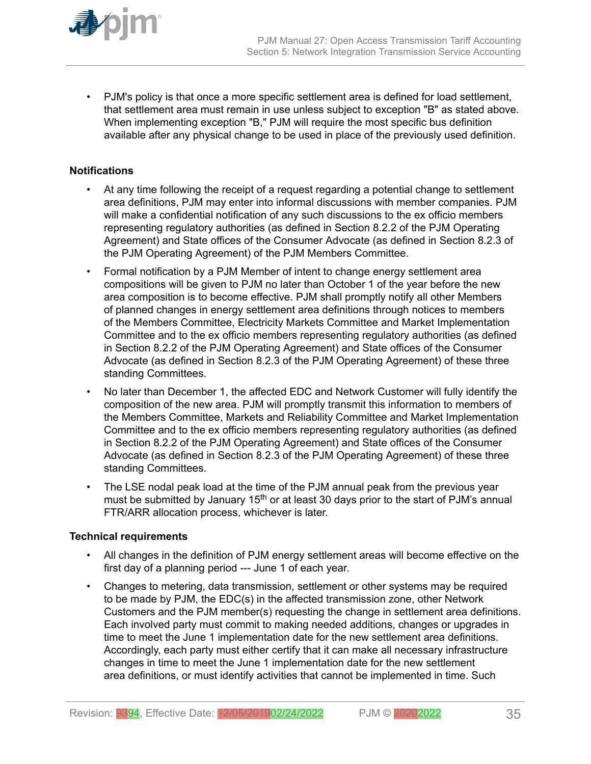- PJM's policy is that once a more specific settlement area is defined for load settlement, that settlement area must remain in use unless subject to exception "B" as stated above. When implementing exception "B," PJM will require the most specific bus definition available after any physical change to be used in place of the previously used definition.

**Notifications**

- At any time following the receipt of a request regarding a potential change to settlement area definitions, PJM may enter into informal discussions with member companies. PJM will make a confidential notification of any such discussions to the ex officio members representing regulatory authorities (as defined in Section 8.2.2 of the PJM Operating Agreement) and State offices of the Consumer Advocate (as defined in Section 8.2.3 of the PJM Operating Agreement) of the PJM Members Committee.
- Formal notification by a PJM Member of intent to change energy settlement area compositions will be given to PJM no later than October 1 of the year before the new area composition is to become effective. PJM shall promptly notify all other Members of planned changes in energy settlement area definitions through notices to members of the Members Committee, Electricity Markets Committee and Market Implementation Committee and to the ex officio members representing regulatory authorities (as defined in Section 8.2.2 of the PJM Operating Agreement) and State offices of the Consumer Advocate (as defined in Section 8.2.3 of the PJM Operating Agreement) of these three standing Committees.
- No later than December 1, the affected EDC and Network Customer will fully identify the composition of the new area. PJM will promptly transmit this information to members of the Members Committee, Markets and Reliability Committee and Market Implementation Committee and to the ex officio members representing regulatory authorities (as defined in Section 8.2.2 of the PJM Operating Agreement) and State offices of the Consumer Advocate (as defined in Section 8.2.3 of the PJM Operating Agreement) of these three standing Committees.
- The LSE nodal peak load at the time of the PJM annual peak from the previous year must be submitted by January 15th or at least 30 days prior to the start of PJM's annual FTR/ARR allocation process, whichever is later.

**Technical requirements**

- All changes in the definition of PJM energy settlement areas will become effective on the first day of a planning period --- June 1 of each year.
- Changes to metering, data transmission, settlement or other systems may be required to be made by PJM, the EDC(s) in the affected transmission zone, other Network Customers and the PJM member(s) requesting the change in settlement area definitions. Each involved party must commit to making needed additions, changes or upgrades in time to meet the June 1 implementation date for the new settlement area definitions. Accordingly, each party must either certify that it can make all necessary infrastructure changes in time to meet the June 1 implementation date for the new settlement area definitions, or must identify activities that cannot be implemented in time. Such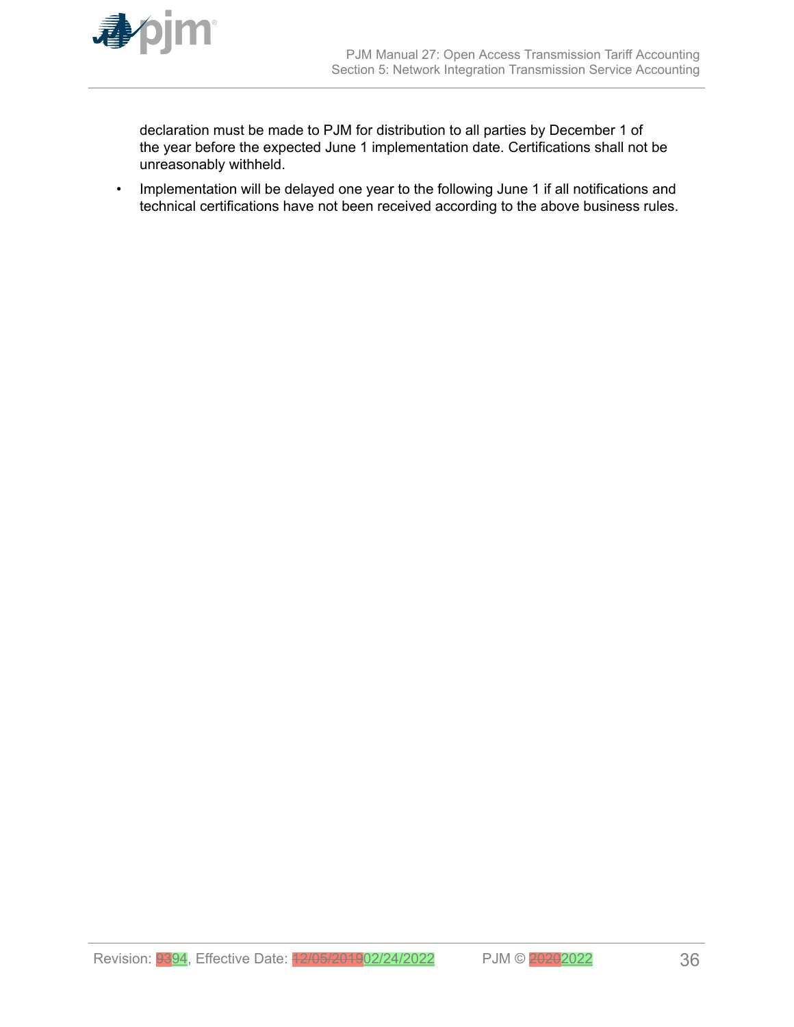declaration must be made to PJM for distribution to all parties by December 1 of the year before the expected June 1 implementation date. Certifications shall not be unreasonably withheld.

- Implementation will be delayed one year to the following June 1 if all notifications and technical certifications have not been received according to the above business rules.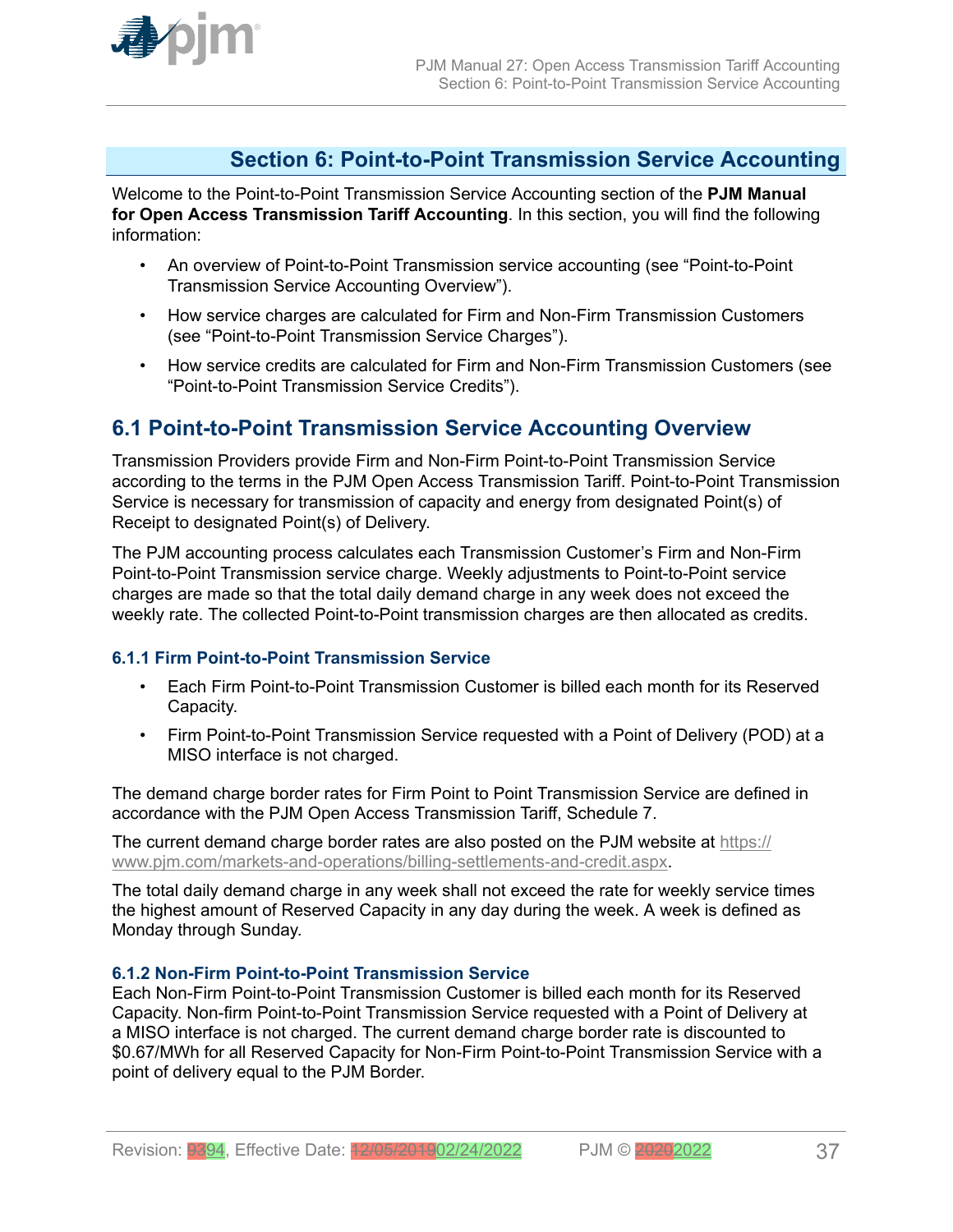# Section 6: Point-to-Point Transmission Service Accounting

Welcome to the Point-to-Point Transmission Service Accounting section of the **PJM Manual for Open Access Transmission Tariff Accounting**. In this section, you will find the following information:

- An overview of Point-to-Point Transmission service accounting (see "Point-to-Point Transmission Service Accounting Overview").
- How service charges are calculated for Firm and Non-Firm Transmission Customers (see "Point-to-Point Transmission Service Charges").
- How service credits are calculated for Firm and Non-Firm Transmission Customers (see "Point-to-Point Transmission Service Credits").

## 6.1 Point-to-Point Transmission Service Accounting Overview

Transmission Providers provide Firm and Non-Firm Point-to-Point Transmission Service according to the terms in the PJM Open Access Transmission Tariff. Point-to-Point Transmission Service is necessary for transmission of capacity and energy from designated Point(s) of Receipt to designated Point(s) of Delivery.

The PJM accounting process calculates each Transmission Customer's Firm and Non-Firm Point-to-Point Transmission service charge. Weekly adjustments to Point-to-Point service charges are made so that the total daily demand charge in any week does not exceed the weekly rate. The collected Point-to-Point transmission charges are then allocated as credits.

### 6.1.1 Firm Point-to-Point Transmission Service

- Each Firm Point-to-Point Transmission Customer is billed each month for its Reserved Capacity.
- Firm Point-to-Point Transmission Service requested with a Point of Delivery (POD) at a MISO interface is not charged.

The demand charge border rates for Firm Point to Point Transmission Service are defined in accordance with the PJM Open Access Transmission Tariff, Schedule 7.

The current demand charge border rates are also posted on the PJM website at https://www.pjm.com/markets-and-operations/billing-settlements-and-credit.aspx.

The total daily demand charge in any week shall not exceed the rate for weekly service times the highest amount of Reserved Capacity in any day during the week. A week is defined as Monday through Sunday.

### 6.1.2 Non-Firm Point-to-Point Transmission Service

Each Non-Firm Point-to-Point Transmission Customer is billed each month for its Reserved Capacity. Non-firm Point-to-Point Transmission Service requested with a Point of Delivery at a MISO interface is not charged. The current demand charge border rate is discounted to \$0.67/MWh for all Reserved Capacity for Non-Firm Point-to-Point Transmission Service with a point of delivery equal to the PJM Border.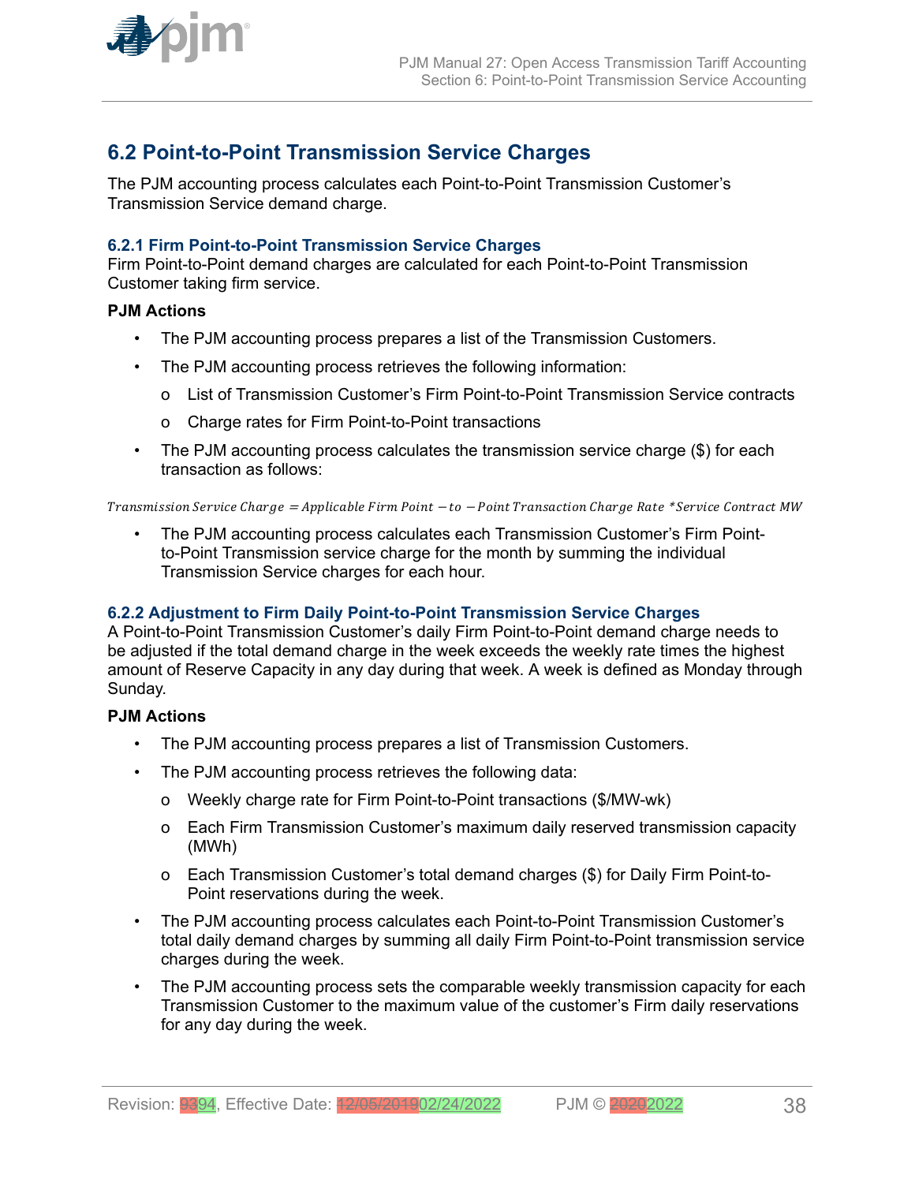## 6.2 Point-to-Point Transmission Service Charges

The PJM accounting process calculates each Point-to-Point Transmission Customer's Transmission Service demand charge.

### 6.2.1 Firm Point-to-Point Transmission Service Charges

Firm Point-to-Point demand charges are calculated for each Point-to-Point Transmission Customer taking firm service.

**PJM Actions**

- The PJM accounting process prepares a list of the Transmission Customers.
- The PJM accounting process retrieves the following information:
  - List of Transmission Customer's Firm Point-to-Point Transmission Service contracts
  - Charge rates for Firm Point-to-Point transactions
- The PJM accounting process calculates the transmission service charge ($) for each transaction as follows:

$$Transmission\ Service\ Charge\ = Applicable\ Firm\ Point - to - Point\ Transaction\ Charge\ Rate\ *Service\ Contract\ MW$$

- The PJM accounting process calculates each Transmission Customer's Firm Point-to-Point Transmission service charge for the month by summing the individual Transmission Service charges for each hour.

### 6.2.2 Adjustment to Firm Daily Point-to-Point Transmission Service Charges

A Point-to-Point Transmission Customer's daily Firm Point-to-Point demand charge needs to be adjusted if the total demand charge in the week exceeds the weekly rate times the highest amount of Reserve Capacity in any day during that week. A week is defined as Monday through Sunday.

**PJM Actions**

- The PJM accounting process prepares a list of Transmission Customers.
- The PJM accounting process retrieves the following data:
  - Weekly charge rate for Firm Point-to-Point transactions ($/MW-wk)
  - Each Firm Transmission Customer's maximum daily reserved transmission capacity (MWh)
  - Each Transmission Customer's total demand charges ($) for Daily Firm Point-to-Point reservations during the week.
- The PJM accounting process calculates each Point-to-Point Transmission Customer's total daily demand charges by summing all daily Firm Point-to-Point transmission service charges during the week.
- The PJM accounting process sets the comparable weekly transmission capacity for each Transmission Customer to the maximum value of the customer's Firm daily reservations for any day during the week.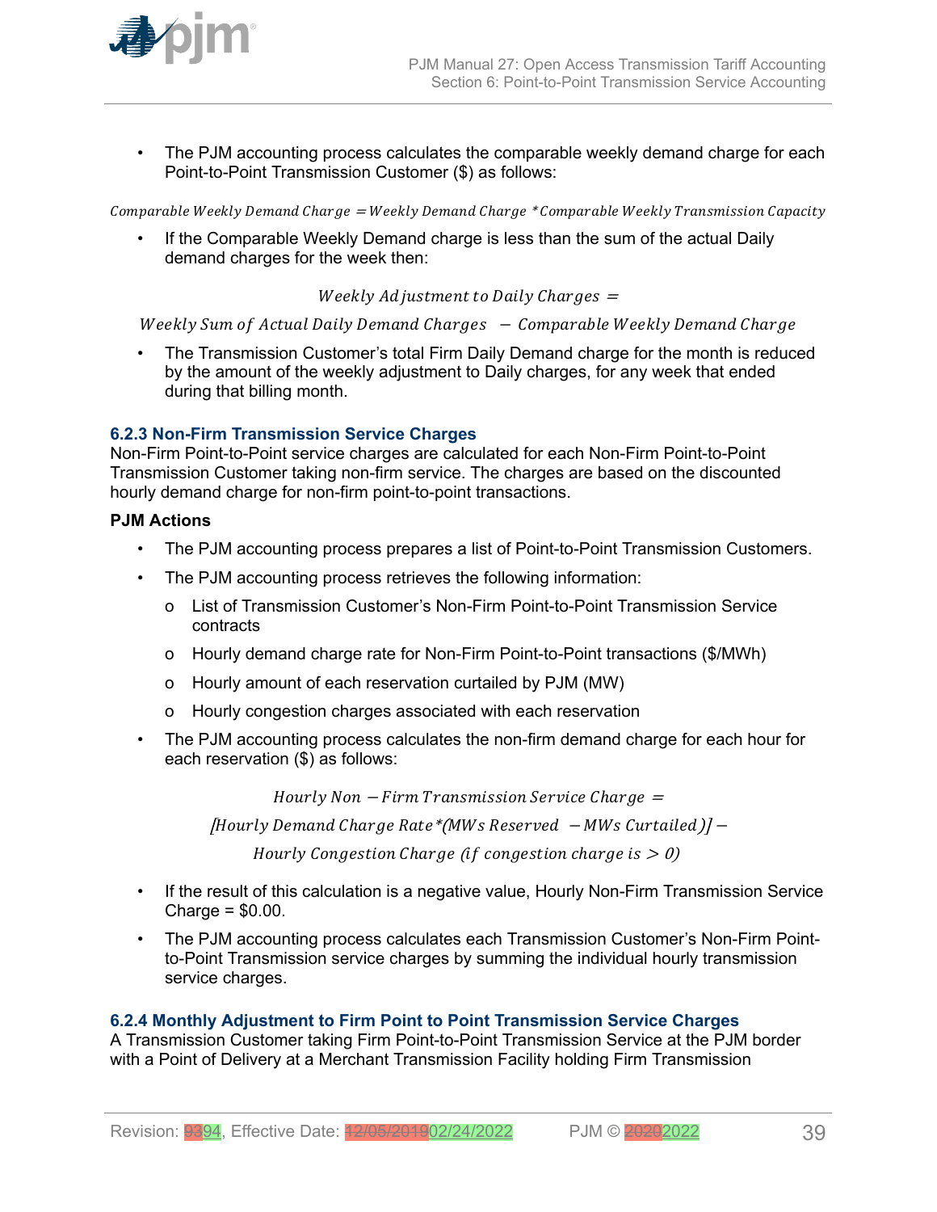- The PJM accounting process calculates the comparable weekly demand charge for each Point-to-Point Transmission Customer ($) as follows:

$$Comparable\ Weekly\ Demand\ Charge = Weekly\ Demand\ Charge * Comparable\ Weekly\ Transmission\ Capacity$$

- If the Comparable Weekly Demand charge is less than the sum of the actual Daily demand charges for the week then:

$$Weekly\ Adjustment\ to\ Daily\ Charges =$$

$$Weekly\ Sum\ of\ Actual\ Daily\ Demand\ Charges - Comparable\ Weekly\ Demand\ Charge$$

- The Transmission Customer's total Firm Daily Demand charge for the month is reduced by the amount of the weekly adjustment to Daily charges, for any week that ended during that billing month.

### 6.2.3 Non-Firm Transmission Service Charges

Non-Firm Point-to-Point service charges are calculated for each Non-Firm Point-to-Point Transmission Customer taking non-firm service. The charges are based on the discounted hourly demand charge for non-firm point-to-point transactions.

**PJM Actions**

- The PJM accounting process prepares a list of Point-to-Point Transmission Customers.
- The PJM accounting process retrieves the following information:
  - List of Transmission Customer's Non-Firm Point-to-Point Transmission Service contracts
  - Hourly demand charge rate for Non-Firm Point-to-Point transactions ($/MWh)
  - Hourly amount of each reservation curtailed by PJM (MW)
  - Hourly congestion charges associated with each reservation
- The PJM accounting process calculates the non-firm demand charge for each hour for each reservation ($) as follows:

$$Hourly\ Non-Firm\ Transmission\ Service\ Charge =$$

$$[Hourly\ Demand\ Charge\ Rate * (MWs\ Reserved - MWs\ Curtailed)] -$$

$$Hourly\ Congestion\ Charge\ (if\ congestion\ charge\ is > 0)$$

- If the result of this calculation is a negative value, Hourly Non-Firm Transmission Service Charge = $0.00.
- The PJM accounting process calculates each Transmission Customer's Non-Firm Point-to-Point Transmission service charges by summing the individual hourly transmission service charges.

### 6.2.4 Monthly Adjustment to Firm Point to Point Transmission Service Charges

A Transmission Customer taking Firm Point-to-Point Transmission Service at the PJM border with a Point of Delivery at a Merchant Transmission Facility holding Firm Transmission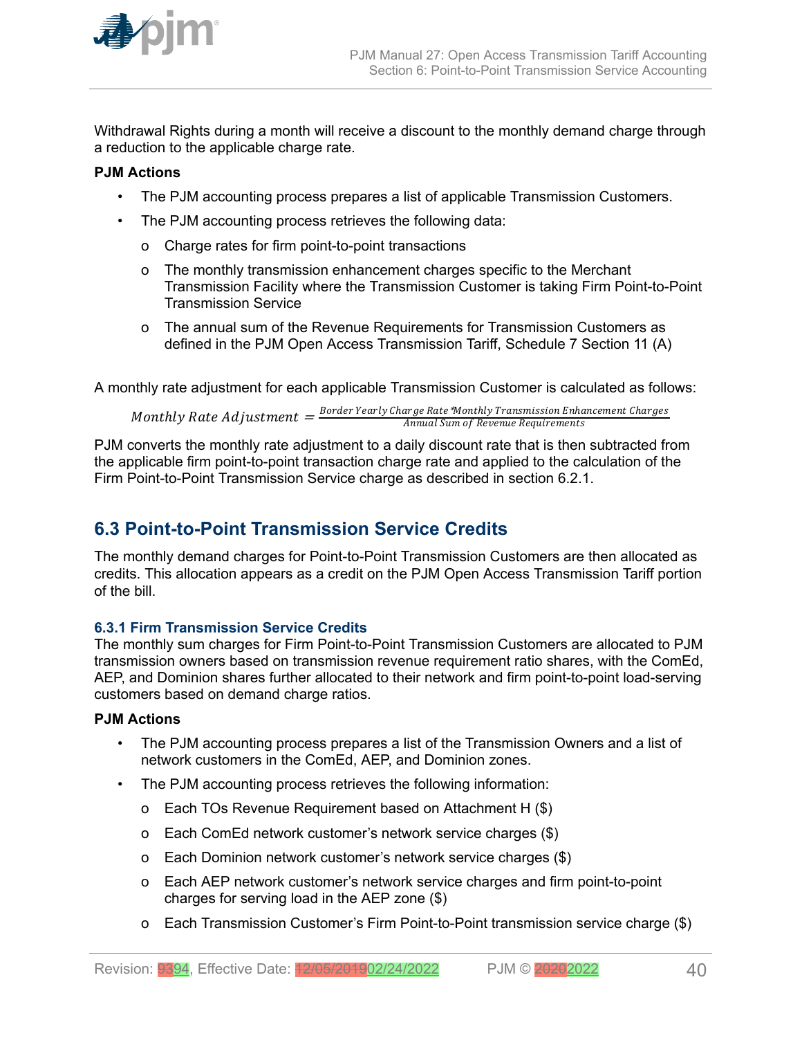Withdrawal Rights during a month will receive a discount to the monthly demand charge through a reduction to the applicable charge rate.

**PJM Actions**

- The PJM accounting process prepares a list of applicable Transmission Customers.
- The PJM accounting process retrieves the following data:
  - o Charge rates for firm point-to-point transactions
  - o The monthly transmission enhancement charges specific to the Merchant Transmission Facility where the Transmission Customer is taking Firm Point-to-Point Transmission Service
  - o The annual sum of the Revenue Requirements for Transmission Customers as defined in the PJM Open Access Transmission Tariff, Schedule 7 Section 11 (A)

A monthly rate adjustment for each applicable Transmission Customer is calculated as follows:

$$Monthly\ Rate\ Adjustment = \frac{Border\ Yearly\ Charge\ Rate * Monthly\ Transmission\ Enhancement\ Charges}{Annual\ Sum\ of\ Revenue\ Requirements}$$

PJM converts the monthly rate adjustment to a daily discount rate that is then subtracted from the applicable firm point-to-point transaction charge rate and applied to the calculation of the Firm Point-to-Point Transmission Service charge as described in section 6.2.1.

## 6.3 Point-to-Point Transmission Service Credits

The monthly demand charges for Point-to-Point Transmission Customers are then allocated as credits. This allocation appears as a credit on the PJM Open Access Transmission Tariff portion of the bill.

### 6.3.1 Firm Transmission Service Credits

The monthly sum charges for Firm Point-to-Point Transmission Customers are allocated to PJM transmission owners based on transmission revenue requirement ratio shares, with the ComEd, AEP, and Dominion shares further allocated to their network and firm point-to-point load-serving customers based on demand charge ratios.

**PJM Actions**

- The PJM accounting process prepares a list of the Transmission Owners and a list of network customers in the ComEd, AEP, and Dominion zones.
- The PJM accounting process retrieves the following information:
  - o Each TOs Revenue Requirement based on Attachment H ($)
  - o Each ComEd network customer's network service charges ($)
  - o Each Dominion network customer's network service charges ($)
  - o Each AEP network customer's network service charges and firm point-to-point charges for serving load in the AEP zone ($)
  - o Each Transmission Customer's Firm Point-to-Point transmission service charge ($)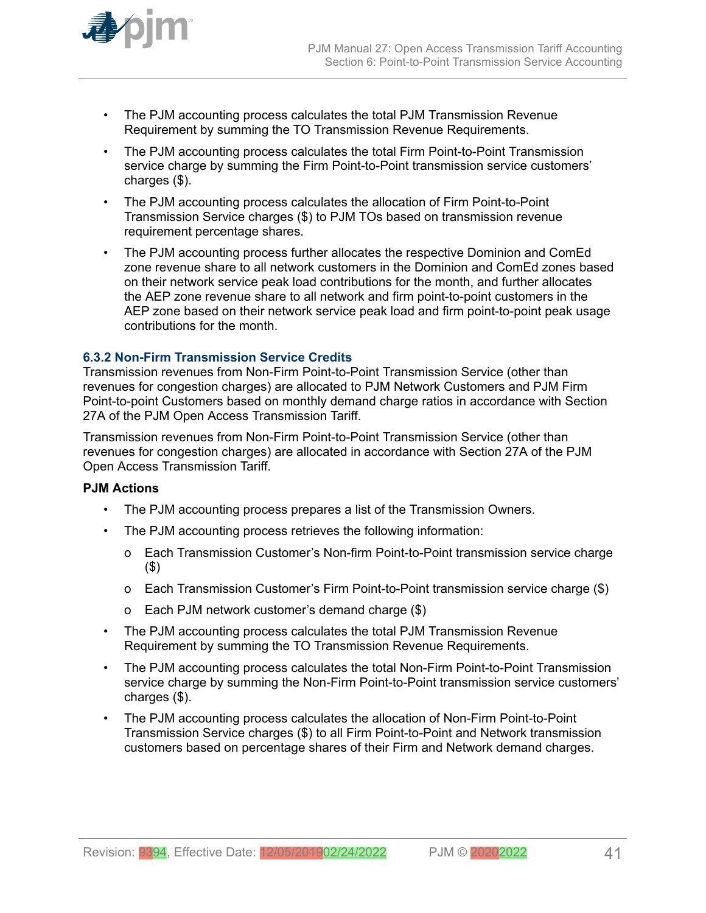- The PJM accounting process calculates the total PJM Transmission Revenue Requirement by summing the TO Transmission Revenue Requirements.
- The PJM accounting process calculates the total Firm Point-to-Point Transmission service charge by summing the Firm Point-to-Point transmission service customers' charges ($).
- The PJM accounting process calculates the allocation of Firm Point-to-Point Transmission Service charges ($) to PJM TOs based on transmission revenue requirement percentage shares.
- The PJM accounting process further allocates the respective Dominion and ComEd zone revenue share to all network customers in the Dominion and ComEd zones based on their network service peak load contributions for the month, and further allocates the AEP zone revenue share to all network and firm point-to-point customers in the AEP zone based on their network service peak load and firm point-to-point peak usage contributions for the month.

### 6.3.2 Non-Firm Transmission Service Credits

Transmission revenues from Non-Firm Point-to-Point Transmission Service (other than revenues for congestion charges) are allocated to PJM Network Customers and PJM Firm Point-to-point Customers based on monthly demand charge ratios in accordance with Section 27A of the PJM Open Access Transmission Tariff.

Transmission revenues from Non-Firm Point-to-Point Transmission Service (other than revenues for congestion charges) are allocated in accordance with Section 27A of the PJM Open Access Transmission Tariff.

**PJM Actions**

- The PJM accounting process prepares a list of the Transmission Owners.
- The PJM accounting process retrieves the following information:
  - Each Transmission Customer's Non-firm Point-to-Point transmission service charge ($)
  - Each Transmission Customer's Firm Point-to-Point transmission service charge ($)
  - Each PJM network customer's demand charge ($)
- The PJM accounting process calculates the total PJM Transmission Revenue Requirement by summing the TO Transmission Revenue Requirements.
- The PJM accounting process calculates the total Non-Firm Point-to-Point Transmission service charge by summing the Non-Firm Point-to-Point transmission service customers' charges ($).
- The PJM accounting process calculates the allocation of Non-Firm Point-to-Point Transmission Service charges ($) to all Firm Point-to-Point and Network transmission customers based on percentage shares of their Firm and Network demand charges.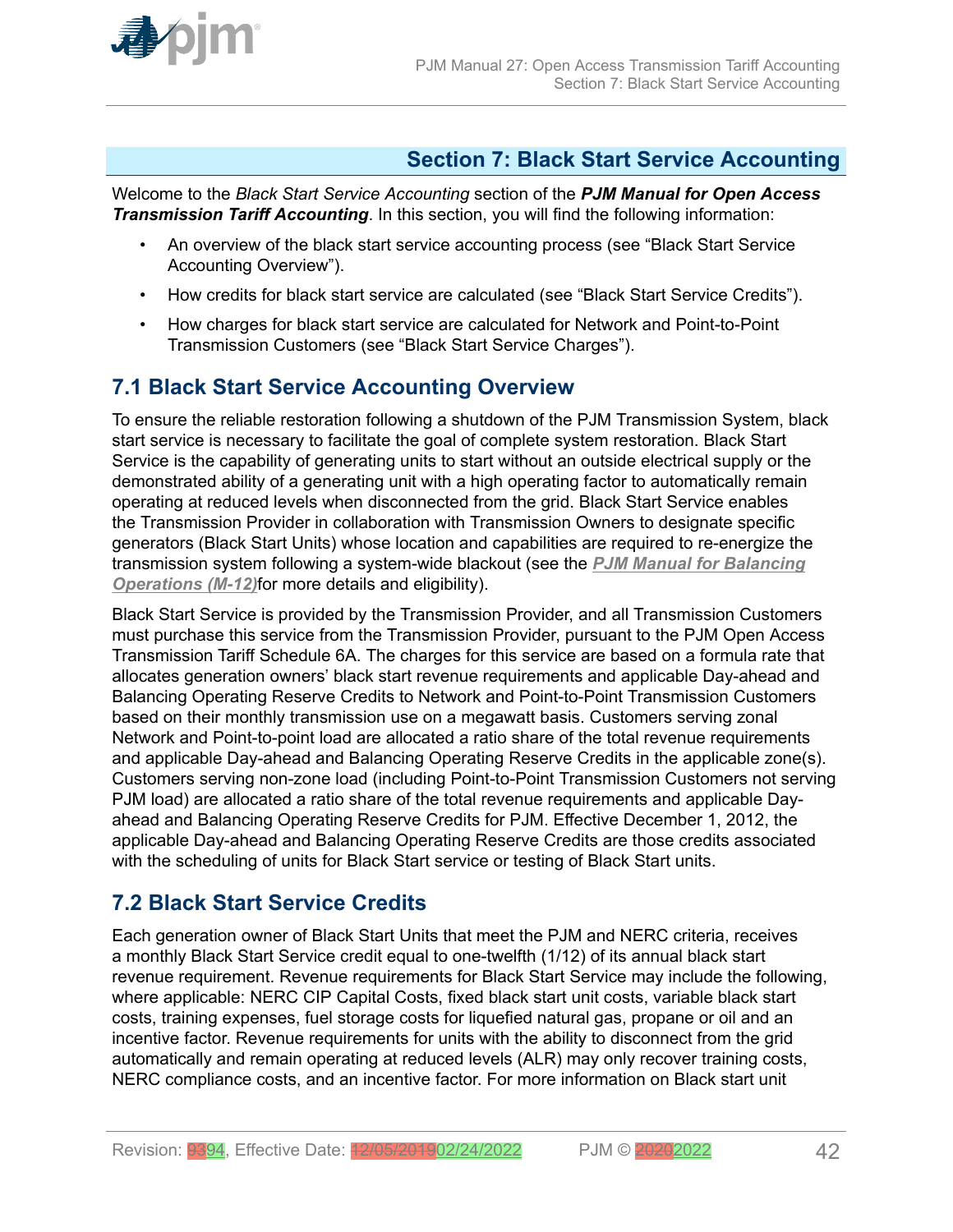## Section 7: Black Start Service Accounting

Welcome to the *Black Start Service Accounting* section of the ***PJM Manual for Open Access Transmission Tariff Accounting***. In this section, you will find the following information:

- An overview of the black start service accounting process (see "Black Start Service Accounting Overview").
- How credits for black start service are calculated (see "Black Start Service Credits").
- How charges for black start service are calculated for Network and Point-to-Point Transmission Customers (see "Black Start Service Charges").

### 7.1 Black Start Service Accounting Overview

To ensure the reliable restoration following a shutdown of the PJM Transmission System, black start service is necessary to facilitate the goal of complete system restoration. Black Start Service is the capability of generating units to start without an outside electrical supply or the demonstrated ability of a generating unit with a high operating factor to automatically remain operating at reduced levels when disconnected from the grid. Black Start Service enables the Transmission Provider in collaboration with Transmission Owners to designate specific generators (Black Start Units) whose location and capabilities are required to re-energize the transmission system following a system-wide blackout (see the ***PJM Manual for Balancing Operations (M-12)***for more details and eligibility).

Black Start Service is provided by the Transmission Provider, and all Transmission Customers must purchase this service from the Transmission Provider, pursuant to the PJM Open Access Transmission Tariff Schedule 6A. The charges for this service are based on a formula rate that allocates generation owners' black start revenue requirements and applicable Day-ahead and Balancing Operating Reserve Credits to Network and Point-to-Point Transmission Customers based on their monthly transmission use on a megawatt basis. Customers serving zonal Network and Point-to-point load are allocated a ratio share of the total revenue requirements and applicable Day-ahead and Balancing Operating Reserve Credits in the applicable zone(s). Customers serving non-zone load (including Point-to-Point Transmission Customers not serving PJM load) are allocated a ratio share of the total revenue requirements and applicable Day-ahead and Balancing Operating Reserve Credits for PJM. Effective December 1, 2012, the applicable Day-ahead and Balancing Operating Reserve Credits are those credits associated with the scheduling of units for Black Start service or testing of Black Start units.

### 7.2 Black Start Service Credits

Each generation owner of Black Start Units that meet the PJM and NERC criteria, receives a monthly Black Start Service credit equal to one-twelfth (1/12) of its annual black start revenue requirement. Revenue requirements for Black Start Service may include the following, where applicable: NERC CIP Capital Costs, fixed black start unit costs, variable black start costs, training expenses, fuel storage costs for liquefied natural gas, propane or oil and an incentive factor. Revenue requirements for units with the ability to disconnect from the grid automatically and remain operating at reduced levels (ALR) may only recover training costs, NERC compliance costs, and an incentive factor. For more information on Black start unit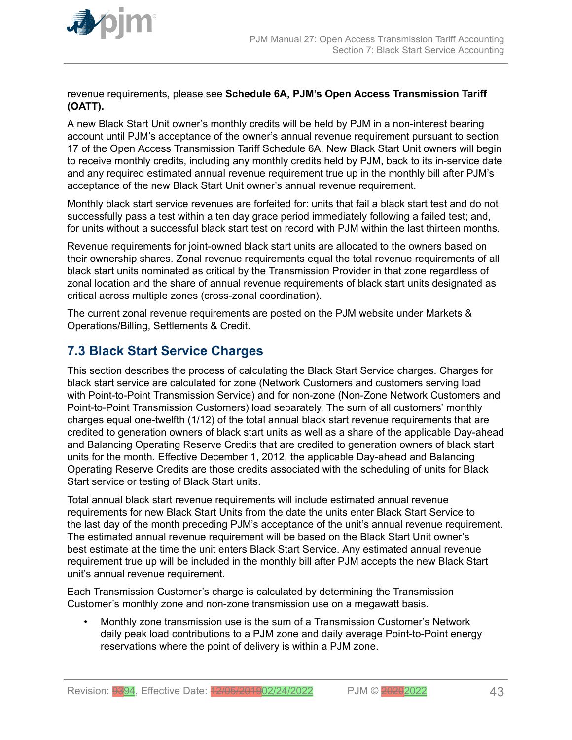revenue requirements, please see **Schedule 6A, PJM's Open Access Transmission Tariff (OATT).**

A new Black Start Unit owner's monthly credits will be held by PJM in a non-interest bearing account until PJM's acceptance of the owner's annual revenue requirement pursuant to section 17 of the Open Access Transmission Tariff Schedule 6A. New Black Start Unit owners will begin to receive monthly credits, including any monthly credits held by PJM, back to its in-service date and any required estimated annual revenue requirement true up in the monthly bill after PJM's acceptance of the new Black Start Unit owner's annual revenue requirement.

Monthly black start service revenues are forfeited for: units that fail a black start test and do not successfully pass a test within a ten day grace period immediately following a failed test; and, for units without a successful black start test on record with PJM within the last thirteen months.

Revenue requirements for joint-owned black start units are allocated to the owners based on their ownership shares. Zonal revenue requirements equal the total revenue requirements of all black start units nominated as critical by the Transmission Provider in that zone regardless of zonal location and the share of annual revenue requirements of black start units designated as critical across multiple zones (cross-zonal coordination).

The current zonal revenue requirements are posted on the PJM website under Markets & Operations/Billing, Settlements & Credit.

## 7.3 Black Start Service Charges

This section describes the process of calculating the Black Start Service charges. Charges for black start service are calculated for zone (Network Customers and customers serving load with Point-to-Point Transmission Service) and for non-zone (Non-Zone Network Customers and Point-to-Point Transmission Customers) load separately. The sum of all customers' monthly charges equal one-twelfth (1/12) of the total annual black start revenue requirements that are credited to generation owners of black start units as well as a share of the applicable Day-ahead and Balancing Operating Reserve Credits that are credited to generation owners of black start units for the month. Effective December 1, 2012, the applicable Day-ahead and Balancing Operating Reserve Credits are those credits associated with the scheduling of units for Black Start service or testing of Black Start units.

Total annual black start revenue requirements will include estimated annual revenue requirements for new Black Start Units from the date the units enter Black Start Service to the last day of the month preceding PJM's acceptance of the unit's annual revenue requirement. The estimated annual revenue requirement will be based on the Black Start Unit owner's best estimate at the time the unit enters Black Start Service. Any estimated annual revenue requirement true up will be included in the monthly bill after PJM accepts the new Black Start unit's annual revenue requirement.

Each Transmission Customer's charge is calculated by determining the Transmission Customer's monthly zone and non-zone transmission use on a megawatt basis.

- Monthly zone transmission use is the sum of a Transmission Customer's Network daily peak load contributions to a PJM zone and daily average Point-to-Point energy reservations where the point of delivery is within a PJM zone.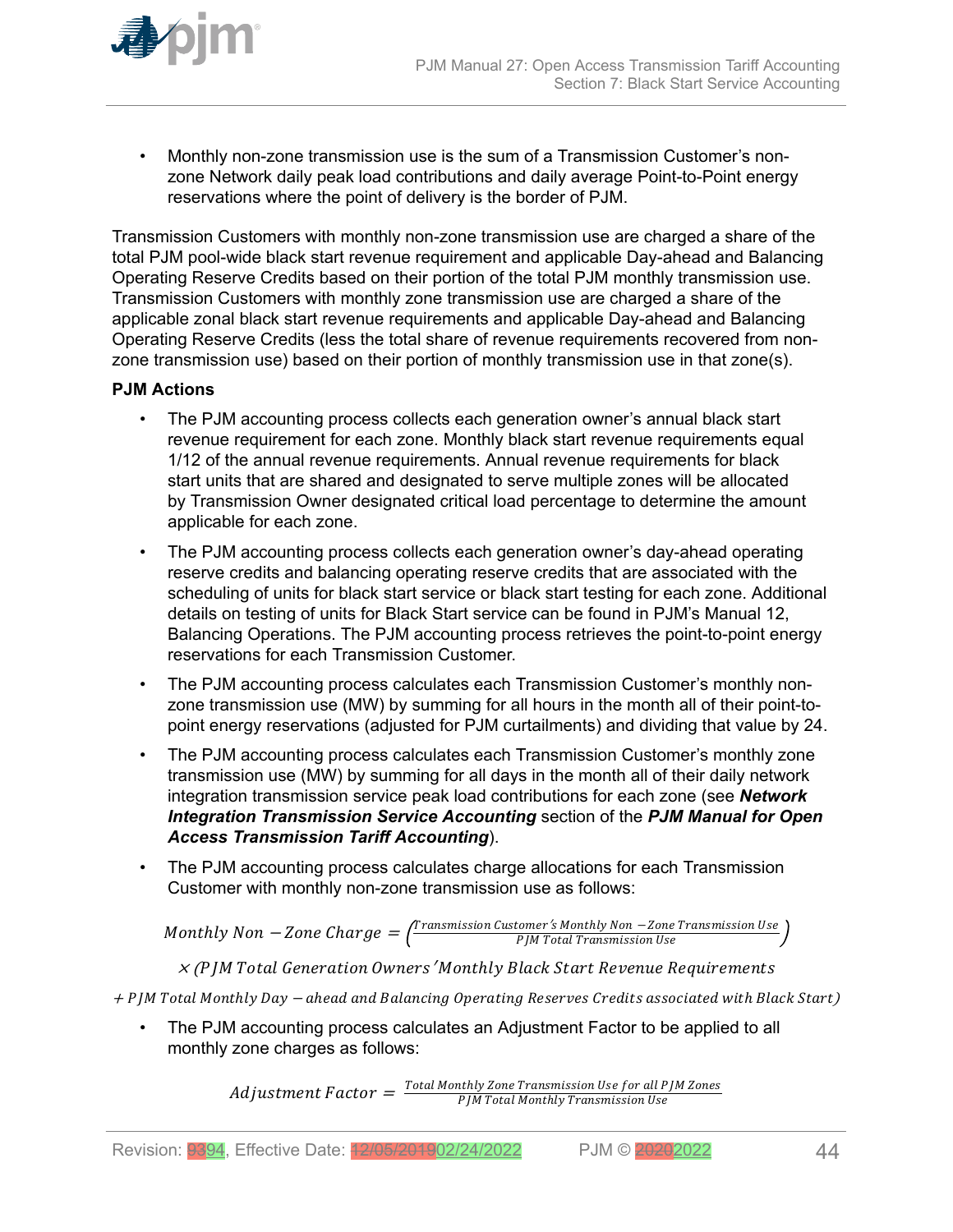- Monthly non-zone transmission use is the sum of a Transmission Customer's non-zone Network daily peak load contributions and daily average Point-to-Point energy reservations where the point of delivery is the border of PJM.

Transmission Customers with monthly non-zone transmission use are charged a share of the total PJM pool-wide black start revenue requirement and applicable Day-ahead and Balancing Operating Reserve Credits based on their portion of the total PJM monthly transmission use. Transmission Customers with monthly zone transmission use are charged a share of the applicable zonal black start revenue requirements and applicable Day-ahead and Balancing Operating Reserve Credits (less the total share of revenue requirements recovered from non-zone transmission use) based on their portion of monthly transmission use in that zone(s).

**PJM Actions**

- The PJM accounting process collects each generation owner's annual black start revenue requirement for each zone. Monthly black start revenue requirements equal 1/12 of the annual revenue requirements. Annual revenue requirements for black start units that are shared and designated to serve multiple zones will be allocated by Transmission Owner designated critical load percentage to determine the amount applicable for each zone.
- The PJM accounting process collects each generation owner's day-ahead operating reserve credits and balancing operating reserve credits that are associated with the scheduling of units for black start service or black start testing for each zone. Additional details on testing of units for Black Start service can be found in PJM's Manual 12, Balancing Operations. The PJM accounting process retrieves the point-to-point energy reservations for each Transmission Customer.
- The PJM accounting process calculates each Transmission Customer's monthly non-zone transmission use (MW) by summing for all hours in the month all of their point-to-point energy reservations (adjusted for PJM curtailments) and dividing that value by 24.
- The PJM accounting process calculates each Transmission Customer's monthly zone transmission use (MW) by summing for all days in the month all of their daily network integration transmission service peak load contributions for each zone (see ***Network Integration Transmission Service Accounting*** section of the ***PJM Manual for Open Access Transmission Tariff Accounting***).
- The PJM accounting process calculates charge allocations for each Transmission Customer with monthly non-zone transmission use as follows:

$$Monthly\ Non-Zone\ Charge = \left(\frac{Transmission\ Customer's\ Monthly\ Non-Zone\ Transmission\ Use}{PJM\ Total\ Transmission\ Use}\right)$$
$$\times (PJM\ Total\ Generation\ Owners'\ Monthly\ Black\ Start\ Revenue\ Requirements$$
$$+ PJM\ Total\ Monthly\ Day-ahead\ and\ Balancing\ Operating\ Reserves\ Credits\ associated\ with\ Black\ Start)$$

- The PJM accounting process calculates an Adjustment Factor to be applied to all monthly zone charges as follows:

$$Adjustment\ Factor = \frac{Total\ Monthly\ Zone\ Transmission\ Use\ for\ all\ PJM\ Zones}{PJM\ Total\ Monthly\ Transmission\ Use}$$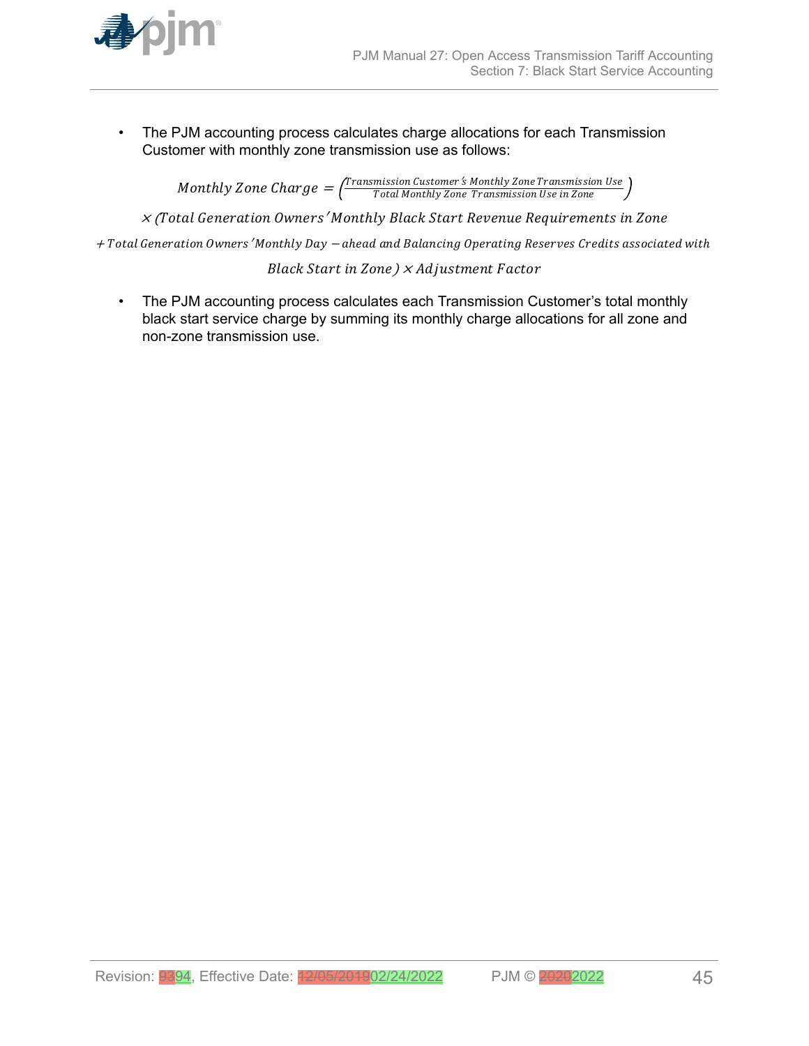- The PJM accounting process calculates charge allocations for each Transmission Customer with monthly zone transmission use as follows:

$$\text{Monthly Zone Charge} = \left(\frac{\text{Transmission Customer's Monthly Zone Transmission Use}}{\text{Total Monthly Zone Transmission Use in Zone}}\right)$$
$$\times (\text{Total Generation Owners' Monthly Black Start Revenue Requirements in Zone}$$
$$+ \text{Total Generation Owners' Monthly Day} - \text{ahead and Balancing Operating Reserves Credits associated with}$$
$$\text{Black Start in Zone}) \times \text{Adjustment Factor}$$

- The PJM accounting process calculates each Transmission Customer's total monthly black start service charge by summing its monthly charge allocations for all zone and non-zone transmission use.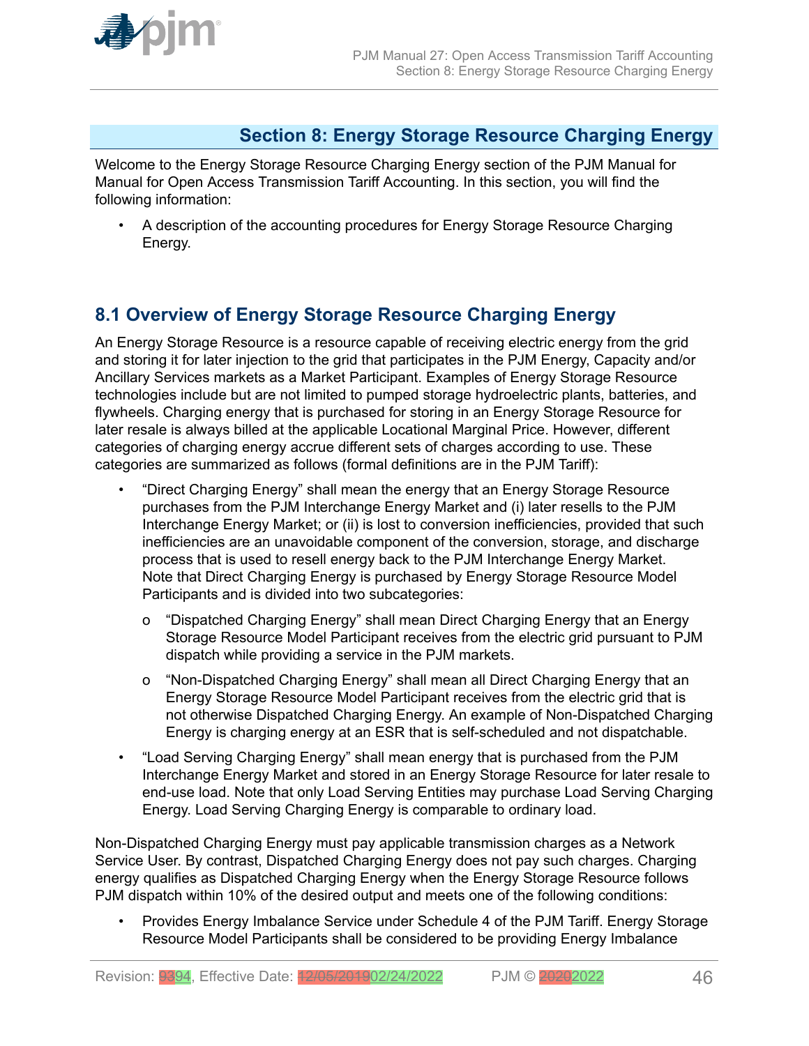# Section 8: Energy Storage Resource Charging Energy

Welcome to the Energy Storage Resource Charging Energy section of the PJM Manual for Manual for Open Access Transmission Tariff Accounting. In this section, you will find the following information:

- A description of the accounting procedures for Energy Storage Resource Charging Energy.

## 8.1 Overview of Energy Storage Resource Charging Energy

An Energy Storage Resource is a resource capable of receiving electric energy from the grid and storing it for later injection to the grid that participates in the PJM Energy, Capacity and/or Ancillary Services markets as a Market Participant. Examples of Energy Storage Resource technologies include but are not limited to pumped storage hydroelectric plants, batteries, and flywheels. Charging energy that is purchased for storing in an Energy Storage Resource for later resale is always billed at the applicable Locational Marginal Price. However, different categories of charging energy accrue different sets of charges according to use. These categories are summarized as follows (formal definitions are in the PJM Tariff):

- "Direct Charging Energy" shall mean the energy that an Energy Storage Resource purchases from the PJM Interchange Energy Market and (i) later resells to the PJM Interchange Energy Market; or (ii) is lost to conversion inefficiencies, provided that such inefficiencies are an unavoidable component of the conversion, storage, and discharge process that is used to resell energy back to the PJM Interchange Energy Market. Note that Direct Charging Energy is purchased by Energy Storage Resource Model Participants and is divided into two subcategories:
    - "Dispatched Charging Energy" shall mean Direct Charging Energy that an Energy Storage Resource Model Participant receives from the electric grid pursuant to PJM dispatch while providing a service in the PJM markets.
    - "Non-Dispatched Charging Energy" shall mean all Direct Charging Energy that an Energy Storage Resource Model Participant receives from the electric grid that is not otherwise Dispatched Charging Energy. An example of Non-Dispatched Charging Energy is charging energy at an ESR that is self-scheduled and not dispatchable.
- "Load Serving Charging Energy" shall mean energy that is purchased from the PJM Interchange Energy Market and stored in an Energy Storage Resource for later resale to end-use load. Note that only Load Serving Entities may purchase Load Serving Charging Energy. Load Serving Charging Energy is comparable to ordinary load.

Non-Dispatched Charging Energy must pay applicable transmission charges as a Network Service User. By contrast, Dispatched Charging Energy does not pay such charges. Charging energy qualifies as Dispatched Charging Energy when the Energy Storage Resource follows PJM dispatch within 10% of the desired output and meets one of the following conditions:

- Provides Energy Imbalance Service under Schedule 4 of the PJM Tariff. Energy Storage Resource Model Participants shall be considered to be providing Energy Imbalance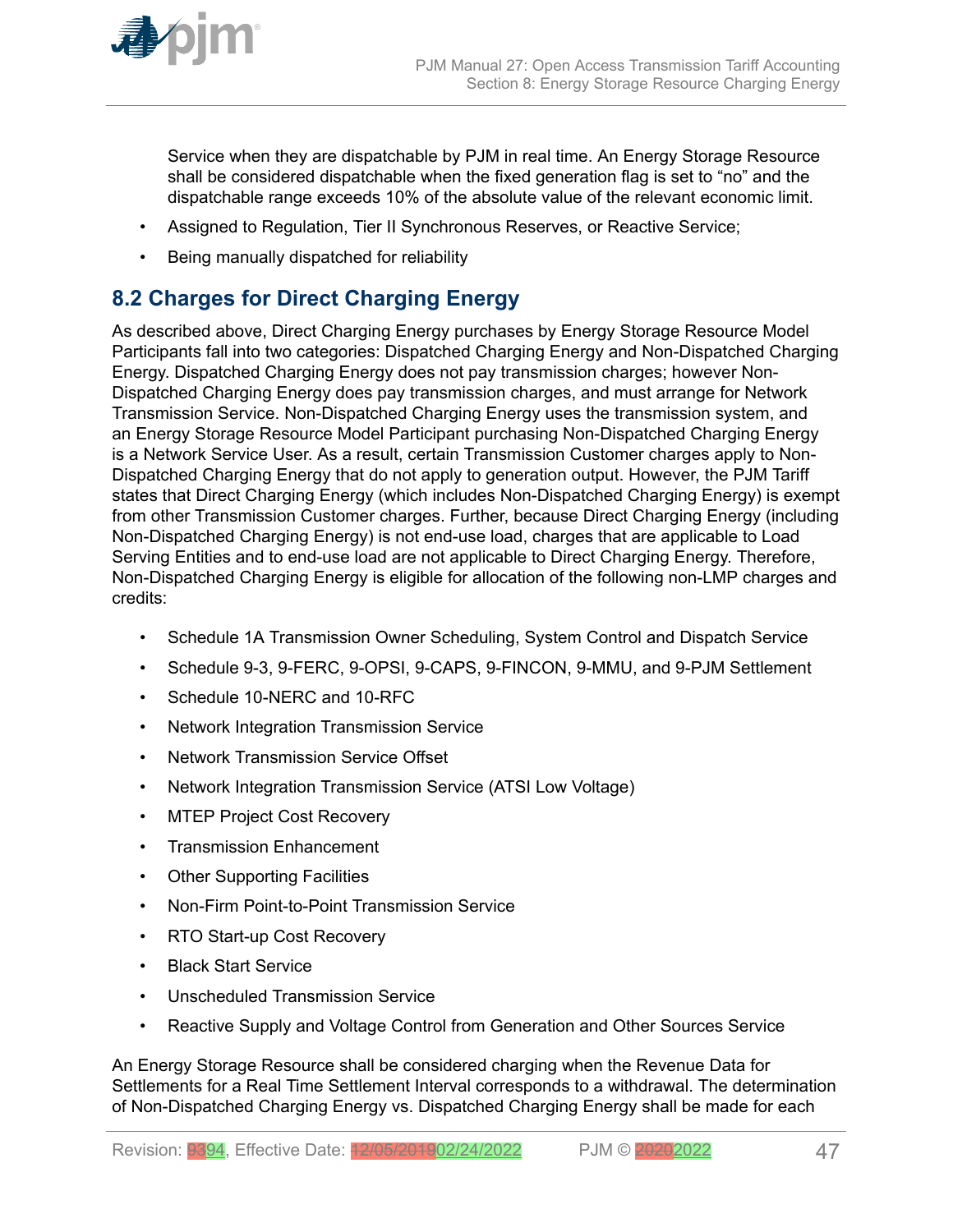Service when they are dispatchable by PJM in real time. An Energy Storage Resource shall be considered dispatchable when the fixed generation flag is set to "no" and the dispatchable range exceeds 10% of the absolute value of the relevant economic limit.

- Assigned to Regulation, Tier II Synchronous Reserves, or Reactive Service;
- Being manually dispatched for reliability

## 8.2 Charges for Direct Charging Energy

As described above, Direct Charging Energy purchases by Energy Storage Resource Model Participants fall into two categories: Dispatched Charging Energy and Non-Dispatched Charging Energy. Dispatched Charging Energy does not pay transmission charges; however Non-Dispatched Charging Energy does pay transmission charges, and must arrange for Network Transmission Service. Non-Dispatched Charging Energy uses the transmission system, and an Energy Storage Resource Model Participant purchasing Non-Dispatched Charging Energy is a Network Service User. As a result, certain Transmission Customer charges apply to Non-Dispatched Charging Energy that do not apply to generation output. However, the PJM Tariff states that Direct Charging Energy (which includes Non-Dispatched Charging Energy) is exempt from other Transmission Customer charges. Further, because Direct Charging Energy (including Non-Dispatched Charging Energy) is not end-use load, charges that are applicable to Load Serving Entities and to end-use load are not applicable to Direct Charging Energy. Therefore, Non-Dispatched Charging Energy is eligible for allocation of the following non-LMP charges and credits:

- Schedule 1A Transmission Owner Scheduling, System Control and Dispatch Service
- Schedule 9-3, 9-FERC, 9-OPSI, 9-CAPS, 9-FINCON, 9-MMU, and 9-PJM Settlement
- Schedule 10-NERC and 10-RFC
- Network Integration Transmission Service
- Network Transmission Service Offset
- Network Integration Transmission Service (ATSI Low Voltage)
- MTEP Project Cost Recovery
- Transmission Enhancement
- Other Supporting Facilities
- Non-Firm Point-to-Point Transmission Service
- RTO Start-up Cost Recovery
- Black Start Service
- Unscheduled Transmission Service
- Reactive Supply and Voltage Control from Generation and Other Sources Service

An Energy Storage Resource shall be considered charging when the Revenue Data for Settlements for a Real Time Settlement Interval corresponds to a withdrawal. The determination of Non-Dispatched Charging Energy vs. Dispatched Charging Energy shall be made for each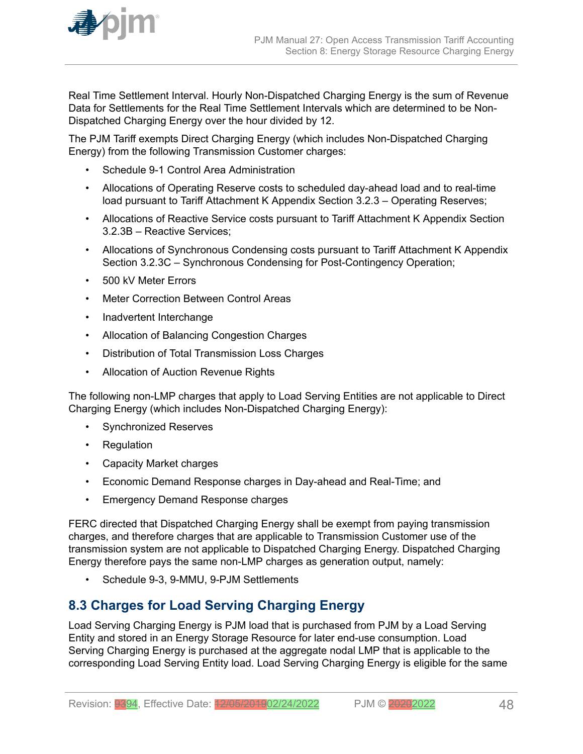Real Time Settlement Interval. Hourly Non-Dispatched Charging Energy is the sum of Revenue Data for Settlements for the Real Time Settlement Intervals which are determined to be Non-Dispatched Charging Energy over the hour divided by 12.

The PJM Tariff exempts Direct Charging Energy (which includes Non-Dispatched Charging Energy) from the following Transmission Customer charges:

- Schedule 9-1 Control Area Administration
- Allocations of Operating Reserve costs to scheduled day-ahead load and to real-time load pursuant to Tariff Attachment K Appendix Section 3.2.3 – Operating Reserves;
- Allocations of Reactive Service costs pursuant to Tariff Attachment K Appendix Section 3.2.3B – Reactive Services;
- Allocations of Synchronous Condensing costs pursuant to Tariff Attachment K Appendix Section 3.2.3C – Synchronous Condensing for Post-Contingency Operation;
- 500 kV Meter Errors
- Meter Correction Between Control Areas
- Inadvertent Interchange
- Allocation of Balancing Congestion Charges
- Distribution of Total Transmission Loss Charges
- Allocation of Auction Revenue Rights

The following non-LMP charges that apply to Load Serving Entities are not applicable to Direct Charging Energy (which includes Non-Dispatched Charging Energy):

- Synchronized Reserves
- Regulation
- Capacity Market charges
- Economic Demand Response charges in Day-ahead and Real-Time; and
- Emergency Demand Response charges

FERC directed that Dispatched Charging Energy shall be exempt from paying transmission charges, and therefore charges that are applicable to Transmission Customer use of the transmission system are not applicable to Dispatched Charging Energy. Dispatched Charging Energy therefore pays the same non-LMP charges as generation output, namely:

- Schedule 9-3, 9-MMU, 9-PJM Settlements

## 8.3 Charges for Load Serving Charging Energy

Load Serving Charging Energy is PJM load that is purchased from PJM by a Load Serving Entity and stored in an Energy Storage Resource for later end-use consumption. Load Serving Charging Energy is purchased at the aggregate nodal LMP that is applicable to the corresponding Load Serving Entity load. Load Serving Charging Energy is eligible for the same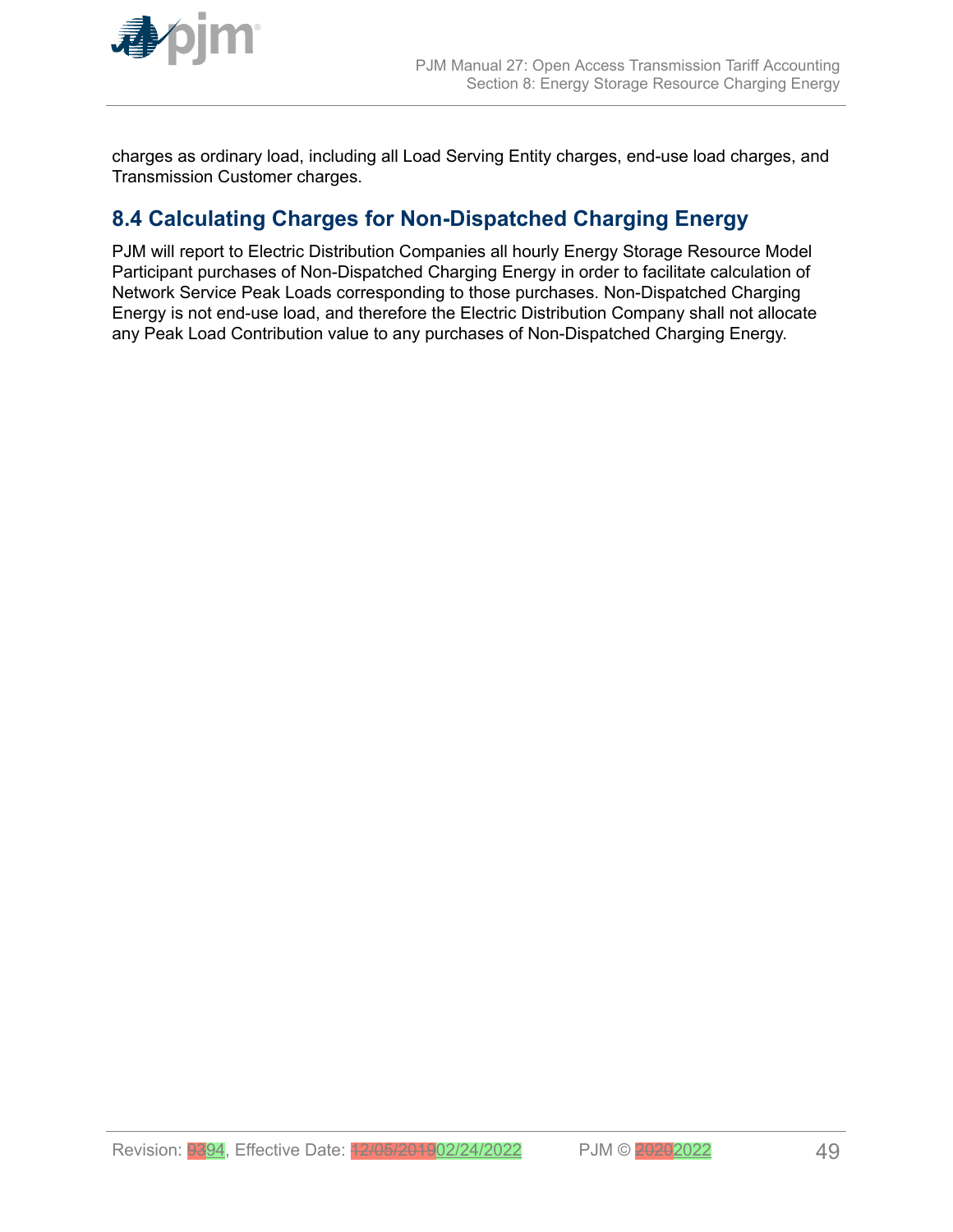charges as ordinary load, including all Load Serving Entity charges, end-use load charges, and Transmission Customer charges.

## 8.4 Calculating Charges for Non-Dispatched Charging Energy

PJM will report to Electric Distribution Companies all hourly Energy Storage Resource Model Participant purchases of Non-Dispatched Charging Energy in order to facilitate calculation of Network Service Peak Loads corresponding to those purchases. Non-Dispatched Charging Energy is not end-use load, and therefore the Electric Distribution Company shall not allocate any Peak Load Contribution value to any purchases of Non-Dispatched Charging Energy.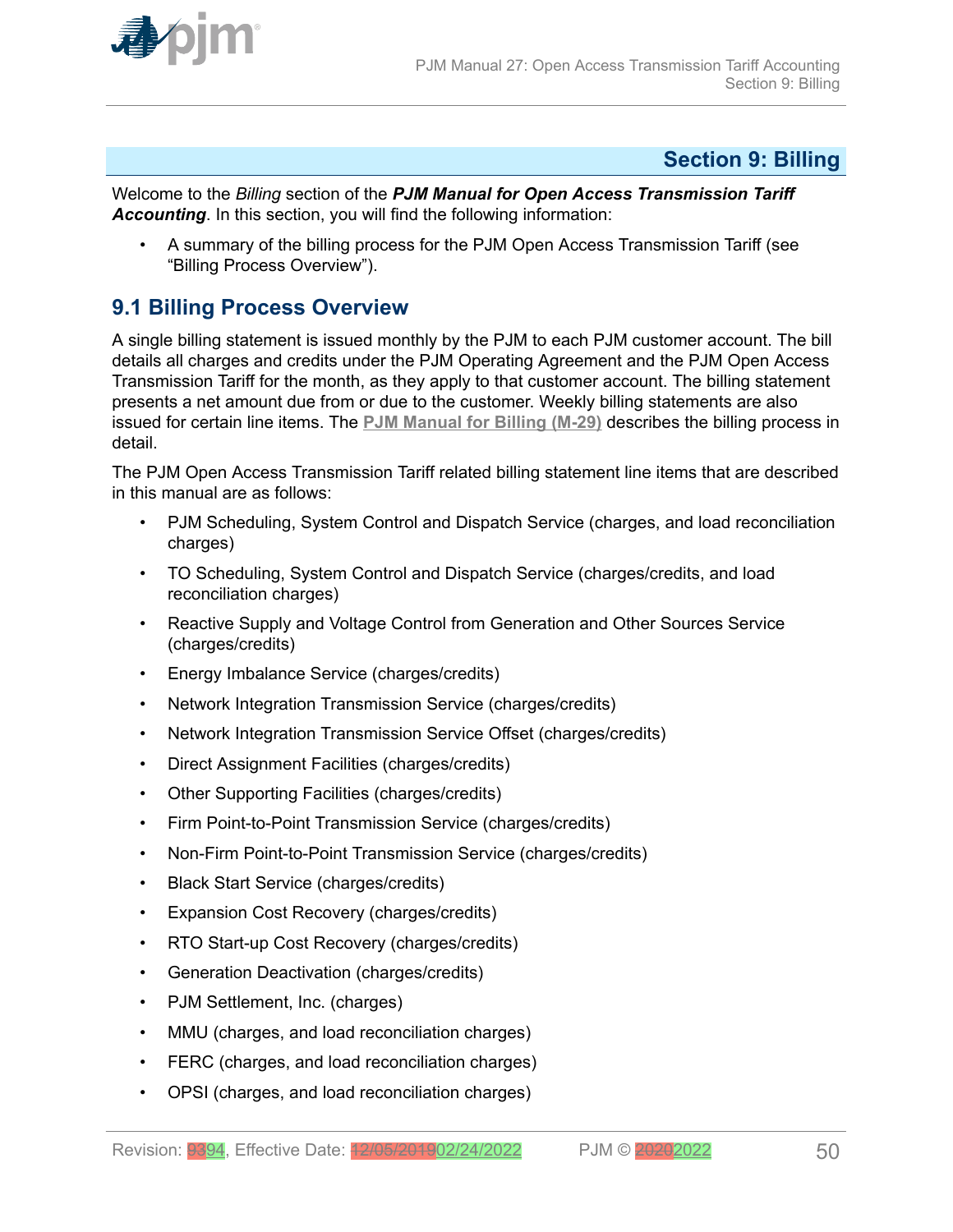# Section 9: Billing

Welcome to the *Billing* section of the ***PJM Manual for Open Access Transmission Tariff Accounting***. In this section, you will find the following information:

- A summary of the billing process for the PJM Open Access Transmission Tariff (see "Billing Process Overview").

## 9.1 Billing Process Overview

A single billing statement is issued monthly by the PJM to each PJM customer account. The bill details all charges and credits under the PJM Operating Agreement and the PJM Open Access Transmission Tariff for the month, as they apply to that customer account. The billing statement presents a net amount due from or due to the customer. Weekly billing statements are also issued for certain line items. The **PJM Manual for Billing (M-29)** describes the billing process in detail.

The PJM Open Access Transmission Tariff related billing statement line items that are described in this manual are as follows:

- PJM Scheduling, System Control and Dispatch Service (charges, and load reconciliation charges)
- TO Scheduling, System Control and Dispatch Service (charges/credits, and load reconciliation charges)
- Reactive Supply and Voltage Control from Generation and Other Sources Service (charges/credits)
- Energy Imbalance Service (charges/credits)
- Network Integration Transmission Service (charges/credits)
- Network Integration Transmission Service Offset (charges/credits)
- Direct Assignment Facilities (charges/credits)
- Other Supporting Facilities (charges/credits)
- Firm Point-to-Point Transmission Service (charges/credits)
- Non-Firm Point-to-Point Transmission Service (charges/credits)
- Black Start Service (charges/credits)
- Expansion Cost Recovery (charges/credits)
- RTO Start-up Cost Recovery (charges/credits)
- Generation Deactivation (charges/credits)
- PJM Settlement, Inc. (charges)
- MMU (charges, and load reconciliation charges)
- FERC (charges, and load reconciliation charges)
- OPSI (charges, and load reconciliation charges)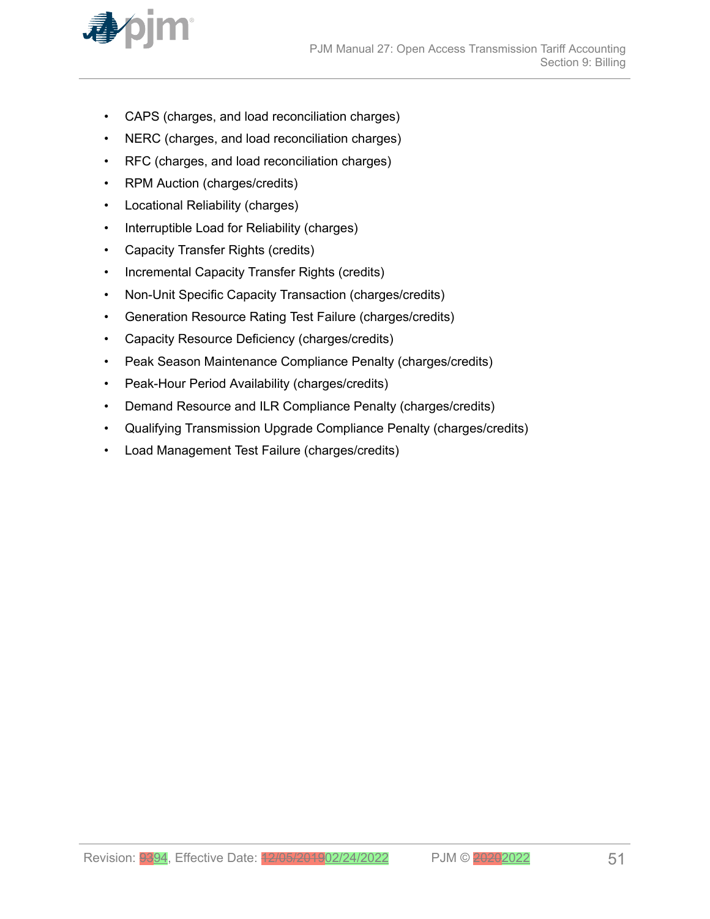- CAPS (charges, and load reconciliation charges)
- NERC (charges, and load reconciliation charges)
- RFC (charges, and load reconciliation charges)
- RPM Auction (charges/credits)
- Locational Reliability (charges)
- Interruptible Load for Reliability (charges)
- Capacity Transfer Rights (credits)
- Incremental Capacity Transfer Rights (credits)
- Non-Unit Specific Capacity Transaction (charges/credits)
- Generation Resource Rating Test Failure (charges/credits)
- Capacity Resource Deficiency (charges/credits)
- Peak Season Maintenance Compliance Penalty (charges/credits)
- Peak-Hour Period Availability (charges/credits)
- Demand Resource and ILR Compliance Penalty (charges/credits)
- Qualifying Transmission Upgrade Compliance Penalty (charges/credits)
- Load Management Test Failure (charges/credits)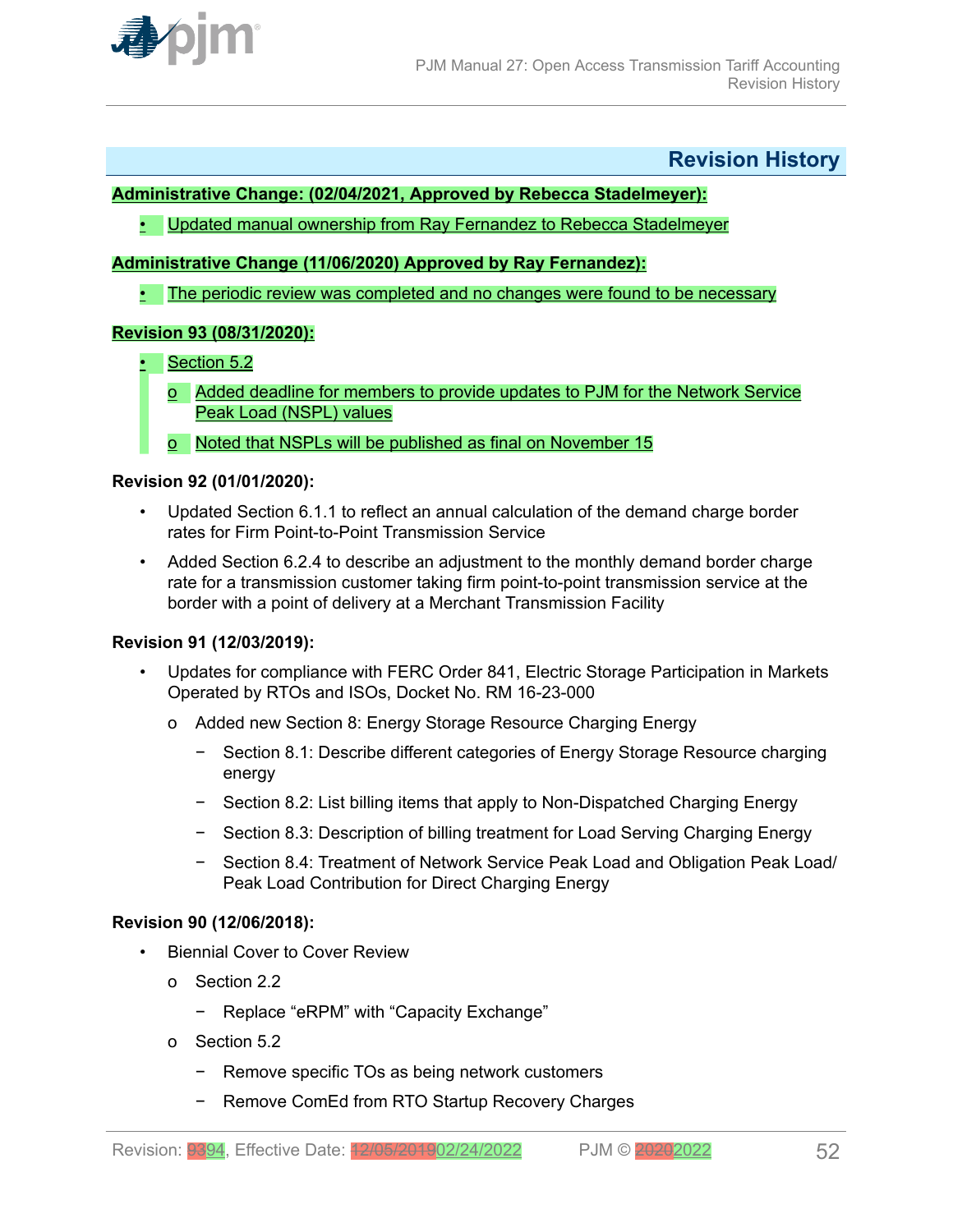## Revision History

**Administrative Change: (02/04/2021, Approved by Rebecca Stadelmeyer):**

- Updated manual ownership from Ray Fernandez to Rebecca Stadelmeyer

**Administrative Change (11/06/2020) Approved by Ray Fernandez):**

- The periodic review was completed and no changes were found to be necessary

**Revision 93 (08/31/2020):**

- Section 5.2
  - Added deadline for members to provide updates to PJM for the Network Service Peak Load (NSPL) values
  - Noted that NSPLs will be published as final on November 15

**Revision 92 (01/01/2020):**

- Updated Section 6.1.1 to reflect an annual calculation of the demand charge border rates for Firm Point-to-Point Transmission Service
- Added Section 6.2.4 to describe an adjustment to the monthly demand border charge rate for a transmission customer taking firm point-to-point transmission service at the border with a point of delivery at a Merchant Transmission Facility

**Revision 91 (12/03/2019):**

- Updates for compliance with FERC Order 841, Electric Storage Participation in Markets Operated by RTOs and ISOs, Docket No. RM 16-23-000
  - Added new Section 8: Energy Storage Resource Charging Energy
    - Section 8.1: Describe different categories of Energy Storage Resource charging energy
    - Section 8.2: List billing items that apply to Non-Dispatched Charging Energy
    - Section 8.3: Description of billing treatment for Load Serving Charging Energy
    - Section 8.4: Treatment of Network Service Peak Load and Obligation Peak Load/ Peak Load Contribution for Direct Charging Energy

**Revision 90 (12/06/2018):**

- Biennial Cover to Cover Review
  - Section 2.2
    - Replace “eRPM” with “Capacity Exchange”
  - Section 5.2
    - Remove specific TOs as being network customers
    - Remove ComEd from RTO Startup Recovery Charges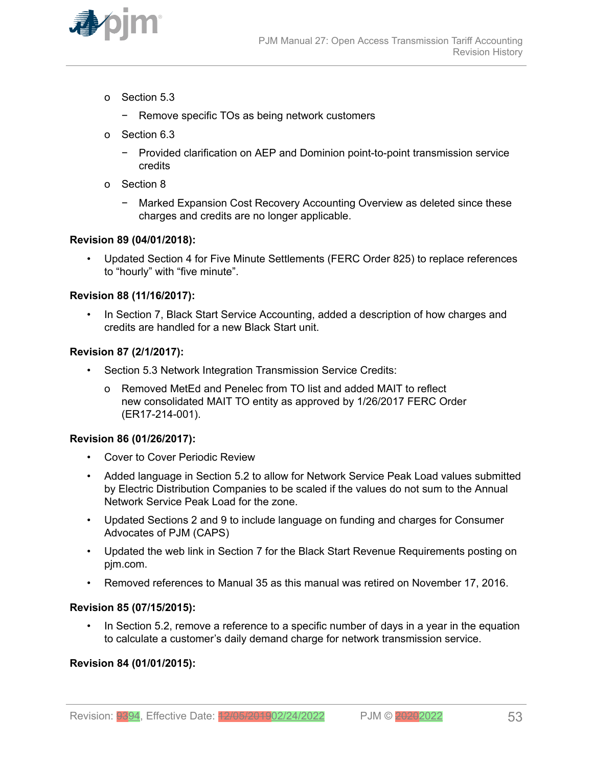- Section 5.3
  - Remove specific TOs as being network customers
- Section 6.3
  - Provided clarification on AEP and Dominion point-to-point transmission service credits
- Section 8
  - Marked Expansion Cost Recovery Accounting Overview as deleted since these charges and credits are no longer applicable.

**Revision 89 (04/01/2018):**

- Updated Section 4 for Five Minute Settlements (FERC Order 825) to replace references to “hourly” with “five minute”.

**Revision 88 (11/16/2017):**

- In Section 7, Black Start Service Accounting, added a description of how charges and credits are handled for a new Black Start unit.

**Revision 87 (2/1/2017):**

- Section 5.3 Network Integration Transmission Service Credits:
  - Removed MetEd and Penelec from TO list and added MAIT to reflect new consolidated MAIT TO entity as approved by 1/26/2017 FERC Order (ER17-214-001).

**Revision 86 (01/26/2017):**

- Cover to Cover Periodic Review
- Added language in Section 5.2 to allow for Network Service Peak Load values submitted by Electric Distribution Companies to be scaled if the values do not sum to the Annual Network Service Peak Load for the zone.
- Updated Sections 2 and 9 to include language on funding and charges for Consumer Advocates of PJM (CAPS)
- Updated the web link in Section 7 for the Black Start Revenue Requirements posting on pjm.com.
- Removed references to Manual 35 as this manual was retired on November 17, 2016.

**Revision 85 (07/15/2015):**

- In Section 5.2, remove a reference to a specific number of days in a year in the equation to calculate a customer’s daily demand charge for network transmission service.

**Revision 84 (01/01/2015):**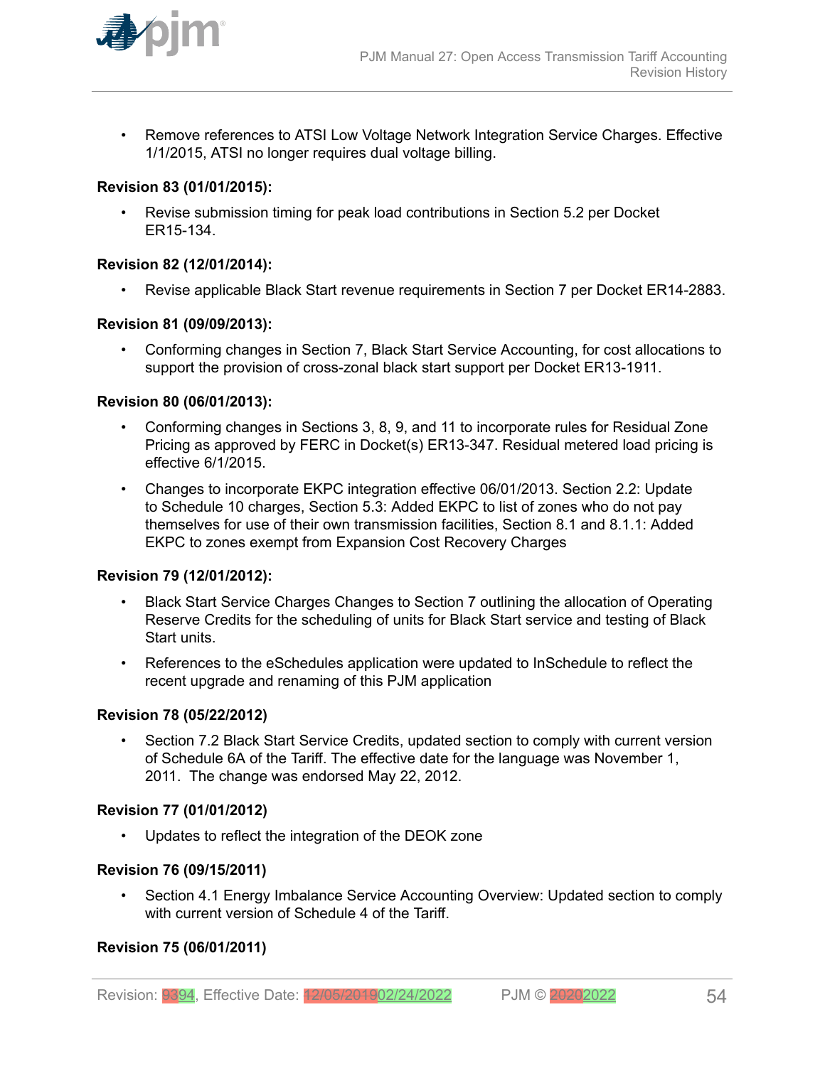- Remove references to ATSI Low Voltage Network Integration Service Charges. Effective 1/1/2015, ATSI no longer requires dual voltage billing.

**Revision 83 (01/01/2015):**

- Revise submission timing for peak load contributions in Section 5.2 per Docket ER15-134.

**Revision 82 (12/01/2014):**

- Revise applicable Black Start revenue requirements in Section 7 per Docket ER14-2883.

**Revision 81 (09/09/2013):**

- Conforming changes in Section 7, Black Start Service Accounting, for cost allocations to support the provision of cross-zonal black start support per Docket ER13-1911.

**Revision 80 (06/01/2013):**

- Conforming changes in Sections 3, 8, 9, and 11 to incorporate rules for Residual Zone Pricing as approved by FERC in Docket(s) ER13-347. Residual metered load pricing is effective 6/1/2015.
- Changes to incorporate EKPC integration effective 06/01/2013. Section 2.2: Update to Schedule 10 charges, Section 5.3: Added EKPC to list of zones who do not pay themselves for use of their own transmission facilities, Section 8.1 and 8.1.1: Added EKPC to zones exempt from Expansion Cost Recovery Charges

**Revision 79 (12/01/2012):**

- Black Start Service Charges Changes to Section 7 outlining the allocation of Operating Reserve Credits for the scheduling of units for Black Start service and testing of Black Start units.
- References to the eSchedules application were updated to InSchedule to reflect the recent upgrade and renaming of this PJM application

**Revision 78 (05/22/2012)**

- Section 7.2 Black Start Service Credits, updated section to comply with current version of Schedule 6A of the Tariff. The effective date for the language was November 1, 2011. The change was endorsed May 22, 2012.

**Revision 77 (01/01/2012)**

- Updates to reflect the integration of the DEOK zone

**Revision 76 (09/15/2011)**

- Section 4.1 Energy Imbalance Service Accounting Overview: Updated section to comply with current version of Schedule 4 of the Tariff.

**Revision 75 (06/01/2011)**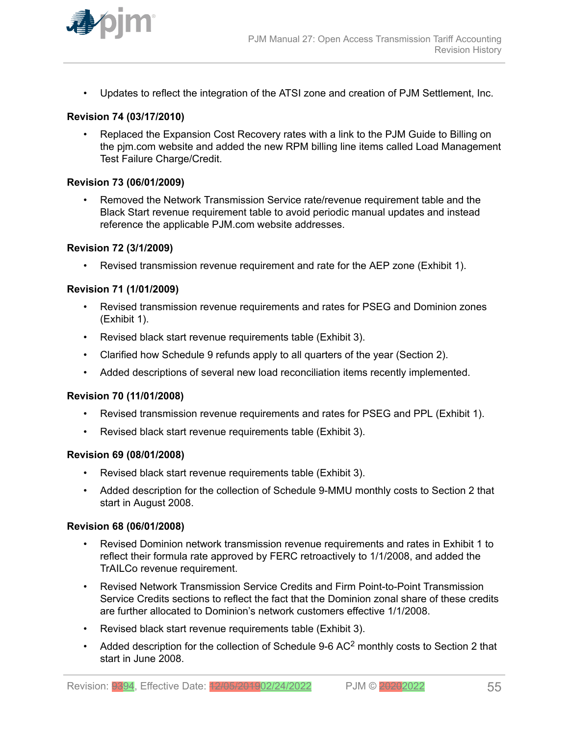- Updates to reflect the integration of the ATSI zone and creation of PJM Settlement, Inc.

**Revision 74 (03/17/2010)**

- Replaced the Expansion Cost Recovery rates with a link to the PJM Guide to Billing on the pjm.com website and added the new RPM billing line items called Load Management Test Failure Charge/Credit.

**Revision 73 (06/01/2009)**

- Removed the Network Transmission Service rate/revenue requirement table and the Black Start revenue requirement table to avoid periodic manual updates and instead reference the applicable PJM.com website addresses.

**Revision 72 (3/1/2009)**

- Revised transmission revenue requirement and rate for the AEP zone (Exhibit 1).

**Revision 71 (1/01/2009)**

- Revised transmission revenue requirements and rates for PSEG and Dominion zones (Exhibit 1).
- Revised black start revenue requirements table (Exhibit 3).
- Clarified how Schedule 9 refunds apply to all quarters of the year (Section 2).
- Added descriptions of several new load reconciliation items recently implemented.

**Revision 70 (11/01/2008)**

- Revised transmission revenue requirements and rates for PSEG and PPL (Exhibit 1).
- Revised black start revenue requirements table (Exhibit 3).

**Revision 69 (08/01/2008)**

- Revised black start revenue requirements table (Exhibit 3).
- Added description for the collection of Schedule 9-MMU monthly costs to Section 2 that start in August 2008.

**Revision 68 (06/01/2008)**

- Revised Dominion network transmission revenue requirements and rates in Exhibit 1 to reflect their formula rate approved by FERC retroactively to 1/1/2008, and added the TrAILCo revenue requirement.
- Revised Network Transmission Service Credits and Firm Point-to-Point Transmission Service Credits sections to reflect the fact that the Dominion zonal share of these credits are further allocated to Dominion's network customers effective 1/1/2008.
- Revised black start revenue requirements table (Exhibit 3).
- Added description for the collection of Schedule 9-6 $AC^2$ monthly costs to Section 2 that start in June 2008.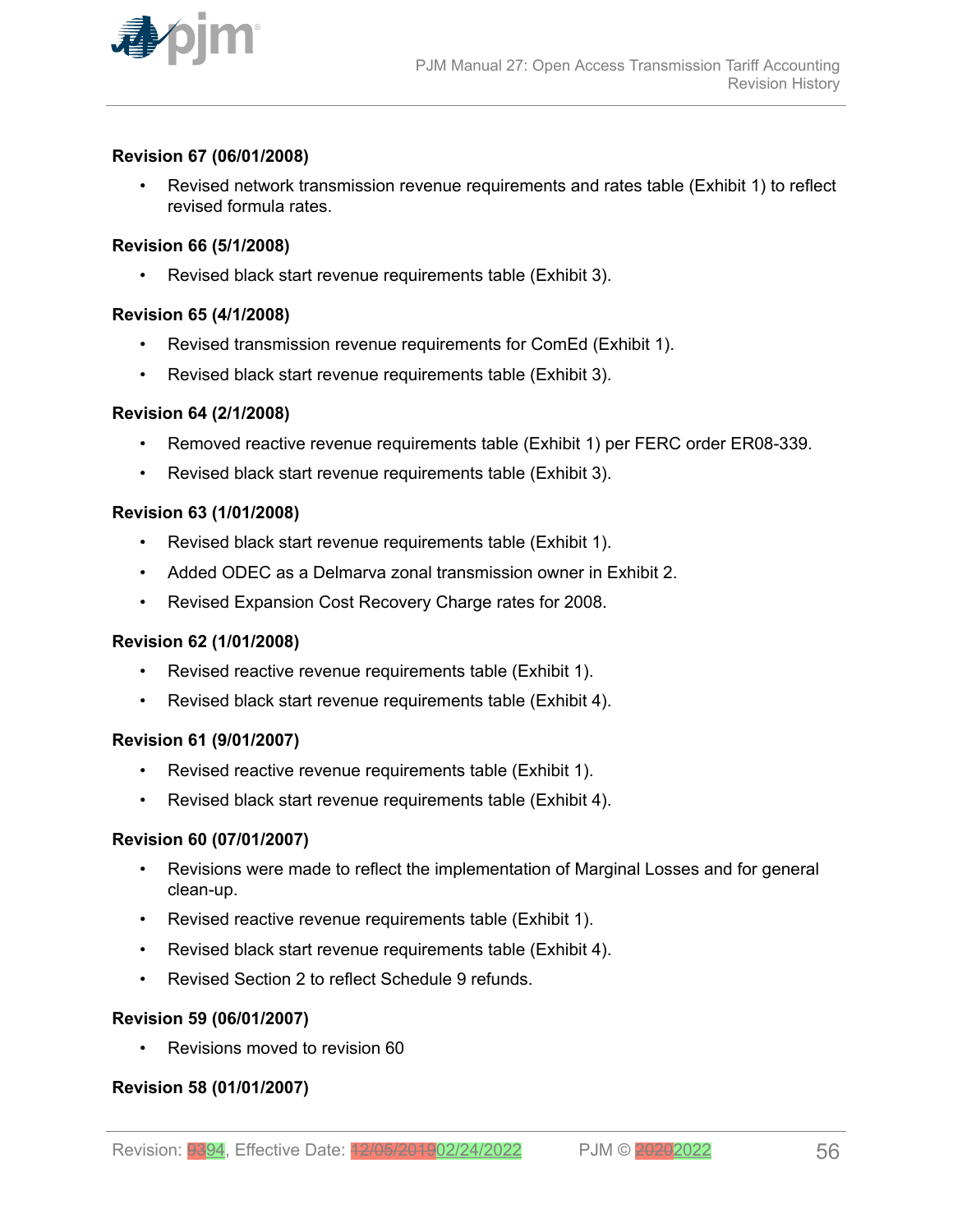**Revision 67 (06/01/2008)**

- Revised network transmission revenue requirements and rates table (Exhibit 1) to reflect revised formula rates.

**Revision 66 (5/1/2008)**

- Revised black start revenue requirements table (Exhibit 3).

**Revision 65 (4/1/2008)**

- Revised transmission revenue requirements for ComEd (Exhibit 1).
- Revised black start revenue requirements table (Exhibit 3).

**Revision 64 (2/1/2008)**

- Removed reactive revenue requirements table (Exhibit 1) per FERC order ER08-339.
- Revised black start revenue requirements table (Exhibit 3).

**Revision 63 (1/01/2008)**

- Revised black start revenue requirements table (Exhibit 1).
- Added ODEC as a Delmarva zonal transmission owner in Exhibit 2.
- Revised Expansion Cost Recovery Charge rates for 2008.

**Revision 62 (1/01/2008)**

- Revised reactive revenue requirements table (Exhibit 1).
- Revised black start revenue requirements table (Exhibit 4).

**Revision 61 (9/01/2007)**

- Revised reactive revenue requirements table (Exhibit 1).
- Revised black start revenue requirements table (Exhibit 4).

**Revision 60 (07/01/2007)**

- Revisions were made to reflect the implementation of Marginal Losses and for general clean-up.
- Revised reactive revenue requirements table (Exhibit 1).
- Revised black start revenue requirements table (Exhibit 4).
- Revised Section 2 to reflect Schedule 9 refunds.

**Revision 59 (06/01/2007)**

- Revisions moved to revision 60

**Revision 58 (01/01/2007)**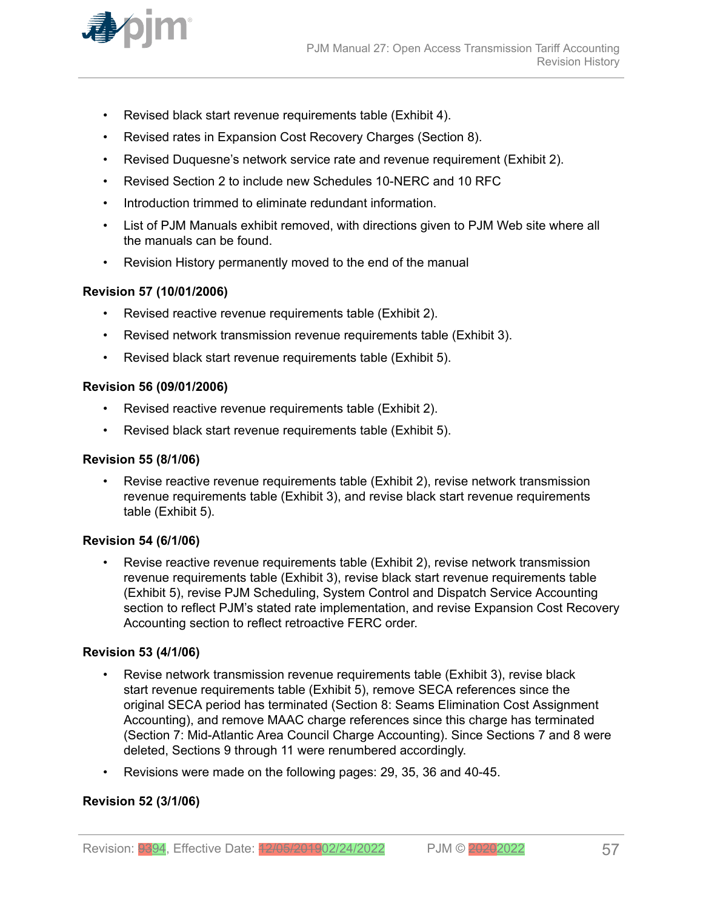- Revised black start revenue requirements table (Exhibit 4).
- Revised rates in Expansion Cost Recovery Charges (Section 8).
- Revised Duquesne's network service rate and revenue requirement (Exhibit 2).
- Revised Section 2 to include new Schedules 10-NERC and 10 RFC
- Introduction trimmed to eliminate redundant information.
- List of PJM Manuals exhibit removed, with directions given to PJM Web site where all the manuals can be found.
- Revision History permanently moved to the end of the manual

**Revision 57 (10/01/2006)**

- Revised reactive revenue requirements table (Exhibit 2).
- Revised network transmission revenue requirements table (Exhibit 3).
- Revised black start revenue requirements table (Exhibit 5).

**Revision 56 (09/01/2006)**

- Revised reactive revenue requirements table (Exhibit 2).
- Revised black start revenue requirements table (Exhibit 5).

**Revision 55 (8/1/06)**

- Revise reactive revenue requirements table (Exhibit 2), revise network transmission revenue requirements table (Exhibit 3), and revise black start revenue requirements table (Exhibit 5).

**Revision 54 (6/1/06)**

- Revise reactive revenue requirements table (Exhibit 2), revise network transmission revenue requirements table (Exhibit 3), revise black start revenue requirements table (Exhibit 5), revise PJM Scheduling, System Control and Dispatch Service Accounting section to reflect PJM's stated rate implementation, and revise Expansion Cost Recovery Accounting section to reflect retroactive FERC order.

**Revision 53 (4/1/06)**

- Revise network transmission revenue requirements table (Exhibit 3), revise black start revenue requirements table (Exhibit 5), remove SECA references since the original SECA period has terminated (Section 8: Seams Elimination Cost Assignment Accounting), and remove MAAC charge references since this charge has terminated (Section 7: Mid-Atlantic Area Council Charge Accounting). Since Sections 7 and 8 were deleted, Sections 9 through 11 were renumbered accordingly.
- Revisions were made on the following pages: 29, 35, 36 and 40-45.

**Revision 52 (3/1/06)**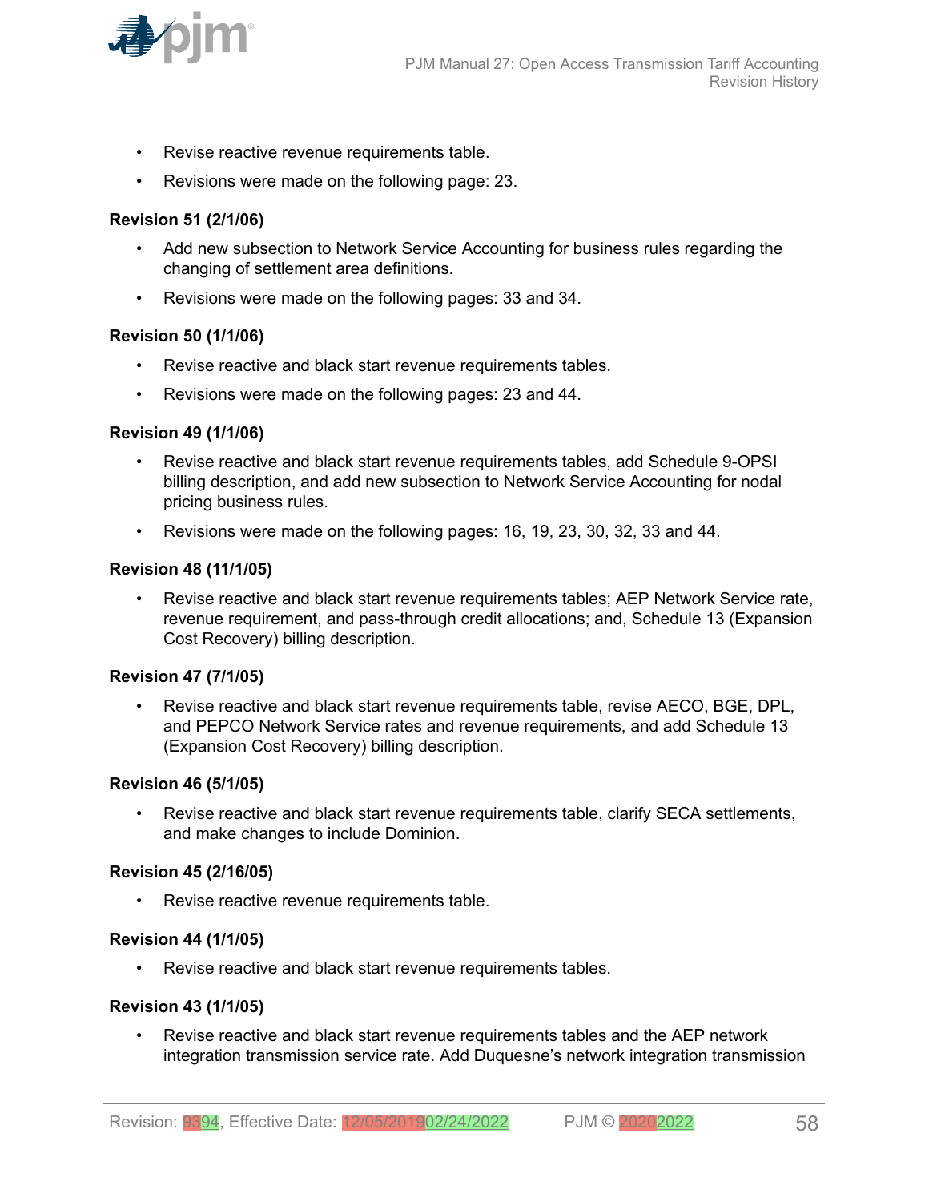- Revise reactive revenue requirements table.
- Revisions were made on the following page: 23.

**Revision 51 (2/1/06)**

- Add new subsection to Network Service Accounting for business rules regarding the changing of settlement area definitions.
- Revisions were made on the following pages: 33 and 34.

**Revision 50 (1/1/06)**

- Revise reactive and black start revenue requirements tables.
- Revisions were made on the following pages: 23 and 44.

**Revision 49 (1/1/06)**

- Revise reactive and black start revenue requirements tables, add Schedule 9-OPSI billing description, and add new subsection to Network Service Accounting for nodal pricing business rules.
- Revisions were made on the following pages: 16, 19, 23, 30, 32, 33 and 44.

**Revision 48 (11/1/05)**

- Revise reactive and black start revenue requirements tables; AEP Network Service rate, revenue requirement, and pass-through credit allocations; and, Schedule 13 (Expansion Cost Recovery) billing description.

**Revision 47 (7/1/05)**

- Revise reactive and black start revenue requirements table, revise AECO, BGE, DPL, and PEPCO Network Service rates and revenue requirements, and add Schedule 13 (Expansion Cost Recovery) billing description.

**Revision 46 (5/1/05)**

- Revise reactive and black start revenue requirements table, clarify SECA settlements, and make changes to include Dominion.

**Revision 45 (2/16/05)**

- Revise reactive revenue requirements table.

**Revision 44 (1/1/05)**

- Revise reactive and black start revenue requirements tables.

**Revision 43 (1/1/05)**

- Revise reactive and black start revenue requirements tables and the AEP network integration transmission service rate. Add Duquesne's network integration transmission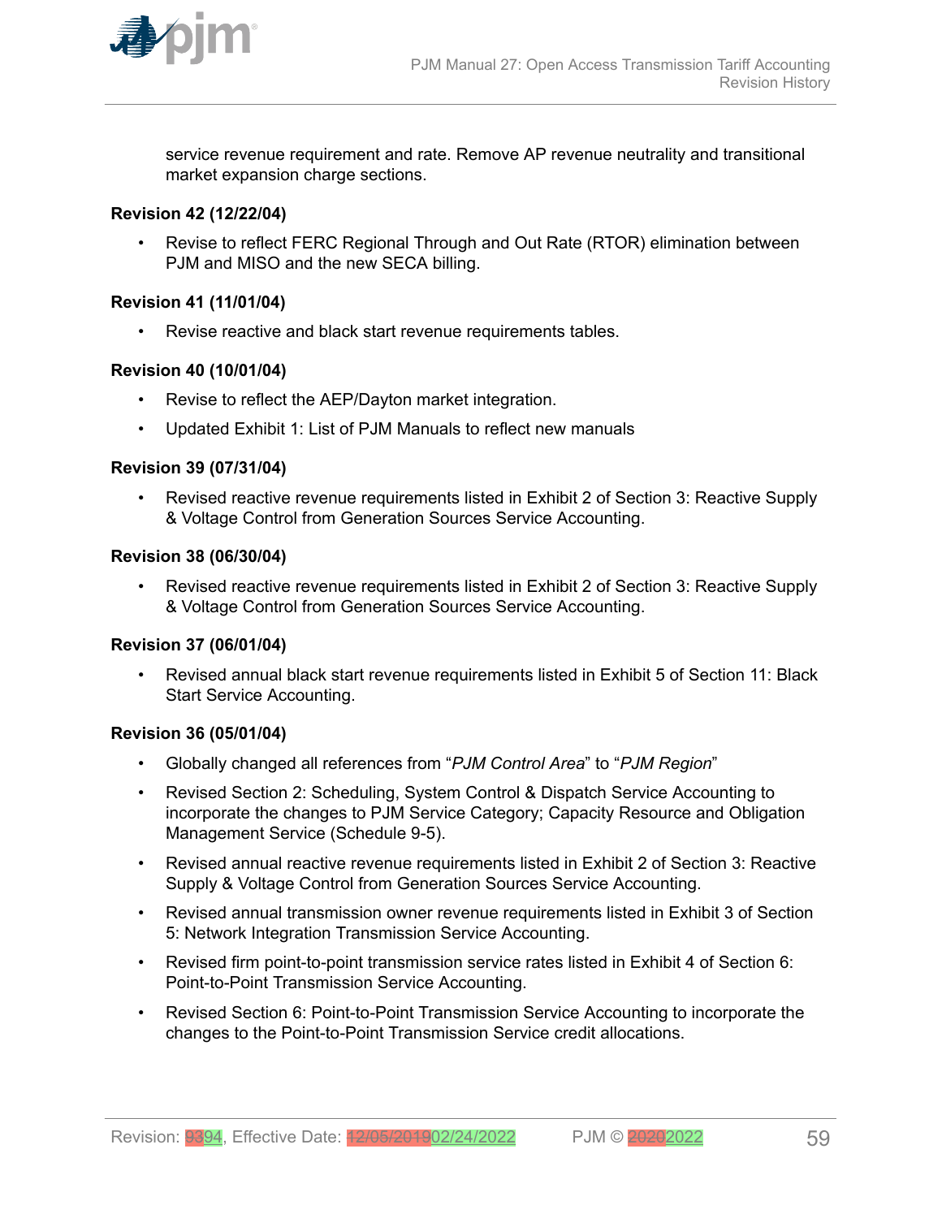service revenue requirement and rate. Remove AP revenue neutrality and transitional market expansion charge sections.

**Revision 42 (12/22/04)**

- Revise to reflect FERC Regional Through and Out Rate (RTOR) elimination between PJM and MISO and the new SECA billing.

**Revision 41 (11/01/04)**

- Revise reactive and black start revenue requirements tables.

**Revision 40 (10/01/04)**

- Revise to reflect the AEP/Dayton market integration.
- Updated Exhibit 1: List of PJM Manuals to reflect new manuals

**Revision 39 (07/31/04)**

- Revised reactive revenue requirements listed in Exhibit 2 of Section 3: Reactive Supply & Voltage Control from Generation Sources Service Accounting.

**Revision 38 (06/30/04)**

- Revised reactive revenue requirements listed in Exhibit 2 of Section 3: Reactive Supply & Voltage Control from Generation Sources Service Accounting.

**Revision 37 (06/01/04)**

- Revised annual black start revenue requirements listed in Exhibit 5 of Section 11: Black Start Service Accounting.

**Revision 36 (05/01/04)**

- Globally changed all references from "*PJM Control Area*" to "*PJM Region*"
- Revised Section 2: Scheduling, System Control & Dispatch Service Accounting to incorporate the changes to PJM Service Category; Capacity Resource and Obligation Management Service (Schedule 9-5).
- Revised annual reactive revenue requirements listed in Exhibit 2 of Section 3: Reactive Supply & Voltage Control from Generation Sources Service Accounting.
- Revised annual transmission owner revenue requirements listed in Exhibit 3 of Section 5: Network Integration Transmission Service Accounting.
- Revised firm point-to-point transmission service rates listed in Exhibit 4 of Section 6: Point-to-Point Transmission Service Accounting.
- Revised Section 6: Point-to-Point Transmission Service Accounting to incorporate the changes to the Point-to-Point Transmission Service credit allocations.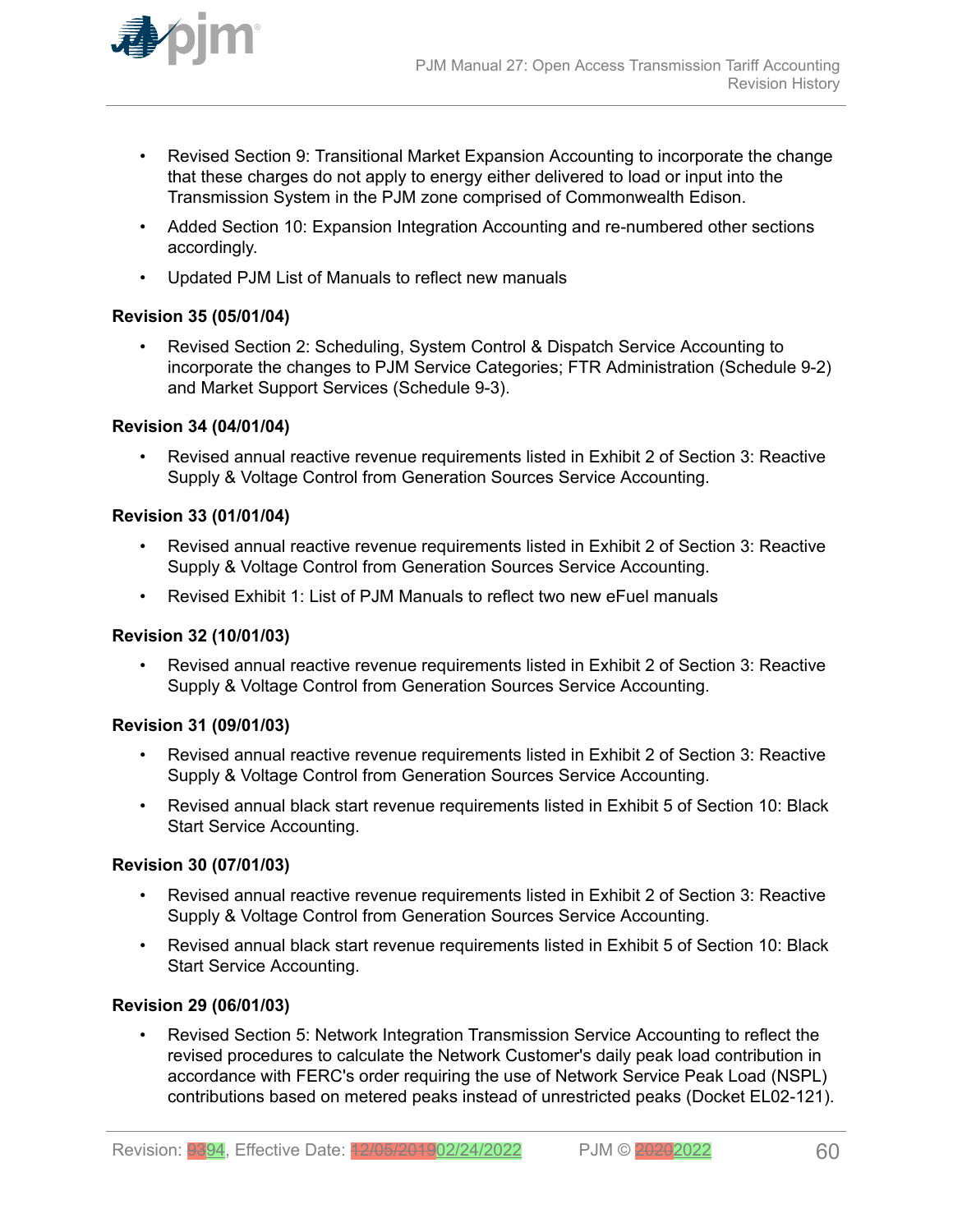- Revised Section 9: Transitional Market Expansion Accounting to incorporate the change that these charges do not apply to energy either delivered to load or input into the Transmission System in the PJM zone comprised of Commonwealth Edison.
- Added Section 10: Expansion Integration Accounting and re-numbered other sections accordingly.
- Updated PJM List of Manuals to reflect new manuals

**Revision 35 (05/01/04)**

- Revised Section 2: Scheduling, System Control & Dispatch Service Accounting to incorporate the changes to PJM Service Categories; FTR Administration (Schedule 9-2) and Market Support Services (Schedule 9-3).

**Revision 34 (04/01/04)**

- Revised annual reactive revenue requirements listed in Exhibit 2 of Section 3: Reactive Supply & Voltage Control from Generation Sources Service Accounting.

**Revision 33 (01/01/04)**

- Revised annual reactive revenue requirements listed in Exhibit 2 of Section 3: Reactive Supply & Voltage Control from Generation Sources Service Accounting.
- Revised Exhibit 1: List of PJM Manuals to reflect two new eFuel manuals

**Revision 32 (10/01/03)**

- Revised annual reactive revenue requirements listed in Exhibit 2 of Section 3: Reactive Supply & Voltage Control from Generation Sources Service Accounting.

**Revision 31 (09/01/03)**

- Revised annual reactive revenue requirements listed in Exhibit 2 of Section 3: Reactive Supply & Voltage Control from Generation Sources Service Accounting.
- Revised annual black start revenue requirements listed in Exhibit 5 of Section 10: Black Start Service Accounting.

**Revision 30 (07/01/03)**

- Revised annual reactive revenue requirements listed in Exhibit 2 of Section 3: Reactive Supply & Voltage Control from Generation Sources Service Accounting.
- Revised annual black start revenue requirements listed in Exhibit 5 of Section 10: Black Start Service Accounting.

**Revision 29 (06/01/03)**

- Revised Section 5: Network Integration Transmission Service Accounting to reflect the revised procedures to calculate the Network Customer's daily peak load contribution in accordance with FERC's order requiring the use of Network Service Peak Load (NSPL) contributions based on metered peaks instead of unrestricted peaks (Docket EL02-121).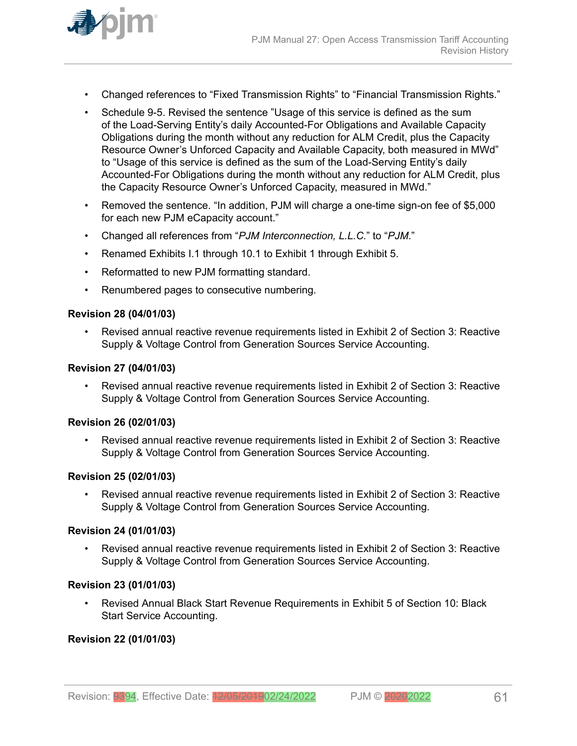- Changed references to “Fixed Transmission Rights” to “Financial Transmission Rights.”
- Schedule 9-5. Revised the sentence ”Usage of this service is defined as the sum of the Load-Serving Entity’s daily Accounted-For Obligations and Available Capacity Obligations during the month without any reduction for ALM Credit, plus the Capacity Resource Owner’s Unforced Capacity and Available Capacity, both measured in MWd” to “Usage of this service is defined as the sum of the Load-Serving Entity’s daily Accounted-For Obligations during the month without any reduction for ALM Credit, plus the Capacity Resource Owner’s Unforced Capacity, measured in MWd.”
- Removed the sentence. “In addition, PJM will charge a one-time sign-on fee of $5,000 for each new PJM eCapacity account.”
- Changed all references from “*PJM Interconnection, L.L.C.*” to “*PJM*.”
- Renamed Exhibits I.1 through 10.1 to Exhibit 1 through Exhibit 5.
- Reformatted to new PJM formatting standard.
- Renumbered pages to consecutive numbering.

**Revision 28 (04/01/03)**

- Revised annual reactive revenue requirements listed in Exhibit 2 of Section 3: Reactive Supply & Voltage Control from Generation Sources Service Accounting.

**Revision 27 (04/01/03)**

- Revised annual reactive revenue requirements listed in Exhibit 2 of Section 3: Reactive Supply & Voltage Control from Generation Sources Service Accounting.

**Revision 26 (02/01/03)**

- Revised annual reactive revenue requirements listed in Exhibit 2 of Section 3: Reactive Supply & Voltage Control from Generation Sources Service Accounting.

**Revision 25 (02/01/03)**

- Revised annual reactive revenue requirements listed in Exhibit 2 of Section 3: Reactive Supply & Voltage Control from Generation Sources Service Accounting.

**Revision 24 (01/01/03)**

- Revised annual reactive revenue requirements listed in Exhibit 2 of Section 3: Reactive Supply & Voltage Control from Generation Sources Service Accounting.

**Revision 23 (01/01/03)**

- Revised Annual Black Start Revenue Requirements in Exhibit 5 of Section 10: Black Start Service Accounting.

**Revision 22 (01/01/03)**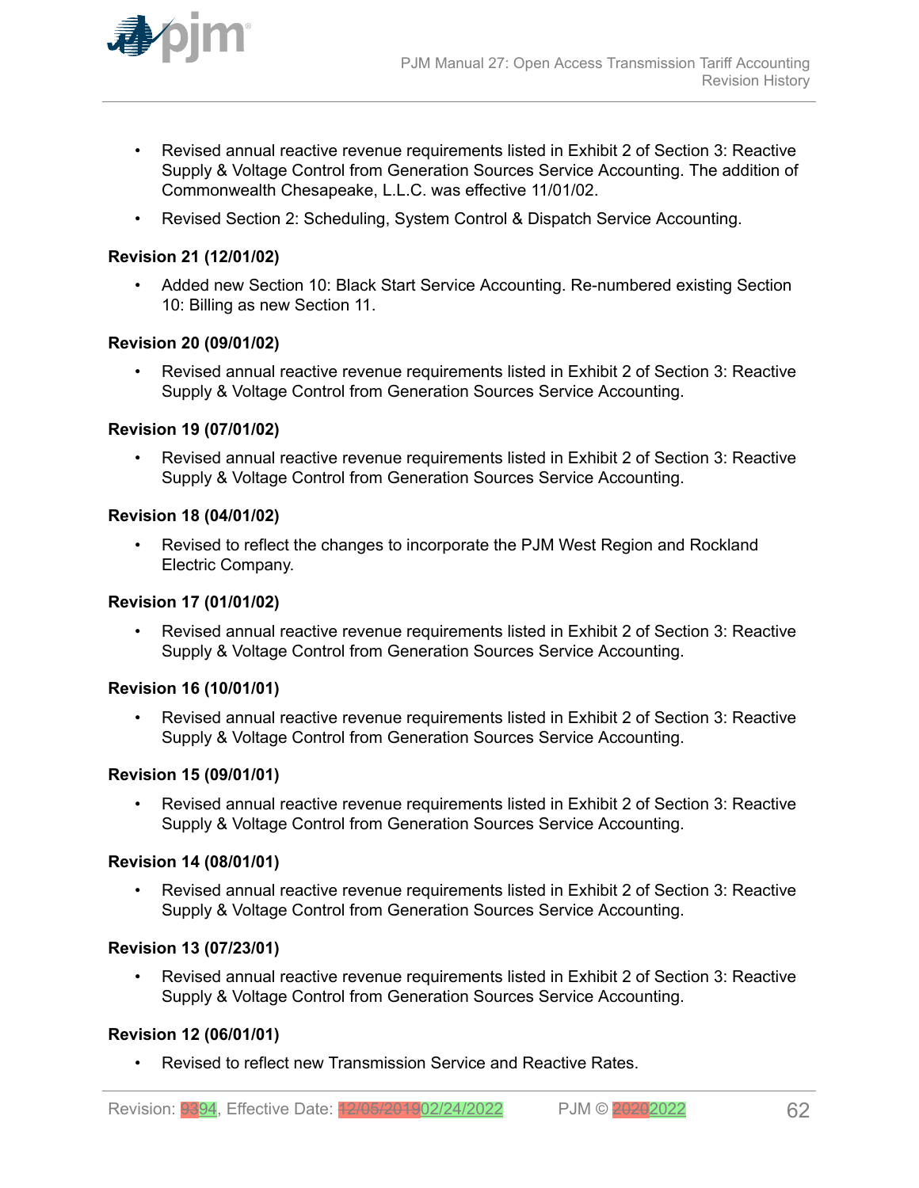- Revised annual reactive revenue requirements listed in Exhibit 2 of Section 3: Reactive Supply & Voltage Control from Generation Sources Service Accounting. The addition of Commonwealth Chesapeake, L.L.C. was effective 11/01/02.
- Revised Section 2: Scheduling, System Control & Dispatch Service Accounting.

**Revision 21 (12/01/02)**

- Added new Section 10: Black Start Service Accounting. Re-numbered existing Section 10: Billing as new Section 11.

**Revision 20 (09/01/02)**

- Revised annual reactive revenue requirements listed in Exhibit 2 of Section 3: Reactive Supply & Voltage Control from Generation Sources Service Accounting.

**Revision 19 (07/01/02)**

- Revised annual reactive revenue requirements listed in Exhibit 2 of Section 3: Reactive Supply & Voltage Control from Generation Sources Service Accounting.

**Revision 18 (04/01/02)**

- Revised to reflect the changes to incorporate the PJM West Region and Rockland Electric Company.

**Revision 17 (01/01/02)**

- Revised annual reactive revenue requirements listed in Exhibit 2 of Section 3: Reactive Supply & Voltage Control from Generation Sources Service Accounting.

**Revision 16 (10/01/01)**

- Revised annual reactive revenue requirements listed in Exhibit 2 of Section 3: Reactive Supply & Voltage Control from Generation Sources Service Accounting.

**Revision 15 (09/01/01)**

- Revised annual reactive revenue requirements listed in Exhibit 2 of Section 3: Reactive Supply & Voltage Control from Generation Sources Service Accounting.

**Revision 14 (08/01/01)**

- Revised annual reactive revenue requirements listed in Exhibit 2 of Section 3: Reactive Supply & Voltage Control from Generation Sources Service Accounting.

**Revision 13 (07/23/01)**

- Revised annual reactive revenue requirements listed in Exhibit 2 of Section 3: Reactive Supply & Voltage Control from Generation Sources Service Accounting.

**Revision 12 (06/01/01)**

- Revised to reflect new Transmission Service and Reactive Rates.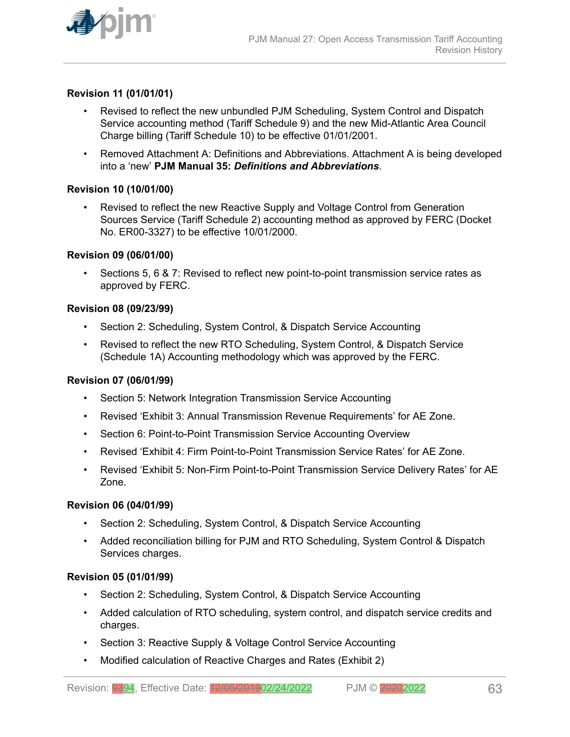**Revision 11 (01/01/01)**

- Revised to reflect the new unbundled PJM Scheduling, System Control and Dispatch Service accounting method (Tariff Schedule 9) and the new Mid-Atlantic Area Council Charge billing (Tariff Schedule 10) to be effective 01/01/2001.
- Removed Attachment A: Definitions and Abbreviations. Attachment A is being developed into a 'new' **PJM Manual 35: *Definitions and Abbreviations***.

**Revision 10 (10/01/00)**

- Revised to reflect the new Reactive Supply and Voltage Control from Generation Sources Service (Tariff Schedule 2) accounting method as approved by FERC (Docket No. ER00-3327) to be effective 10/01/2000.

**Revision 09 (06/01/00)**

- Sections 5, 6 & 7: Revised to reflect new point-to-point transmission service rates as approved by FERC.

**Revision 08 (09/23/99)**

- Section 2: Scheduling, System Control, & Dispatch Service Accounting
- Revised to reflect the new RTO Scheduling, System Control, & Dispatch Service (Schedule 1A) Accounting methodology which was approved by the FERC.

**Revision 07 (06/01/99)**

- Section 5: Network Integration Transmission Service Accounting
- Revised 'Exhibit 3: Annual Transmission Revenue Requirements' for AE Zone.
- Section 6: Point-to-Point Transmission Service Accounting Overview
- Revised 'Exhibit 4: Firm Point-to-Point Transmission Service Rates' for AE Zone.
- Revised 'Exhibit 5: Non-Firm Point-to-Point Transmission Service Delivery Rates' for AE Zone.

**Revision 06 (04/01/99)**

- Section 2: Scheduling, System Control, & Dispatch Service Accounting
- Added reconciliation billing for PJM and RTO Scheduling, System Control & Dispatch Services charges.

**Revision 05 (01/01/99)**

- Section 2: Scheduling, System Control, & Dispatch Service Accounting
- Added calculation of RTO scheduling, system control, and dispatch service credits and charges.
- Section 3: Reactive Supply & Voltage Control Service Accounting
- Modified calculation of Reactive Charges and Rates (Exhibit 2)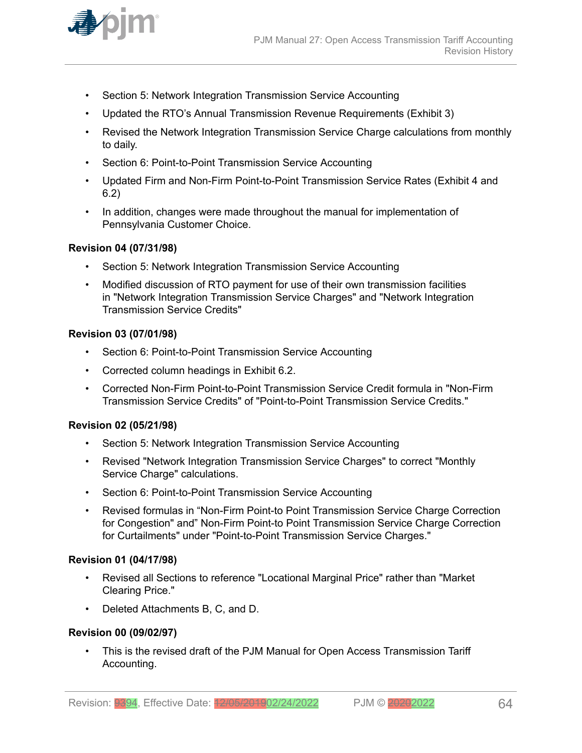- Section 5: Network Integration Transmission Service Accounting
- Updated the RTO's Annual Transmission Revenue Requirements (Exhibit 3)
- Revised the Network Integration Transmission Service Charge calculations from monthly to daily.
- Section 6: Point-to-Point Transmission Service Accounting
- Updated Firm and Non-Firm Point-to-Point Transmission Service Rates (Exhibit 4 and 6.2)
- In addition, changes were made throughout the manual for implementation of Pennsylvania Customer Choice.

**Revision 04 (07/31/98)**

- Section 5: Network Integration Transmission Service Accounting
- Modified discussion of RTO payment for use of their own transmission facilities in "Network Integration Transmission Service Charges" and "Network Integration Transmission Service Credits"

**Revision 03 (07/01/98)**

- Section 6: Point-to-Point Transmission Service Accounting
- Corrected column headings in Exhibit 6.2.
- Corrected Non-Firm Point-to-Point Transmission Service Credit formula in "Non-Firm Transmission Service Credits" of "Point-to-Point Transmission Service Credits."

**Revision 02 (05/21/98)**

- Section 5: Network Integration Transmission Service Accounting
- Revised "Network Integration Transmission Service Charges" to correct "Monthly Service Charge" calculations.
- Section 6: Point-to-Point Transmission Service Accounting
- Revised formulas in "Non-Firm Point-to Point Transmission Service Charge Correction for Congestion" and" Non-Firm Point-to Point Transmission Service Charge Correction for Curtailments" under "Point-to-Point Transmission Service Charges."

**Revision 01 (04/17/98)**

- Revised all Sections to reference "Locational Marginal Price" rather than "Market Clearing Price."
- Deleted Attachments B, C, and D.

**Revision 00 (09/02/97)**

- This is the revised draft of the PJM Manual for Open Access Transmission Tariff Accounting.